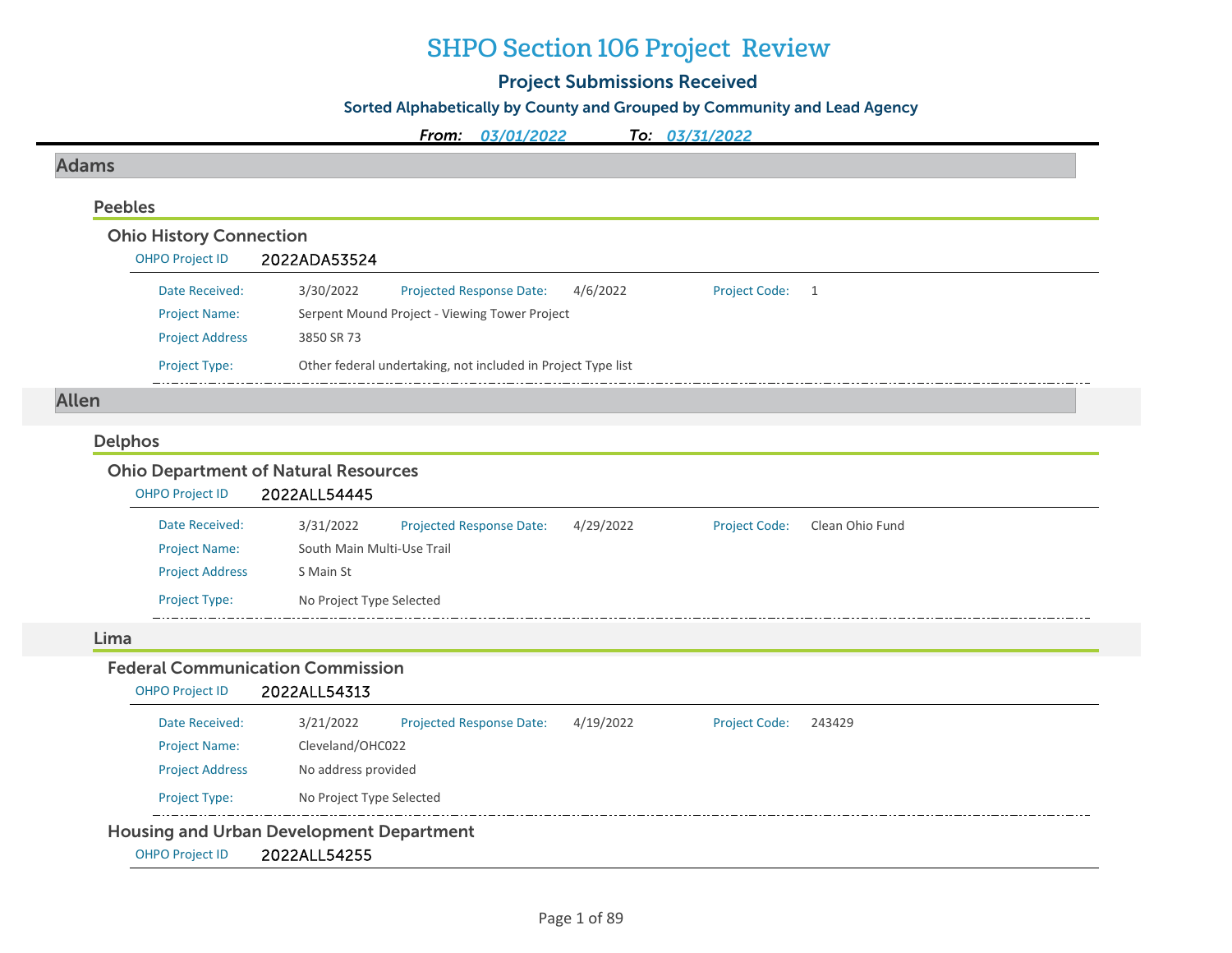# SHPO Section 106 Project Review

## Project Submissions Received

### Sorted Alphabetically by County and Grouped by Community and Lead Agency

*From: 03/01/2022 To: 03/31/2022*

## Adams

### Peebles

#### Ohio History Connection

OHPO Project ID **2022ADA53524**

Date Received: 3/30/2022 Projected Response Date: 4/6/2022 Project Code: 1

Project Name: Serpent Mound Project - Viewing Tower Project

Project Address 3850 SR 73

Project Type: Other federal undertaking, not included in Project Type list

## Allen

### Delphos

#### Ohio Department of Natural Resources

OHPO Project ID **2022ALL54445**

Date Received: 3/31/2022 Projected Response Date: 4/29/2022 Project Code: Clean Ohio Fund

Project Name: South Main Multi-Use Trail

Project Address S Main St

Project Type: No Project Type Selected

### Lima

#### Federal Communication Commission

OHPO Project ID **2022ALL54313**

Date Received: 3/21/2022 Projected Response Date: 4/19/2022 Project Code: 243429

Project Name: Cleveland/OHC022

Project Address No address provided

Project Type: No Project Type Selected

#### Housing and Urban Development Department

OHPO Project ID **2022ALL54255**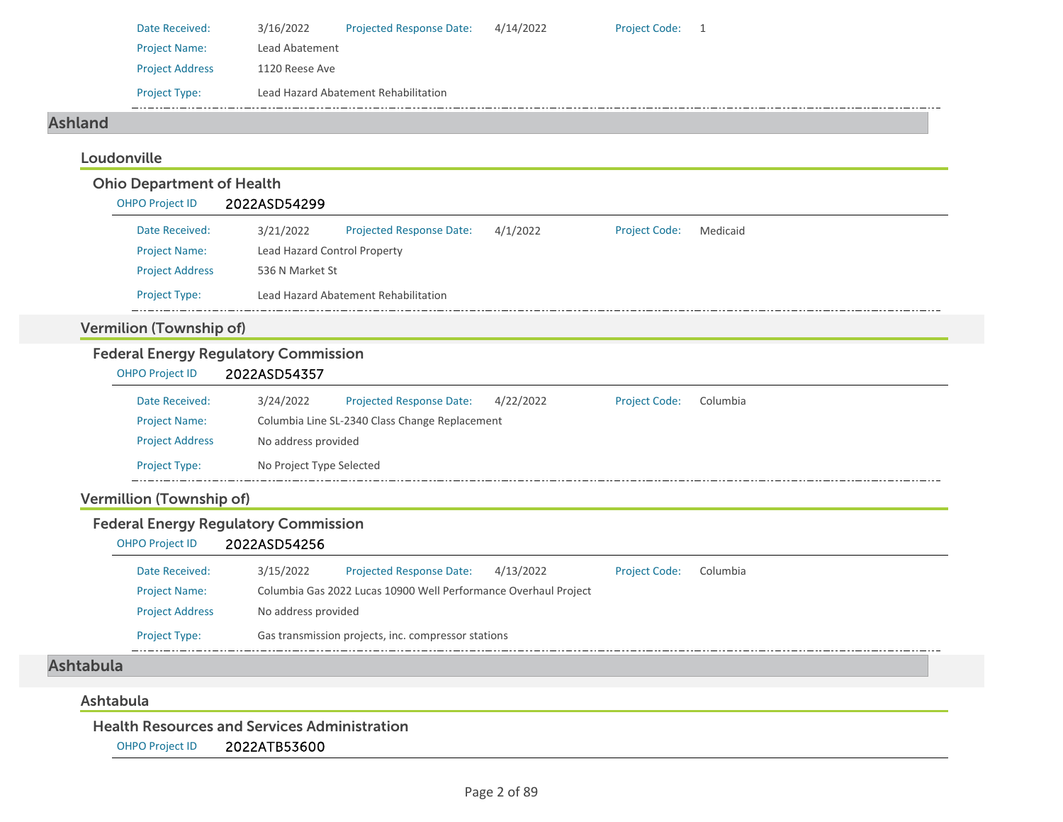Date Received: 3/16/2022 Projected Response Date: 4/14/2022 Project Code: 1

Project Name: Lead Abatement

Project Address 1120 Reese Ave

Project Type: Lead Hazard Abatement Rehabilitation

# Ashland

## Loudonville

### Ohio Department of Health

OHPO Project ID **2022ASD54299**

Date Received: 3/21/2022 Projected Response Date: 4/1/2022 Project Code: Medicaid

Project Name: Lead Hazard Control Property

Project Address 536 N Market St

Project Type: Lead Hazard Abatement Rehabilitation

## Vermilion (Township of)

### Federal Energy Regulatory Commission

OHPO Project ID **2022ASD54357**

Date Received: 3/24/2022 Projected Response Date: 4/22/2022 Project Code: Columbia

Project Name: Columbia Line SL-2340 Class Change Replacement

Project Address No address provided

Project Type: No Project Type Selected

## Vermillion (Township of)

### Federal Energy Regulatory Commission

OHPO Project ID **2022ASD54256**

Date Received: 3/15/2022 Projected Response Date: 4/13/2022 Project Code: Columbia

Project Name: Columbia Gas 2022 Lucas 10900 Well Performance Overhaul Project

Project Address No address provided

Project Type: Gas transmission projects, inc. compressor stations

# Ashtabula

## Ashtabula

### Health Resources and Services Administration

OHPO Project ID **2022ATB53600**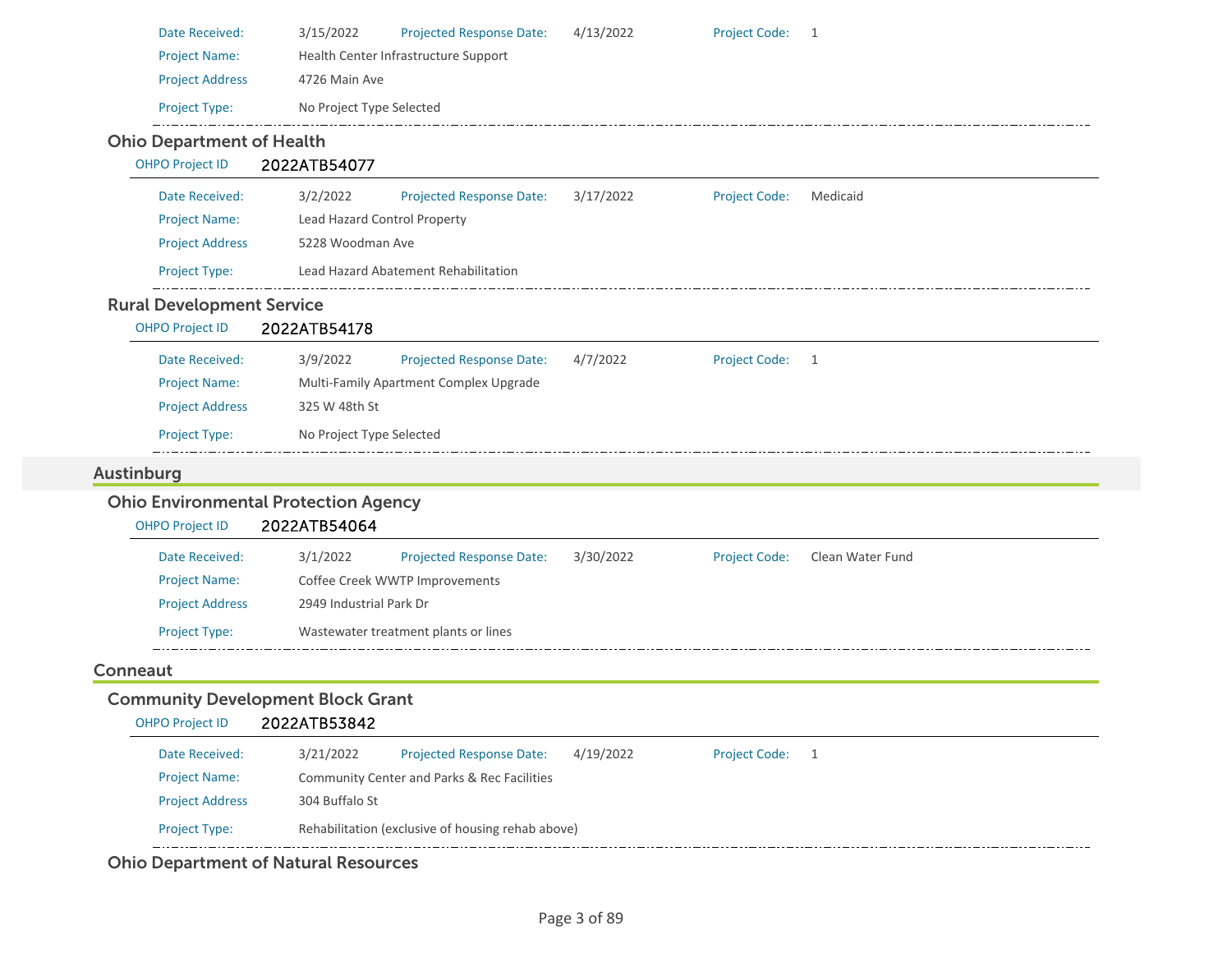Date Received: 3/15/2022 Projected Response Date: 4/13/2022 Project Code: 1

Project Name: Health Center Infrastructure Support

Project Address 4726 Main Ave

Project Type: No Project Type Selected

### Ohio Department of Health

OHPO Project ID **2022ATB54077**

Date Received: 3/2/2022 Projected Response Date: 3/17/2022 Project Code: Medicaid

Project Name: Lead Hazard Control Property

Project Address 5228 Woodman Ave

Project Type: Lead Hazard Abatement Rehabilitation

### Rural Development Service

OHPO Project ID **2022ATB54178**

Date Received: 3/9/2022 Projected Response Date: 4/7/2022 Project Code: 1

Project Name: Multi-Family Apartment Complex Upgrade

Project Address 325 W 48th St

Project Type: No Project Type Selected

## Austinburg

### Ohio Environmental Protection Agency

OHPO Project ID **2022ATB54064**

Date Received: 3/1/2022 Projected Response Date: 3/30/2022 Project Code: Clean Water Fund

Project Name: Coffee Creek WWTP Improvements

Project Address 2949 Industrial Park Dr

Project Type: Wastewater treatment plants or lines

## Conneaut

### Community Development Block Grant

OHPO Project ID **2022ATB53842**

Date Received: 3/21/2022 Projected Response Date: 4/19/2022 Project Code: 1

Project Name: Community Center and Parks & Rec Facilities

Project Address 304 Buffalo St

Project Type: Rehabilitation (exclusive of housing rehab above)

### Ohio Department of Natural Resources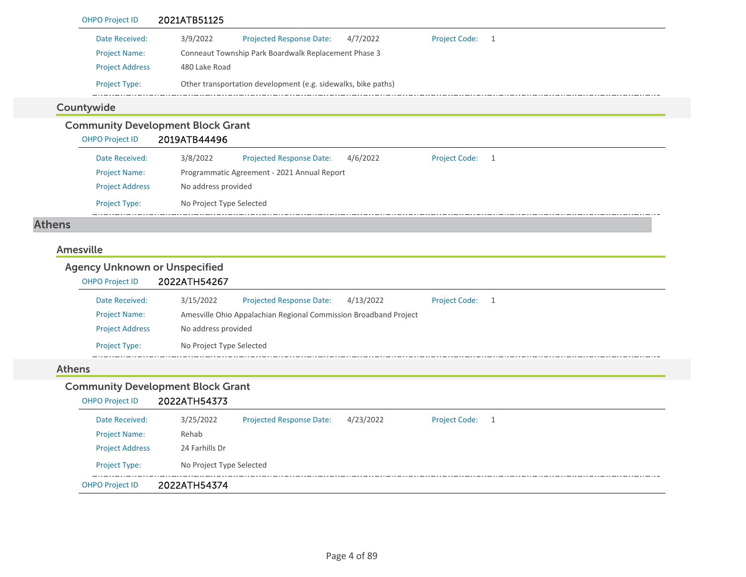OHPO Project ID 2021ATB51125

Date Received: 3/9/2022 Projected Response Date: 4/7/2022 Project Code: 1

Project Name: Conneaut Township Park Boardwalk Replacement Phase 3

Project Address 480 Lake Road

Project Type: Other transportation development (e.g. sidewalks, bike paths)

### Countywide

#### Community Development Block Grant

OHPO Project ID 2019ATB44496

Date Received: 3/8/2022 Projected Response Date: 4/6/2022 Project Code: 1

Project Name: Programmatic Agreement - 2021 Annual Report

Project Address No address provided

Project Type: No Project Type Selected

## Athens

### Amesville

#### Agency Unknown or Unspecified

OHPO Project ID 2022ATH54267

Date Received: 3/15/2022 Projected Response Date: 4/13/2022 Project Code: 1

Project Name: Amesville Ohio Appalachian Regional Commission Broadband Project

Project Address No address provided

Project Type: No Project Type Selected

### Athens

#### Community Development Block Grant

OHPO Project ID 2022ATH54373

Date Received: 3/25/2022 Projected Response Date: 4/23/2022 Project Code: 1

Project Name: Rehab

Project Address 24 Farhills Dr

Project Type: No Project Type Selected

OHPO Project ID 2022ATH54374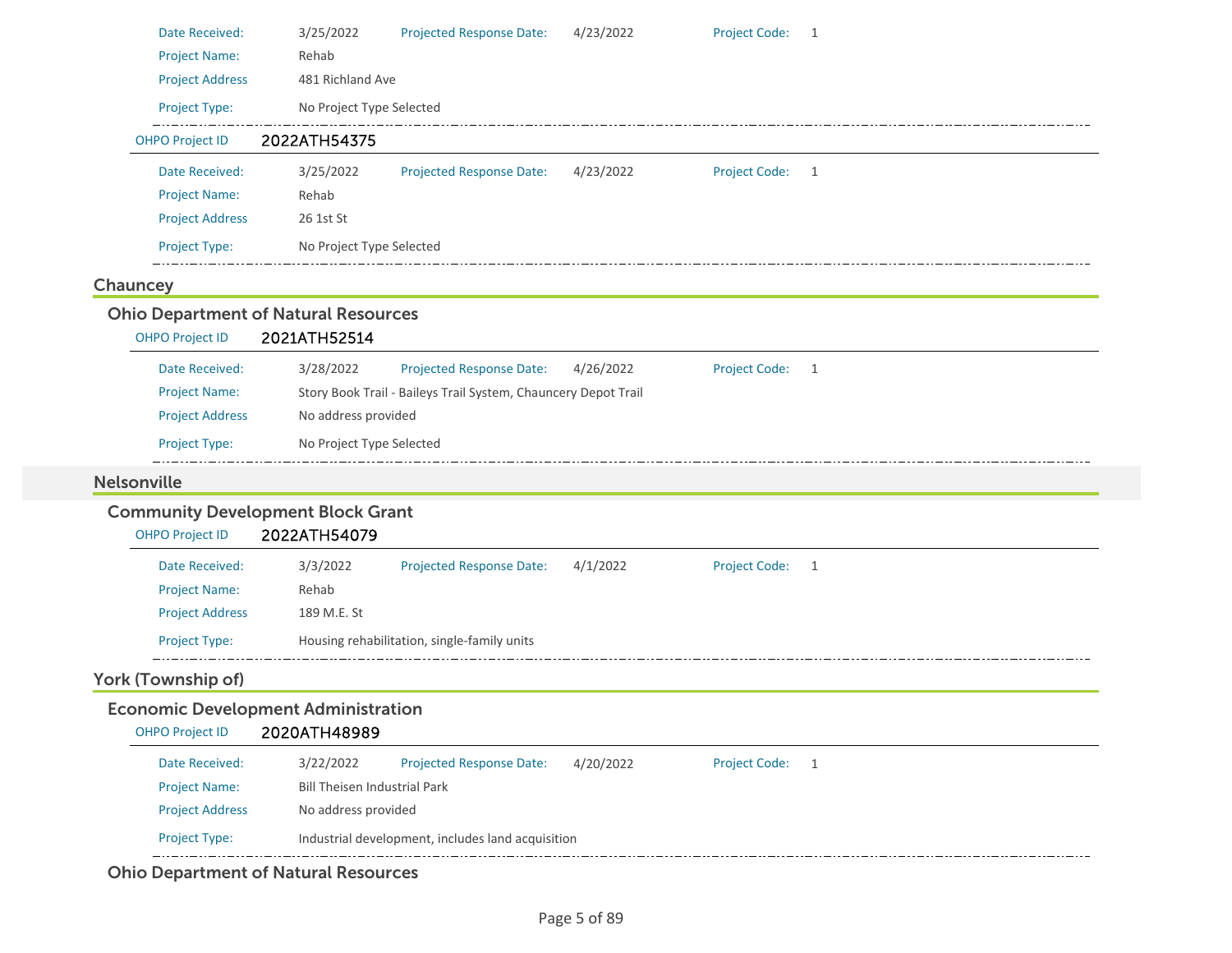Date Received: 3/25/2022 Projected Response Date: 4/23/2022 Project Code: 1

Project Name: Rehab

Project Address 481 Richland Ave

Project Type: No Project Type Selected

OHPO Project ID **2022ATH54375**

Date Received: 3/25/2022 Projected Response Date: 4/23/2022 Project Code: 1

Project Name: Rehab

Project Address 26 1st St

Project Type: No Project Type Selected

## Chauncey

### Ohio Department of Natural Resources

OHPO Project ID **2021ATH52514**

Date Received: 3/28/2022 Projected Response Date: 4/26/2022 Project Code: 1

Project Name: Story Book Trail - Baileys Trail System, Chauncery Depot Trail

Project Address No address provided

Project Type: No Project Type Selected

## Nelsonville

### Community Development Block Grant

OHPO Project ID **2022ATH54079**

Date Received: 3/3/2022 Projected Response Date: 4/1/2022 Project Code: 1

Project Name: Rehab

Project Address 189 M.E. St

Project Type: Housing rehabilitation, single-family units

## York (Township of)

### Economic Development Administration

OHPO Project ID **2020ATH48989**

Date Received: 3/22/2022 Projected Response Date: 4/20/2022 Project Code: 1

Project Name: Bill Theisen Industrial Park

Project Address No address provided

Project Type: Industrial development, includes land acquisition

### Ohio Department of Natural Resources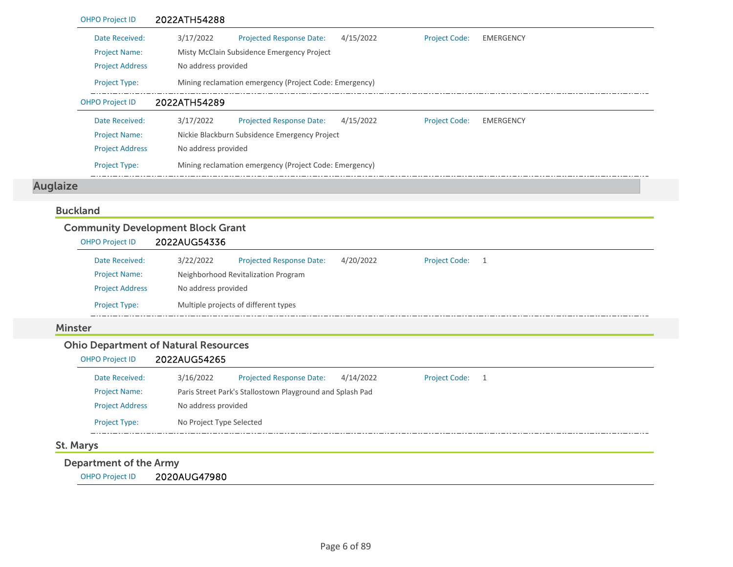OHPO Project ID 2022ATH54288

Date Received: 3/17/2022 Projected Response Date: 4/15/2022 Project Code: EMERGENCY

Project Name: Misty McClain Subsidence Emergency Project

Project Address No address provided

Project Type: Mining reclamation emergency (Project Code: Emergency)

OHPO Project ID 2022ATH54289

Date Received: 3/17/2022 Projected Response Date: 4/15/2022 Project Code: EMERGENCY

Project Name: Nickie Blackburn Subsidence Emergency Project

Project Address No address provided

Project Type: Mining reclamation emergency (Project Code: Emergency)

# Auglaize

## Buckland

### Community Development Block Grant

OHPO Project ID 2022AUG54336

Date Received: 3/22/2022 Projected Response Date: 4/20/2022 Project Code: 1

Project Name: Neighborhood Revitalization Program

Project Address No address provided

Project Type: Multiple projects of different types

## Minster

### Ohio Department of Natural Resources

OHPO Project ID 2022AUG54265

Date Received: 3/16/2022 Projected Response Date: 4/14/2022 Project Code: 1

Project Name: Paris Street Park's Stallostown Playground and Splash Pad

Project Address No address provided

Project Type: No Project Type Selected

## St. Marys

### Department of the Army

OHPO Project ID 2020AUG47980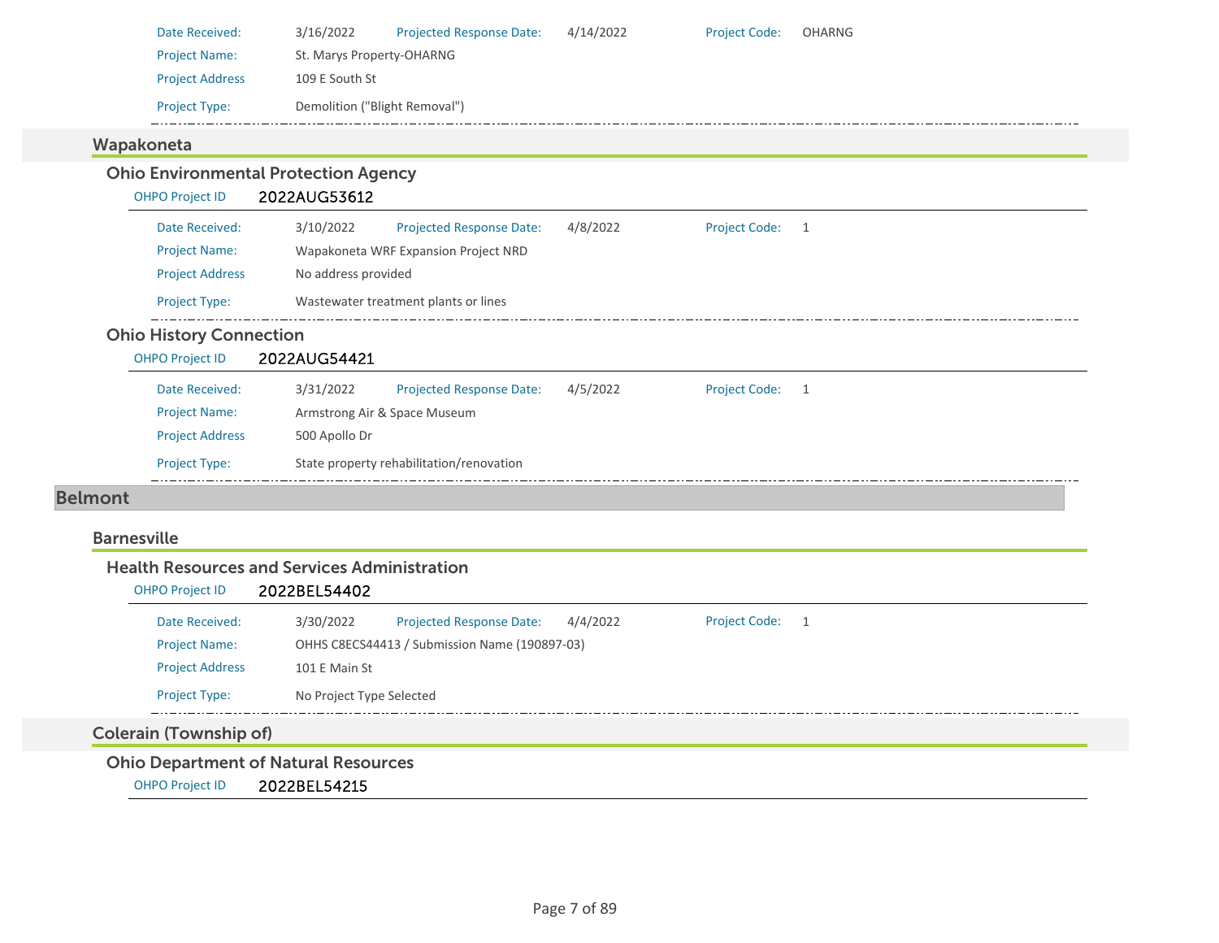Date Received: 3/16/2022 Projected Response Date: 4/14/2022 Project Code: OHARNG

Project Name: St. Marys Property-OHARNG

Project Address 109 E South St

Project Type: Demolition ("Blight Removal")

### Wapakoneta

#### Ohio Environmental Protection Agency

OHPO Project ID 2022AUG53612

Date Received: 3/10/2022 Projected Response Date: 4/8/2022 Project Code: 1

Project Name: Wapakoneta WRF Expansion Project NRD

Project Address No address provided

Project Type: Wastewater treatment plants or lines

#### Ohio History Connection

OHPO Project ID 2022AUG54421

Date Received: 3/31/2022 Projected Response Date: 4/5/2022 Project Code: 1

Project Name: Armstrong Air & Space Museum

Project Address 500 Apollo Dr

Project Type: State property rehabilitation/renovation

## Belmont

### Barnesville

#### Health Resources and Services Administration

OHPO Project ID 2022BEL54402

Date Received: 3/30/2022 Projected Response Date: 4/4/2022 Project Code: 1

Project Name: OHHS C8ECS44413 / Submission Name (190897-03)

Project Address 101 E Main St

Project Type: No Project Type Selected

### Colerain (Township of)

#### Ohio Department of Natural Resources

OHPO Project ID 2022BEL54215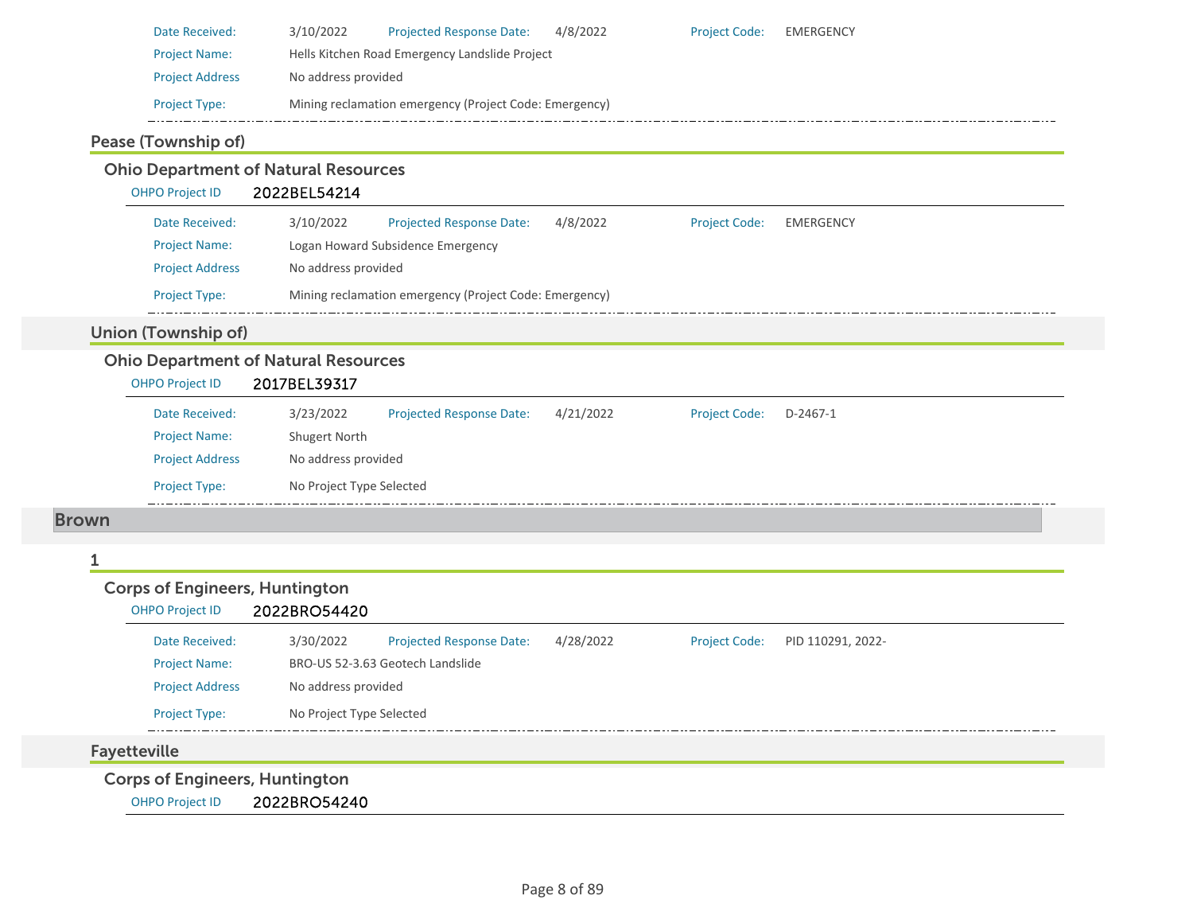| | | | | | |
|---|---|---|---|---|---|
| Date Received: | 3/10/2022 | Projected Response Date: | 4/8/2022 | Project Code: | EMERGENCY |
| Project Name: | Hells Kitchen Road Emergency Landslide Project | | | | |
| Project Address | No address provided | | | | |
| Project Type: | Mining reclamation emergency (Project Code: Emergency) | | | | |

### Pease (Township of)

#### Ohio Department of Natural Resources

OHPO Project ID 2022BEL54214

| | | | | | |
|---|---|---|---|---|---|
| Date Received: | 3/10/2022 | Projected Response Date: | 4/8/2022 | Project Code: | EMERGENCY |
| Project Name: | Logan Howard Subsidence Emergency | | | | |
| Project Address | No address provided | | | | |
| Project Type: | Mining reclamation emergency (Project Code: Emergency) | | | | |

### Union (Township of)

#### Ohio Department of Natural Resources

OHPO Project ID 2017BEL39317

| | | | | | |
|---|---|---|---|---|---|
| Date Received: | 3/23/2022 | Projected Response Date: | 4/21/2022 | Project Code: | D-2467-1 |
| Project Name: | Shugert North | | | | |
| Project Address | No address provided | | | | |
| Project Type: | No Project Type Selected | | | | |

## Brown

### 1

#### Corps of Engineers, Huntington

OHPO Project ID 2022BRO54420

| | | | | | |
|---|---|---|---|---|---|
| Date Received: | 3/30/2022 | Projected Response Date: | 4/28/2022 | Project Code: | PID 110291, 2022- |
| Project Name: | BRO-US 52-3.63 Geotech Landslide | | | | |
| Project Address | No address provided | | | | |
| Project Type: | No Project Type Selected | | | | |

### Fayetteville

#### Corps of Engineers, Huntington

OHPO Project ID 2022BRO54240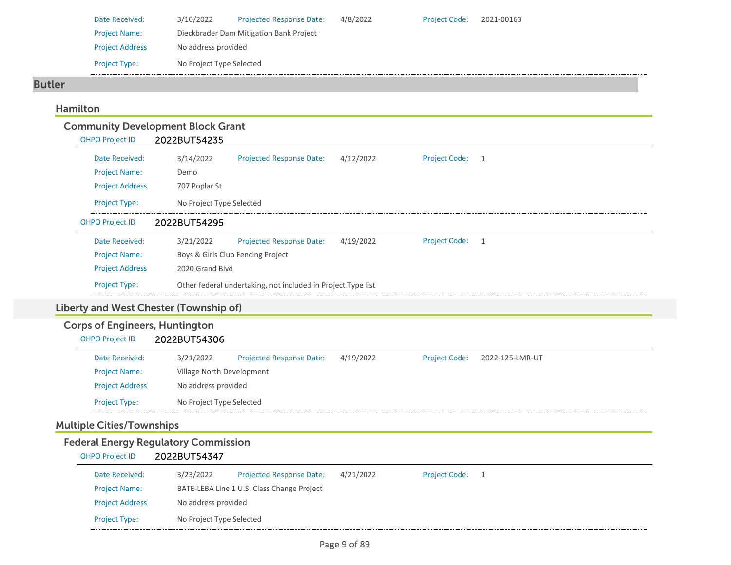Date Received: 3/10/2022 Projected Response Date: 4/8/2022 Project Code: 2021-00163

Project Name: Dieckbrader Dam Mitigation Bank Project

Project Address: No address provided

Project Type: No Project Type Selected

# Butler

## Hamilton

### Community Development Block Grant

OHPO Project ID **2022BUT54235**

Date Received: 3/14/2022 Projected Response Date: 4/12/2022 Project Code: 1

Project Name: Demo

Project Address: 707 Poplar St

Project Type: No Project Type Selected

OHPO Project ID **2022BUT54295**

Date Received: 3/21/2022 Projected Response Date: 4/19/2022 Project Code: 1

Project Name: Boys & Girls Club Fencing Project

Project Address: 2020 Grand Blvd

Project Type: Other federal undertaking, not included in Project Type list

## Liberty and West Chester (Township of)

### Corps of Engineers, Huntington

OHPO Project ID **2022BUT54306**

Date Received: 3/21/2022 Projected Response Date: 4/19/2022 Project Code: 2022-125-LMR-UT

Project Name: Village North Development

Project Address: No address provided

Project Type: No Project Type Selected

## Multiple Cities/Townships

### Federal Energy Regulatory Commission

OHPO Project ID **2022BUT54347**

Date Received: 3/23/2022 Projected Response Date: 4/21/2022 Project Code: 1

Project Name: BATE-LEBA Line 1 U.S. Class Change Project

Project Address: No address provided

Project Type: No Project Type Selected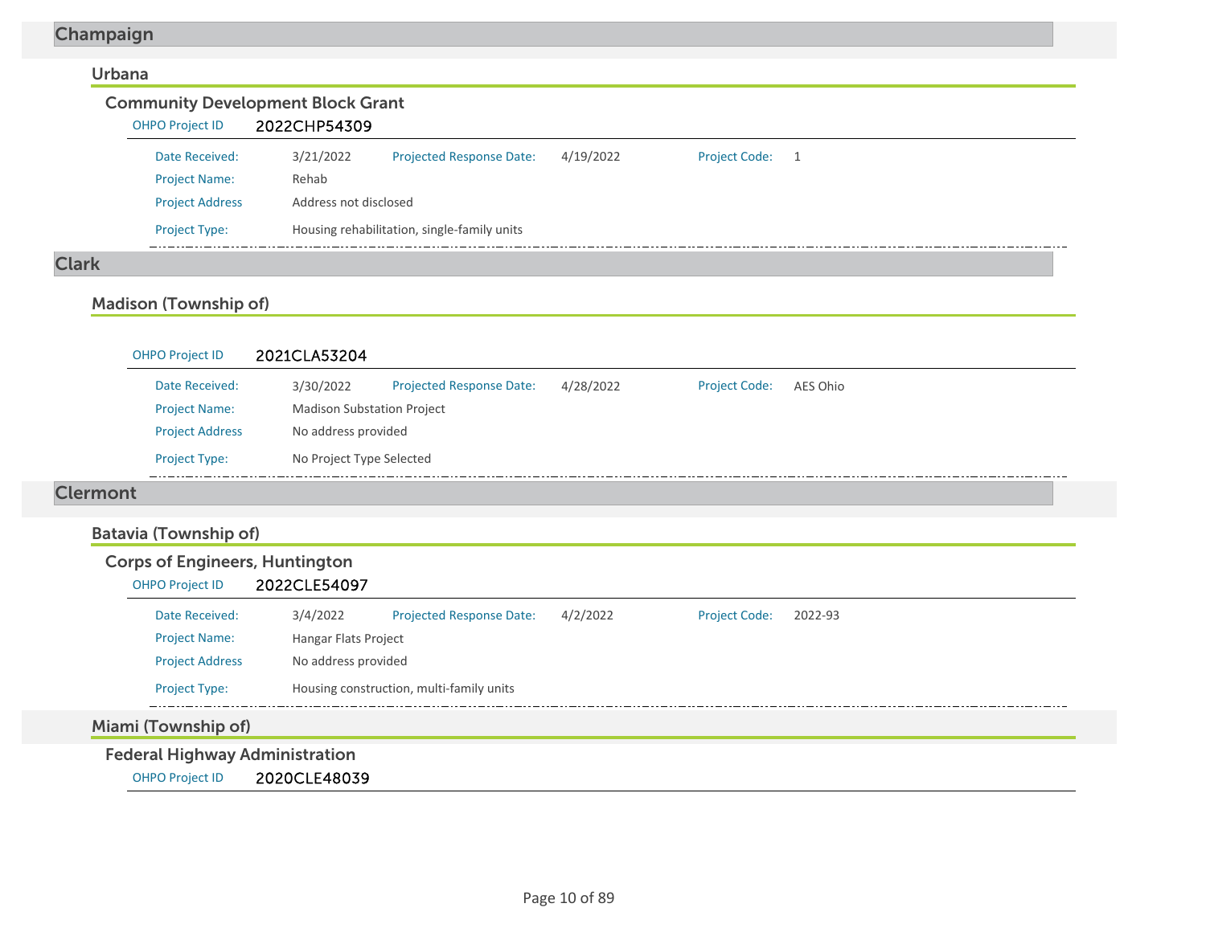# Champaign

## Urbana

### Community Development Block Grant

OHPO Project ID 2022CHP54309

| | | | | | |
|---|---|---|---|---|---|
| Date Received: | 3/21/2022 | Projected Response Date: | 4/19/2022 | Project Code: | 1 |
| Project Name: | Rehab | | | | |
| Project Address | Address not disclosed | | | | |
| Project Type: | Housing rehabilitation, single-family units | | | | |

# Clark

## Madison (Township of)

OHPO Project ID 2021CLA53204

| | | | | | |
|---|---|---|---|---|---|
| Date Received: | 3/30/2022 | Projected Response Date: | 4/28/2022 | Project Code: | AES Ohio |
| Project Name: | Madison Substation Project | | | | |
| Project Address | No address provided | | | | |
| Project Type: | No Project Type Selected | | | | |

# Clermont

## Batavia (Township of)

### Corps of Engineers, Huntington

OHPO Project ID 2022CLE54097

| | | | | | |
|---|---|---|---|---|---|
| Date Received: | 3/4/2022 | Projected Response Date: | 4/2/2022 | Project Code: | 2022-93 |
| Project Name: | Hangar Flats Project | | | | |
| Project Address | No address provided | | | | |
| Project Type: | Housing construction, multi-family units | | | | |

## Miami (Township of)

### Federal Highway Administration

OHPO Project ID 2020CLE48039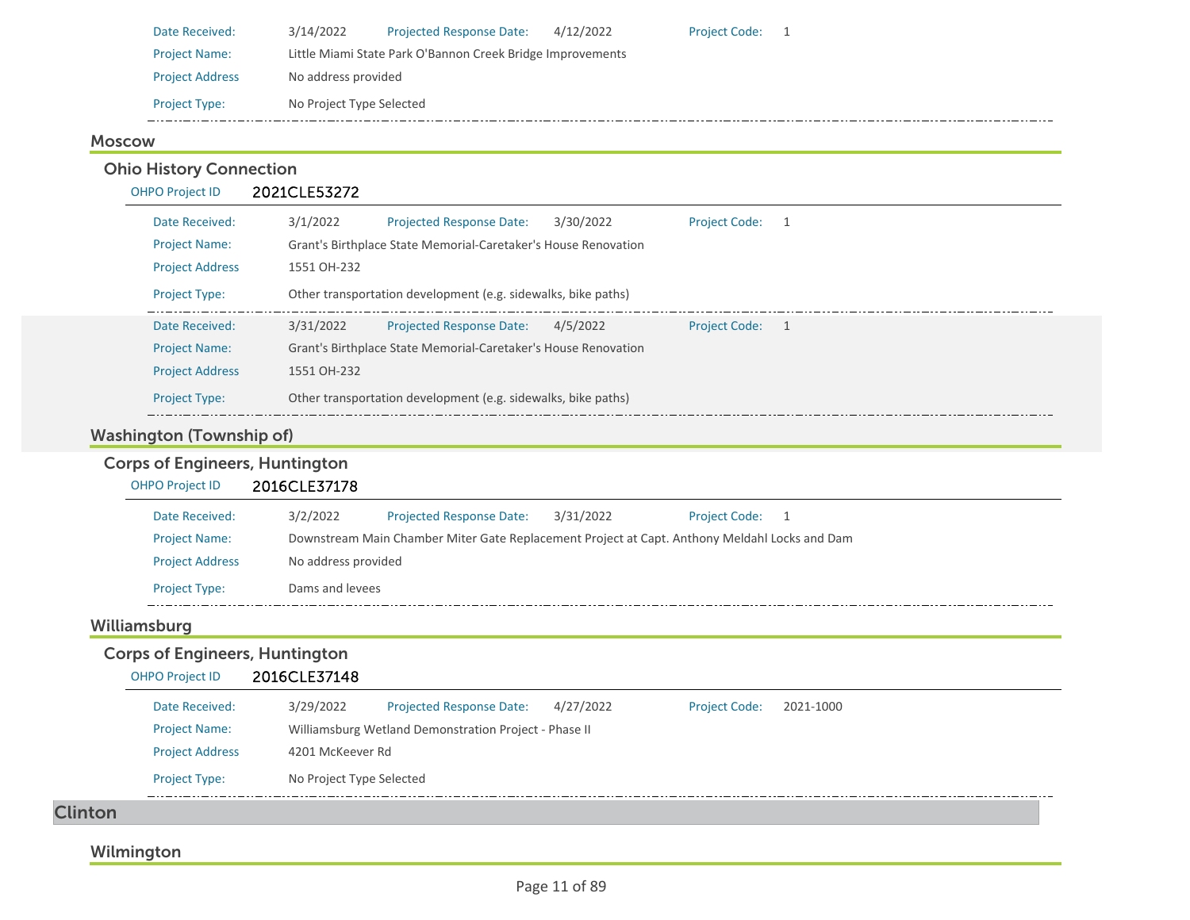Date Received: 3/14/2022  Projected Response Date: 4/12/2022  Project Code: 1

Project Name: Little Miami State Park O'Bannon Creek Bridge Improvements

Project Address: No address provided

Project Type: No Project Type Selected

## Moscow

### Ohio History Connection

OHPO Project ID **2021CLE53272**

Date Received: 3/1/2022  Projected Response Date: 3/30/2022  Project Code: 1

Project Name: Grant's Birthplace State Memorial-Caretaker's House Renovation

Project Address: 1551 OH-232

Project Type: Other transportation development (e.g. sidewalks, bike paths)

Date Received: 3/31/2022  Projected Response Date: 4/5/2022  Project Code: 1

Project Name: Grant's Birthplace State Memorial-Caretaker's House Renovation

Project Address: 1551 OH-232

Project Type: Other transportation development (e.g. sidewalks, bike paths)

## Washington (Township of)

### Corps of Engineers, Huntington

OHPO Project ID **2016CLE37178**

Date Received: 3/2/2022  Projected Response Date: 3/31/2022  Project Code: 1

Project Name: Downstream Main Chamber Miter Gate Replacement Project at Capt. Anthony Meldahl Locks and Dam

Project Address: No address provided

Project Type: Dams and levees

## Williamsburg

### Corps of Engineers, Huntington

OHPO Project ID **2016CLE37148**

Date Received: 3/29/2022  Projected Response Date: 4/27/2022  Project Code: 2021-1000

Project Name: Williamsburg Wetland Demonstration Project - Phase II

Project Address: 4201 McKeever Rd

Project Type: No Project Type Selected

# Clinton

## Wilmington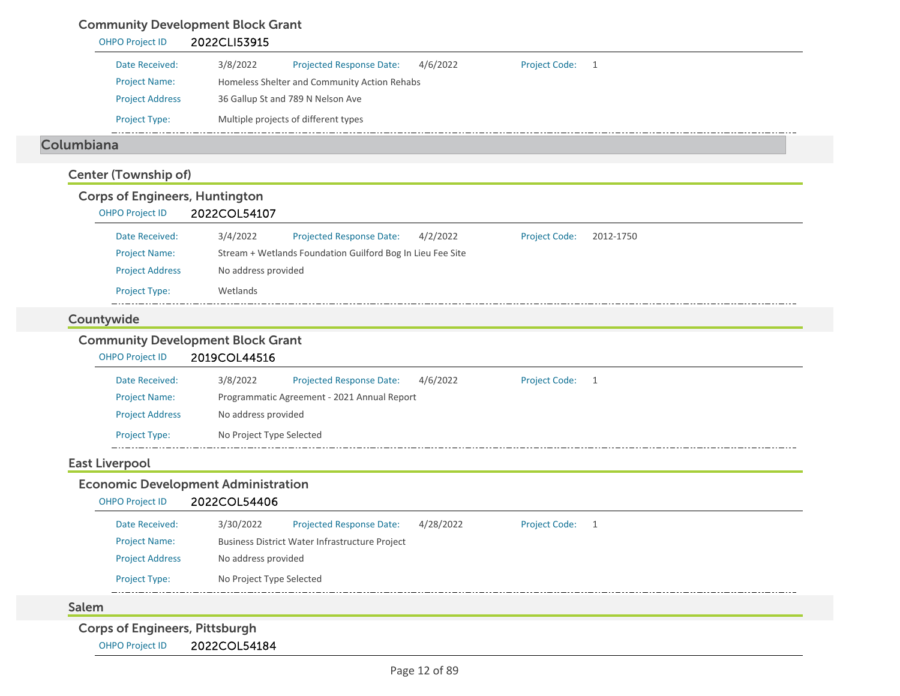### Community Development Block Grant

OHPO Project ID 2022CLI53915

| | | | | | |
|---|---|---|---|---|---|
| Date Received: | 3/8/2022 | Projected Response Date: | 4/6/2022 | Project Code: | 1 |
| Project Name: | Homeless Shelter and Community Action Rehabs | | | | |
| Project Address | 36 Gallup St and 789 N Nelson Ave | | | | |
| Project Type: | Multiple projects of different types | | | | |

# Columbiana

## Center (Township of)

### Corps of Engineers, Huntington

OHPO Project ID 2022COL54107

| | | | | | |
|---|---|---|---|---|---|
| Date Received: | 3/4/2022 | Projected Response Date: | 4/2/2022 | Project Code: | 2012-1750 |
| Project Name: | Stream + Wetlands Foundation Guilford Bog In Lieu Fee Site | | | | |
| Project Address | No address provided | | | | |
| Project Type: | Wetlands | | | | |

## Countywide

### Community Development Block Grant

OHPO Project ID 2019COL44516

| | | | | | |
|---|---|---|---|---|---|
| Date Received: | 3/8/2022 | Projected Response Date: | 4/6/2022 | Project Code: | 1 |
| Project Name: | Programmatic Agreement - 2021 Annual Report | | | | |
| Project Address | No address provided | | | | |
| Project Type: | No Project Type Selected | | | | |

## East Liverpool

### Economic Development Administration

OHPO Project ID 2022COL54406

| | | | | | |
|---|---|---|---|---|---|
| Date Received: | 3/30/2022 | Projected Response Date: | 4/28/2022 | Project Code: | 1 |
| Project Name: | Business District Water Infrastructure Project | | | | |
| Project Address | No address provided | | | | |
| Project Type: | No Project Type Selected | | | | |

## Salem

### Corps of Engineers, Pittsburgh

OHPO Project ID 2022COL54184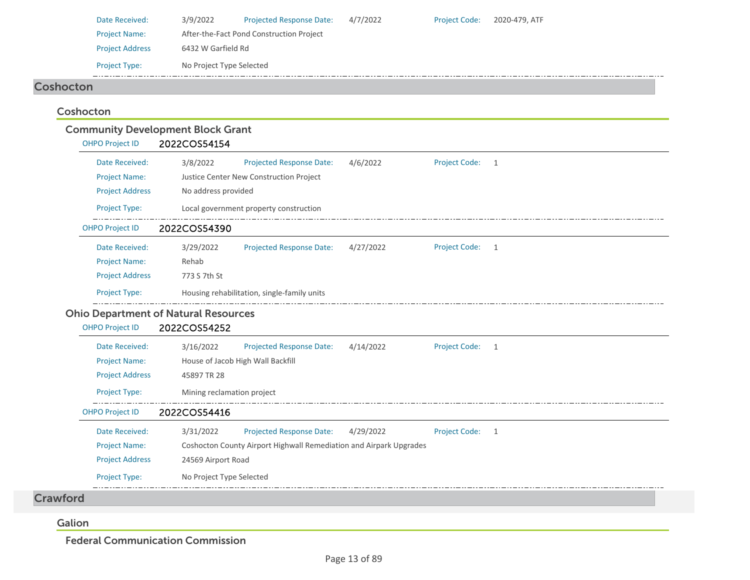Date Received: 3/9/2022 Projected Response Date: 4/7/2022 Project Code: 2020-479, ATF

Project Name: After-the-Fact Pond Construction Project

Project Address 6432 W Garfield Rd

Project Type: No Project Type Selected

# Coshocton

## Coshocton

### Community Development Block Grant

**OHPO Project ID** 2022COS54154

Date Received: 3/8/2022 Projected Response Date: 4/6/2022 Project Code: 1

Project Name: Justice Center New Construction Project

Project Address No address provided

Project Type: Local government property construction

**OHPO Project ID** 2022COS54390

Date Received: 3/29/2022 Projected Response Date: 4/27/2022 Project Code: 1

Project Name: Rehab

Project Address 773 S 7th St

Project Type: Housing rehabilitation, single-family units

### Ohio Department of Natural Resources

**OHPO Project ID** 2022COS54252

Date Received: 3/16/2022 Projected Response Date: 4/14/2022 Project Code: 1

Project Name: House of Jacob High Wall Backfill

Project Address 45897 TR 28

Project Type: Mining reclamation project

**OHPO Project ID** 2022COS54416

Date Received: 3/31/2022 Projected Response Date: 4/29/2022 Project Code: 1

Project Name: Coshocton County Airport Highwall Remediation and Airpark Upgrades

Project Address 24569 Airport Road

Project Type: No Project Type Selected

# Crawford

## Galion

### Federal Communication Commission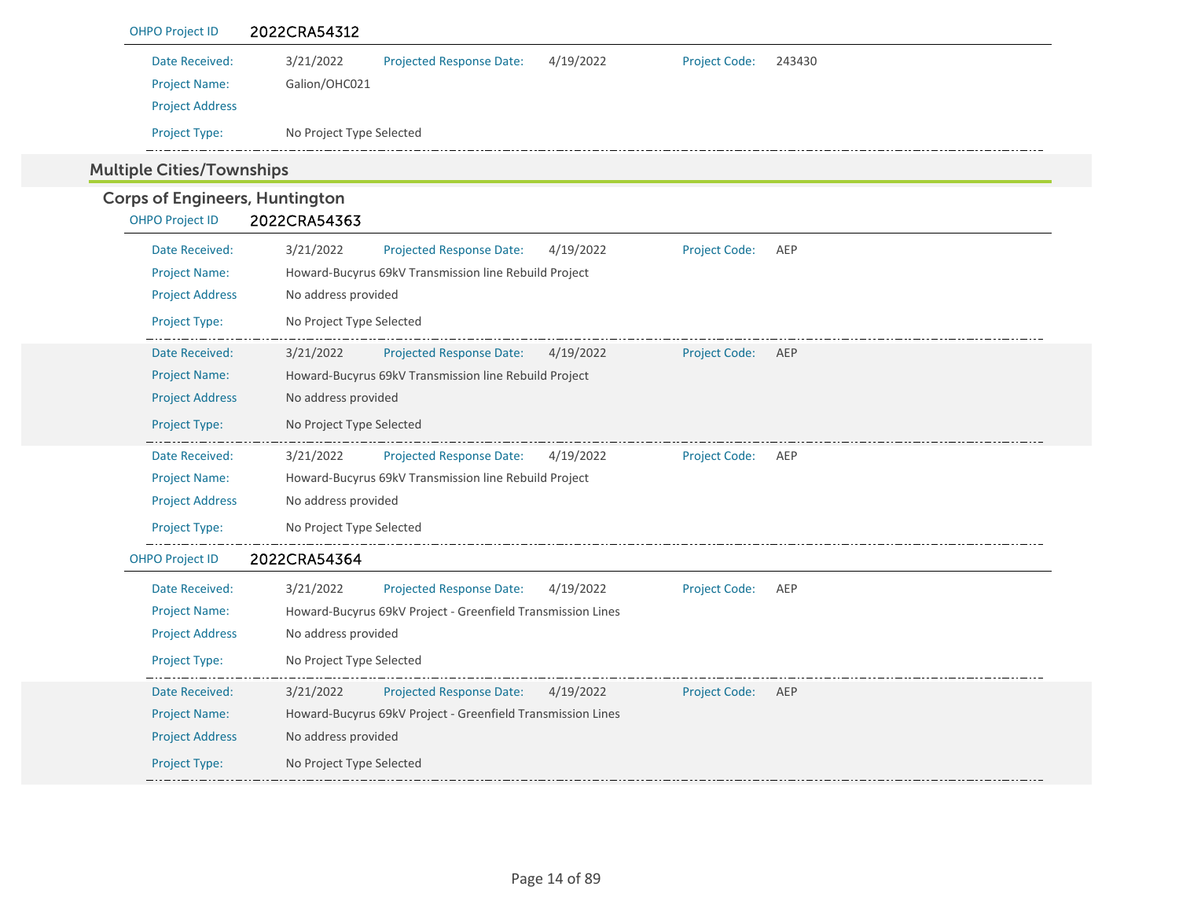**OHPO Project ID** 2022CRA54312

| | | | | | |
|---|---|---|---|---|---|
| Date Received: | 3/21/2022 | Projected Response Date: | 4/19/2022 | Project Code: | 243430 |
| Project Name: | Galion/OHC021 | | | | |
| Project Address | | | | | |
| Project Type: | No Project Type Selected | | | | |

## Multiple Cities/Townships

### Corps of Engineers, Huntington

**OHPO Project ID** 2022CRA54363

| | | | | | |
|---|---|---|---|---|---|
| Date Received: | 3/21/2022 | Projected Response Date: | 4/19/2022 | Project Code: | AEP |
| Project Name: | Howard-Bucyrus 69kV Transmission line Rebuild Project | | | | |
| Project Address | No address provided | | | | |
| Project Type: | No Project Type Selected | | | | |

| | | | | | |
|---|---|---|---|---|---|
| Date Received: | 3/21/2022 | Projected Response Date: | 4/19/2022 | Project Code: | AEP |
| Project Name: | Howard-Bucyrus 69kV Transmission line Rebuild Project | | | | |
| Project Address | No address provided | | | | |
| Project Type: | No Project Type Selected | | | | |

| | | | | | |
|---|---|---|---|---|---|
| Date Received: | 3/21/2022 | Projected Response Date: | 4/19/2022 | Project Code: | AEP |
| Project Name: | Howard-Bucyrus 69kV Transmission line Rebuild Project | | | | |
| Project Address | No address provided | | | | |
| Project Type: | No Project Type Selected | | | | |

**OHPO Project ID** 2022CRA54364

| | | | | | |
|---|---|---|---|---|---|
| Date Received: | 3/21/2022 | Projected Response Date: | 4/19/2022 | Project Code: | AEP |
| Project Name: | Howard-Bucyrus 69kV Project - Greenfield Transmission Lines | | | | |
| Project Address | No address provided | | | | |
| Project Type: | No Project Type Selected | | | | |

| | | | | | |
|---|---|---|---|---|---|
| Date Received: | 3/21/2022 | Projected Response Date: | 4/19/2022 | Project Code: | AEP |
| Project Name: | Howard-Bucyrus 69kV Project - Greenfield Transmission Lines | | | | |
| Project Address | No address provided | | | | |
| Project Type: | No Project Type Selected | | | | |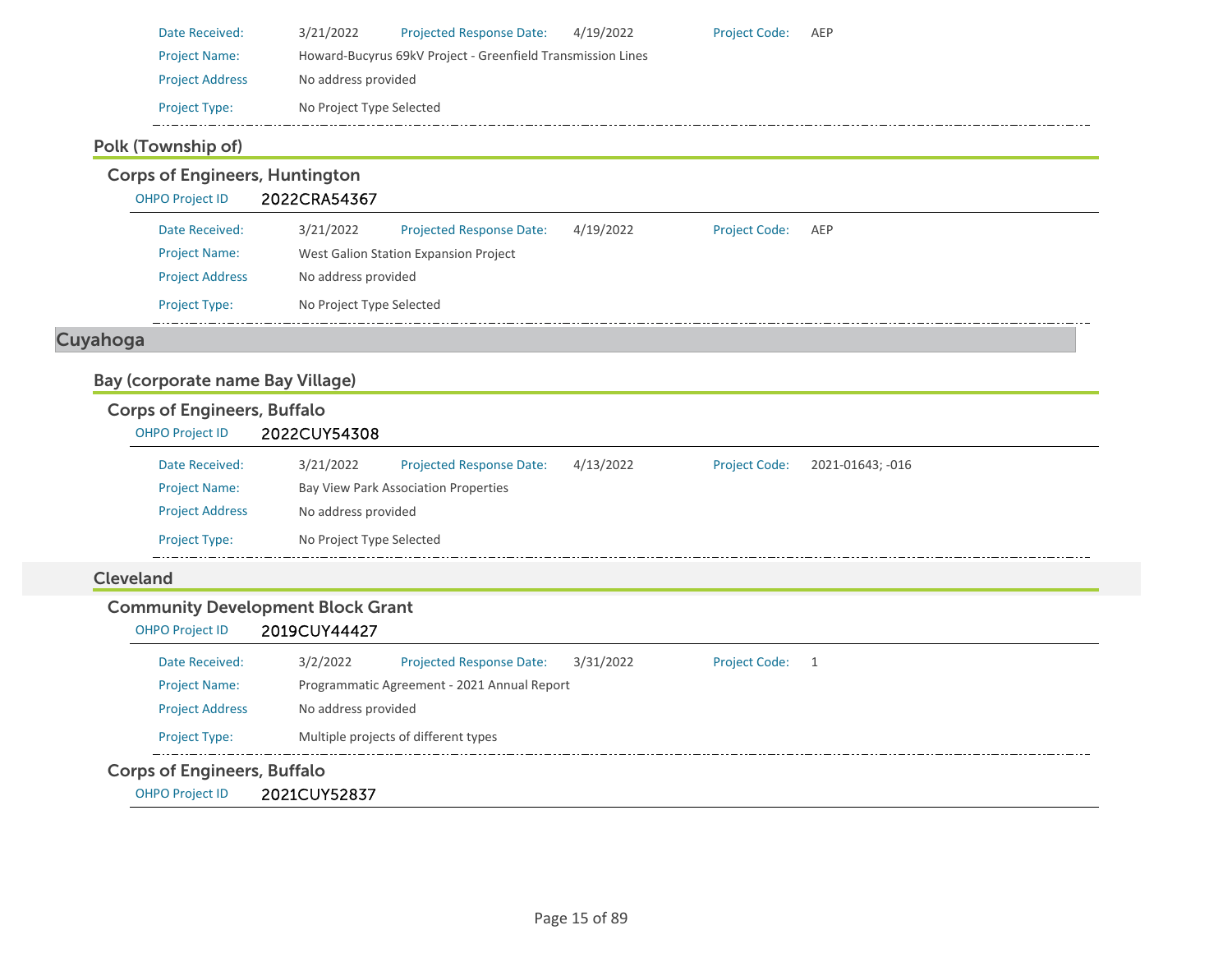Date Received: 3/21/2022 Projected Response Date: 4/19/2022 Project Code: AEP

Project Name: Howard-Bucyrus 69kV Project - Greenfield Transmission Lines

Project Address: No address provided

Project Type: No Project Type Selected

### Polk (Township of)

#### Corps of Engineers, Huntington

OHPO Project ID: 2022CRA54367

Date Received: 3/21/2022 Projected Response Date: 4/19/2022 Project Code: AEP

Project Name: West Galion Station Expansion Project

Project Address: No address provided

Project Type: No Project Type Selected

## Cuyahoga

### Bay (corporate name Bay Village)

#### Corps of Engineers, Buffalo

OHPO Project ID: 2022CUY54308

Date Received: 3/21/2022 Projected Response Date: 4/13/2022 Project Code: 2021-01643; -016

Project Name: Bay View Park Association Properties

Project Address: No address provided

Project Type: No Project Type Selected

### Cleveland

#### Community Development Block Grant

OHPO Project ID: 2019CUY44427

Date Received: 3/2/2022 Projected Response Date: 3/31/2022 Project Code: 1

Project Name: Programmatic Agreement - 2021 Annual Report

Project Address: No address provided

Project Type: Multiple projects of different types

#### Corps of Engineers, Buffalo

OHPO Project ID: 2021CUY52837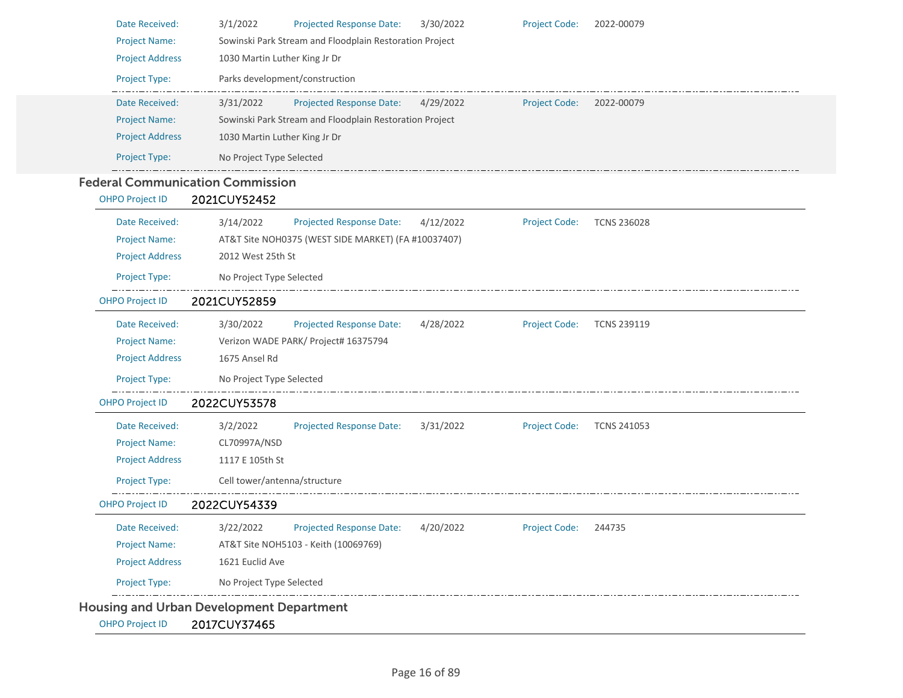| | | | | | |
|---|---|---|---|---|---|
| Date Received: | 3/1/2022 | Projected Response Date: | 3/30/2022 | Project Code: | 2022-00079 |
| Project Name: | Sowinski Park Stream and Floodplain Restoration Project | | | | |
| Project Address | 1030 Martin Luther King Jr Dr | | | | |
| Project Type: | Parks development/construction | | | | |

| | | | | | |
|---|---|---|---|---|---|
| Date Received: | 3/31/2022 | Projected Response Date: | 4/29/2022 | Project Code: | 2022-00079 |
| Project Name: | Sowinski Park Stream and Floodplain Restoration Project | | | | |
| Project Address | 1030 Martin Luther King Jr Dr | | | | |
| Project Type: | No Project Type Selected | | | | |

## Federal Communication Commission

**OHPO Project ID** 2021CUY52452

| | | | | | |
|---|---|---|---|---|---|
| Date Received: | 3/14/2022 | Projected Response Date: | 4/12/2022 | Project Code: | TCNS 236028 |
| Project Name: | AT&T Site NOH0375 (WEST SIDE MARKET) (FA #10037407) | | | | |
| Project Address | 2012 West 25th St | | | | |
| Project Type: | No Project Type Selected | | | | |

**OHPO Project ID** 2021CUY52859

| | | | | | |
|---|---|---|---|---|---|
| Date Received: | 3/30/2022 | Projected Response Date: | 4/28/2022 | Project Code: | TCNS 239119 |
| Project Name: | Verizon WADE PARK/ Project# 16375794 | | | | |
| Project Address | 1675 Ansel Rd | | | | |
| Project Type: | No Project Type Selected | | | | |

**OHPO Project ID** 2022CUY53578

| | | | | | |
|---|---|---|---|---|---|
| Date Received: | 3/2/2022 | Projected Response Date: | 3/31/2022 | Project Code: | TCNS 241053 |
| Project Name: | CL70997A/NSD | | | | |
| Project Address | 1117 E 105th St | | | | |
| Project Type: | Cell tower/antenna/structure | | | | |

**OHPO Project ID** 2022CUY54339

| | | | | | |
|---|---|---|---|---|---|
| Date Received: | 3/22/2022 | Projected Response Date: | 4/20/2022 | Project Code: | 244735 |
| Project Name: | AT&T Site NOH5103 - Keith (10069769) | | | | |
| Project Address | 1621 Euclid Ave | | | | |
| Project Type: | No Project Type Selected | | | | |

## Housing and Urban Development Department

**OHPO Project ID** 2017CUY37465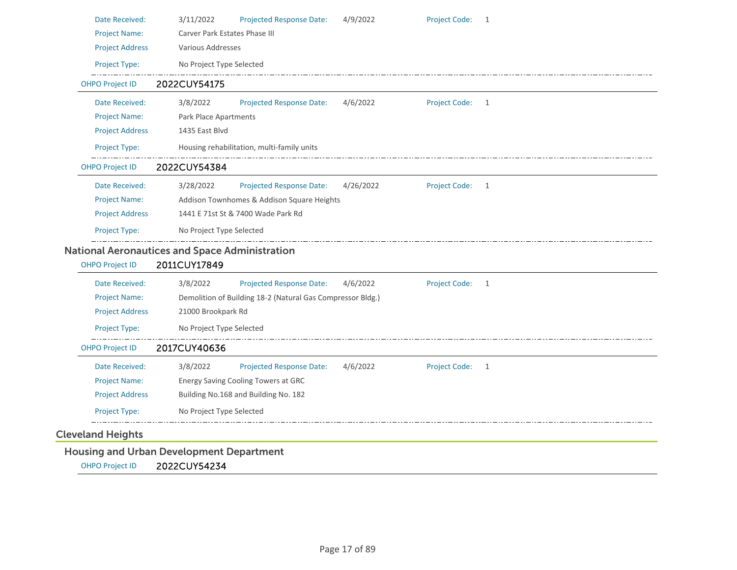Date Received: 3/11/2022 Projected Response Date: 4/9/2022 Project Code: 1

Project Name: Carver Park Estates Phase III

Project Address Various Addresses

Project Type: No Project Type Selected

---

OHPO Project ID **2022CUY54175**

Date Received: 3/8/2022 Projected Response Date: 4/6/2022 Project Code: 1

Project Name: Park Place Apartments

Project Address 1435 East Blvd

Project Type: Housing rehabilitation, multi-family units

---

OHPO Project ID **2022CUY54384**

Date Received: 3/28/2022 Projected Response Date: 4/26/2022 Project Code: 1

Project Name: Addison Townhomes & Addison Square Heights

Project Address 1441 E 71st St & 7400 Wade Park Rd

Project Type: No Project Type Selected

---

### National Aeronautices and Space Administration

OHPO Project ID **2011CUY17849**

Date Received: 3/8/2022 Projected Response Date: 4/6/2022 Project Code: 1

Project Name: Demolition of Building 18-2 (Natural Gas Compressor Bldg.)

Project Address 21000 Brookpark Rd

Project Type: No Project Type Selected

---

OHPO Project ID **2017CUY40636**

Date Received: 3/8/2022 Projected Response Date: 4/6/2022 Project Code: 1

Project Name: Energy Saving Cooling Towers at GRC

Project Address Building No.168 and Building No. 182

Project Type: No Project Type Selected

---

## Cleveland Heights

### Housing and Urban Development Department

OHPO Project ID **2022CUY54234**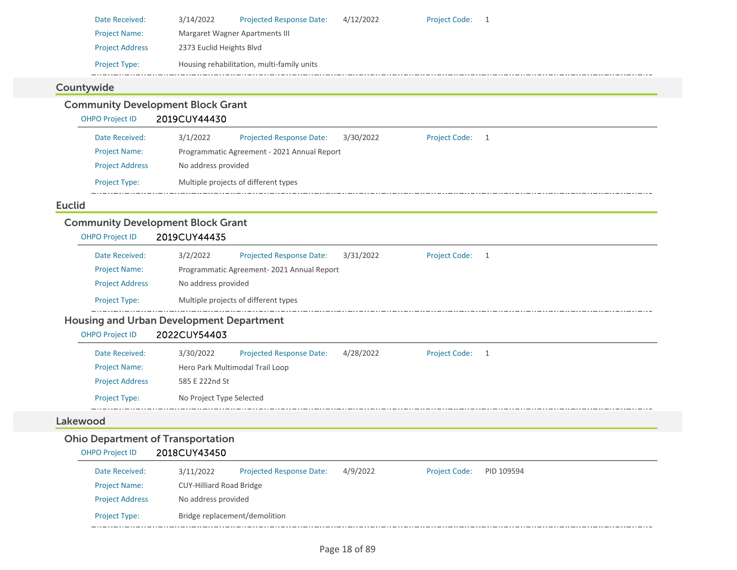| | | | | | |
|---|---|---|---|---|---|
| Date Received: | 3/14/2022 | Projected Response Date: | 4/12/2022 | Project Code: | 1 |
| Project Name: | Margaret Wagner Apartments III | | | | |
| Project Address | 2373 Euclid Heights Blvd | | | | |
| Project Type: | Housing rehabilitation, multi-family units | | | | |

## Countywide

### Community Development Block Grant

OHPO Project ID **2019CUY44430**

| | | | | | |
|---|---|---|---|---|---|
| Date Received: | 3/1/2022 | Projected Response Date: | 3/30/2022 | Project Code: | 1 |
| Project Name: | Programmatic Agreement - 2021 Annual Report | | | | |
| Project Address | No address provided | | | | |
| Project Type: | Multiple projects of different types | | | | |

## Euclid

### Community Development Block Grant

OHPO Project ID **2019CUY44435**

| | | | | | |
|---|---|---|---|---|---|
| Date Received: | 3/2/2022 | Projected Response Date: | 3/31/2022 | Project Code: | 1 |
| Project Name: | Programmatic Agreement- 2021 Annual Report | | | | |
| Project Address | No address provided | | | | |
| Project Type: | Multiple projects of different types | | | | |

### Housing and Urban Development Department

OHPO Project ID **2022CUY54403**

| | | | | | |
|---|---|---|---|---|---|
| Date Received: | 3/30/2022 | Projected Response Date: | 4/28/2022 | Project Code: | 1 |
| Project Name: | Hero Park Multimodal Trail Loop | | | | |
| Project Address | 585 E 222nd St | | | | |
| Project Type: | No Project Type Selected | | | | |

## Lakewood

### Ohio Department of Transportation

OHPO Project ID **2018CUY43450**

| | | | | | |
|---|---|---|---|---|---|
| Date Received: | 3/11/2022 | Projected Response Date: | 4/9/2022 | Project Code: | PID 109594 |
| Project Name: | CUY-Hilliard Road Bridge | | | | |
| Project Address | No address provided | | | | |
| Project Type: | Bridge replacement/demolition | | | | |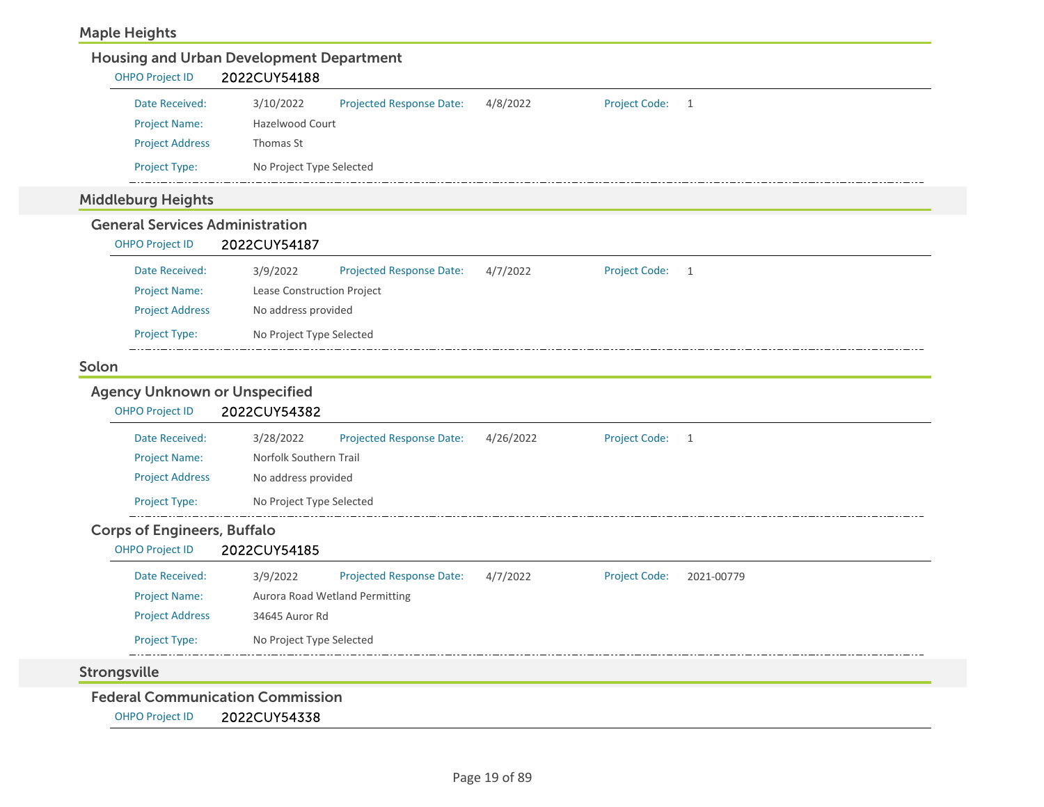## Maple Heights

### Housing and Urban Development Department

OHPO Project ID 2022CUY54188

| | | | | | |
|---|---|---|---|---|---|
| Date Received: | 3/10/2022 | Projected Response Date: | 4/8/2022 | Project Code: | 1 |
| Project Name: | Hazelwood Court | | | | |
| Project Address | Thomas St | | | | |
| Project Type: | No Project Type Selected | | | | |

## Middleburg Heights

### General Services Administration

OHPO Project ID 2022CUY54187

| | | | | | |
|---|---|---|---|---|---|
| Date Received: | 3/9/2022 | Projected Response Date: | 4/7/2022 | Project Code: | 1 |
| Project Name: | Lease Construction Project | | | | |
| Project Address | No address provided | | | | |
| Project Type: | No Project Type Selected | | | | |

## Solon

### Agency Unknown or Unspecified

OHPO Project ID 2022CUY54382

| | | | | | |
|---|---|---|---|---|---|
| Date Received: | 3/28/2022 | Projected Response Date: | 4/26/2022 | Project Code: | 1 |
| Project Name: | Norfolk Southern Trail | | | | |
| Project Address | No address provided | | | | |
| Project Type: | No Project Type Selected | | | | |

### Corps of Engineers, Buffalo

OHPO Project ID 2022CUY54185

| | | | | | |
|---|---|---|---|---|---|
| Date Received: | 3/9/2022 | Projected Response Date: | 4/7/2022 | Project Code: | 2021-00779 |
| Project Name: | Aurora Road Wetland Permitting | | | | |
| Project Address | 34645 Auror Rd | | | | |
| Project Type: | No Project Type Selected | | | | |

## Strongsville

### Federal Communication Commission

OHPO Project ID 2022CUY54338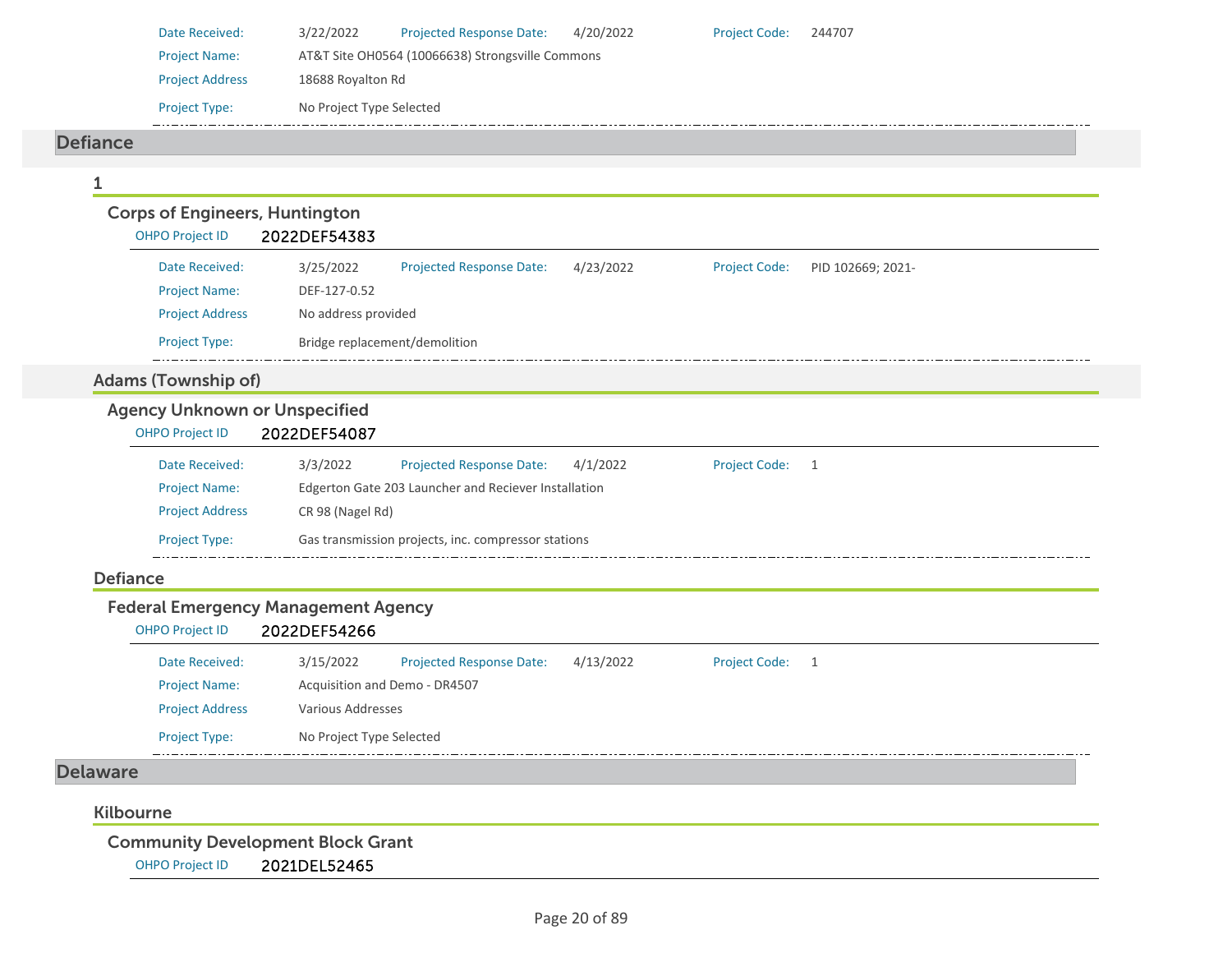| | | | | | |
|---|---|---|---|---|---|
| Date Received: | 3/22/2022 | Projected Response Date: | 4/20/2022 | Project Code: | 244707 |
| Project Name: | AT&T Site OH0564 (10066638) Strongsville Commons | | | | |
| Project Address | 18688 Royalton Rd | | | | |
| Project Type: | No Project Type Selected | | | | |

## Defiance

### 1

#### Corps of Engineers, Huntington

OHPO Project ID **2022DEF54383**

| | | | | | |
|---|---|---|---|---|---|
| Date Received: | 3/25/2022 | Projected Response Date: | 4/23/2022 | Project Code: | PID 102669; 2021- |
| Project Name: | DEF-127-0.52 | | | | |
| Project Address | No address provided | | | | |
| Project Type: | Bridge replacement/demolition | | | | |

### Adams (Township of)

#### Agency Unknown or Unspecified

OHPO Project ID **2022DEF54087**

| | | | | | |
|---|---|---|---|---|---|
| Date Received: | 3/3/2022 | Projected Response Date: | 4/1/2022 | Project Code: | 1 |
| Project Name: | Edgerton Gate 203 Launcher and Reciever Installation | | | | |
| Project Address | CR 98 (Nagel Rd) | | | | |
| Project Type: | Gas transmission projects, inc. compressor stations | | | | |

### Defiance

#### Federal Emergency Management Agency

OHPO Project ID **2022DEF54266**

| | | | | | |
|---|---|---|---|---|---|
| Date Received: | 3/15/2022 | Projected Response Date: | 4/13/2022 | Project Code: | 1 |
| Project Name: | Acquisition and Demo - DR4507 | | | | |
| Project Address | Various Addresses | | | | |
| Project Type: | No Project Type Selected | | | | |

## Delaware

### Kilbourne

#### Community Development Block Grant

OHPO Project ID **2021DEL52465**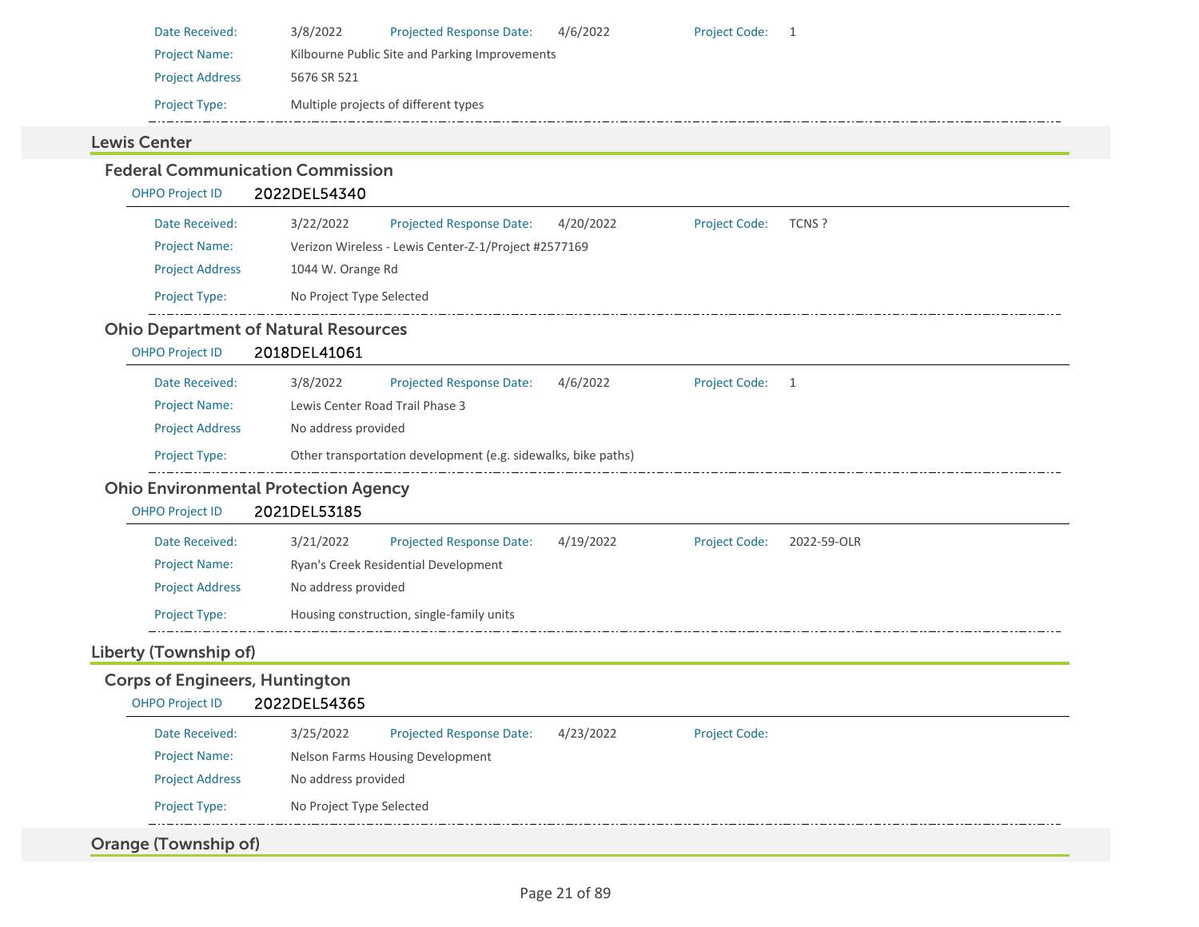| | | | | | |
|---|---|---|---|---|---|
| Date Received: | 3/8/2022 | Projected Response Date: | 4/6/2022 | Project Code: | 1 |
| Project Name: | Kilbourne Public Site and Parking Improvements | | | | |
| Project Address | 5676 SR 521 | | | | |
| Project Type: | Multiple projects of different types | | | | |

## Lewis Center

### Federal Communication Commission

OHPO Project ID **2022DEL54340**

| | | | | | |
|---|---|---|---|---|---|
| Date Received: | 3/22/2022 | Projected Response Date: | 4/20/2022 | Project Code: | TCNS ? |
| Project Name: | Verizon Wireless - Lewis Center-Z-1/Project #2577169 | | | | |
| Project Address | 1044 W. Orange Rd | | | | |
| Project Type: | No Project Type Selected | | | | |

### Ohio Department of Natural Resources

OHPO Project ID **2018DEL41061**

| | | | | | |
|---|---|---|---|---|---|
| Date Received: | 3/8/2022 | Projected Response Date: | 4/6/2022 | Project Code: | 1 |
| Project Name: | Lewis Center Road Trail Phase 3 | | | | |
| Project Address | No address provided | | | | |
| Project Type: | Other transportation development (e.g. sidewalks, bike paths) | | | | |

### Ohio Environmental Protection Agency

OHPO Project ID **2021DEL53185**

| | | | | | |
|---|---|---|---|---|---|
| Date Received: | 3/21/2022 | Projected Response Date: | 4/19/2022 | Project Code: | 2022-59-OLR |
| Project Name: | Ryan's Creek Residential Development | | | | |
| Project Address | No address provided | | | | |
| Project Type: | Housing construction, single-family units | | | | |

## Liberty (Township of)

### Corps of Engineers, Huntington

OHPO Project ID **2022DEL54365**

| | | | | | |
|---|---|---|---|---|---|
| Date Received: | 3/25/2022 | Projected Response Date: | 4/23/2022 | Project Code: | |
| Project Name: | Nelson Farms Housing Development | | | | |
| Project Address | No address provided | | | | |
| Project Type: | No Project Type Selected | | | | |

## Orange (Township of)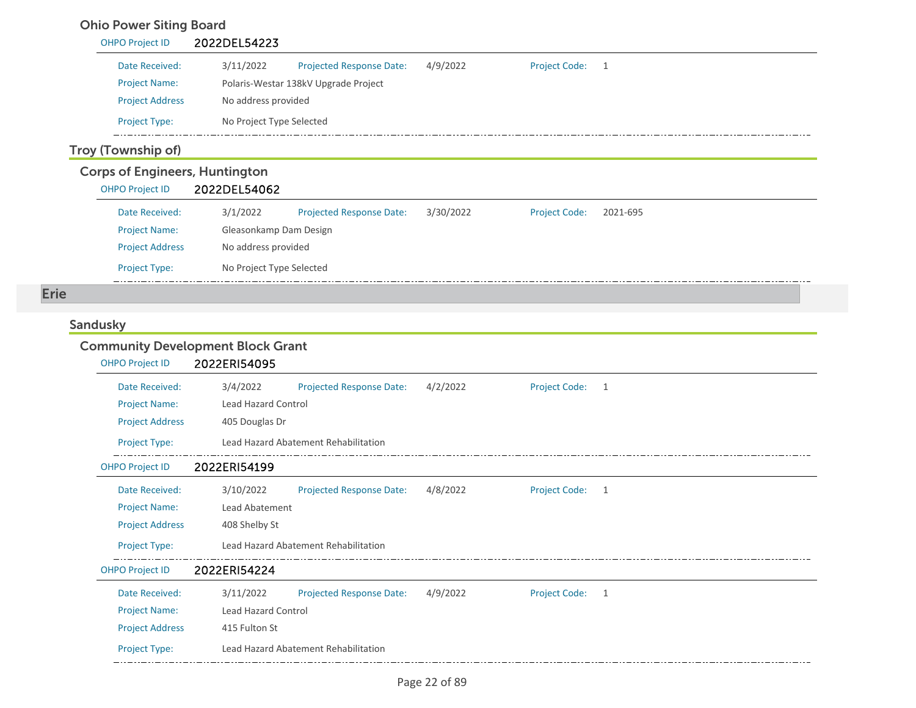### Ohio Power Siting Board

**OHPO Project ID** 2022DEL54223

Date Received: 3/11/2022 Projected Response Date: 4/9/2022 Project Code: 1

Project Name: Polaris-Westar 138kV Upgrade Project

Project Address: No address provided

Project Type: No Project Type Selected

## Troy (Township of)

### Corps of Engineers, Huntington

**OHPO Project ID** 2022DEL54062

Date Received: 3/1/2022 Projected Response Date: 3/30/2022 Project Code: 2021-695

Project Name: Gleasonkamp Dam Design

Project Address: No address provided

Project Type: No Project Type Selected

# Erie

## Sandusky

### Community Development Block Grant

**OHPO Project ID** 2022ERI54095

Date Received: 3/4/2022 Projected Response Date: 4/2/2022 Project Code: 1

Project Name: Lead Hazard Control

Project Address: 405 Douglas Dr

Project Type: Lead Hazard Abatement Rehabilitation

**OHPO Project ID** 2022ERI54199

Date Received: 3/10/2022 Projected Response Date: 4/8/2022 Project Code: 1

Project Name: Lead Abatement

Project Address: 408 Shelby St

Project Type: Lead Hazard Abatement Rehabilitation

**OHPO Project ID** 2022ERI54224

Date Received: 3/11/2022 Projected Response Date: 4/9/2022 Project Code: 1

Project Name: Lead Hazard Control

Project Address: 415 Fulton St

Project Type: Lead Hazard Abatement Rehabilitation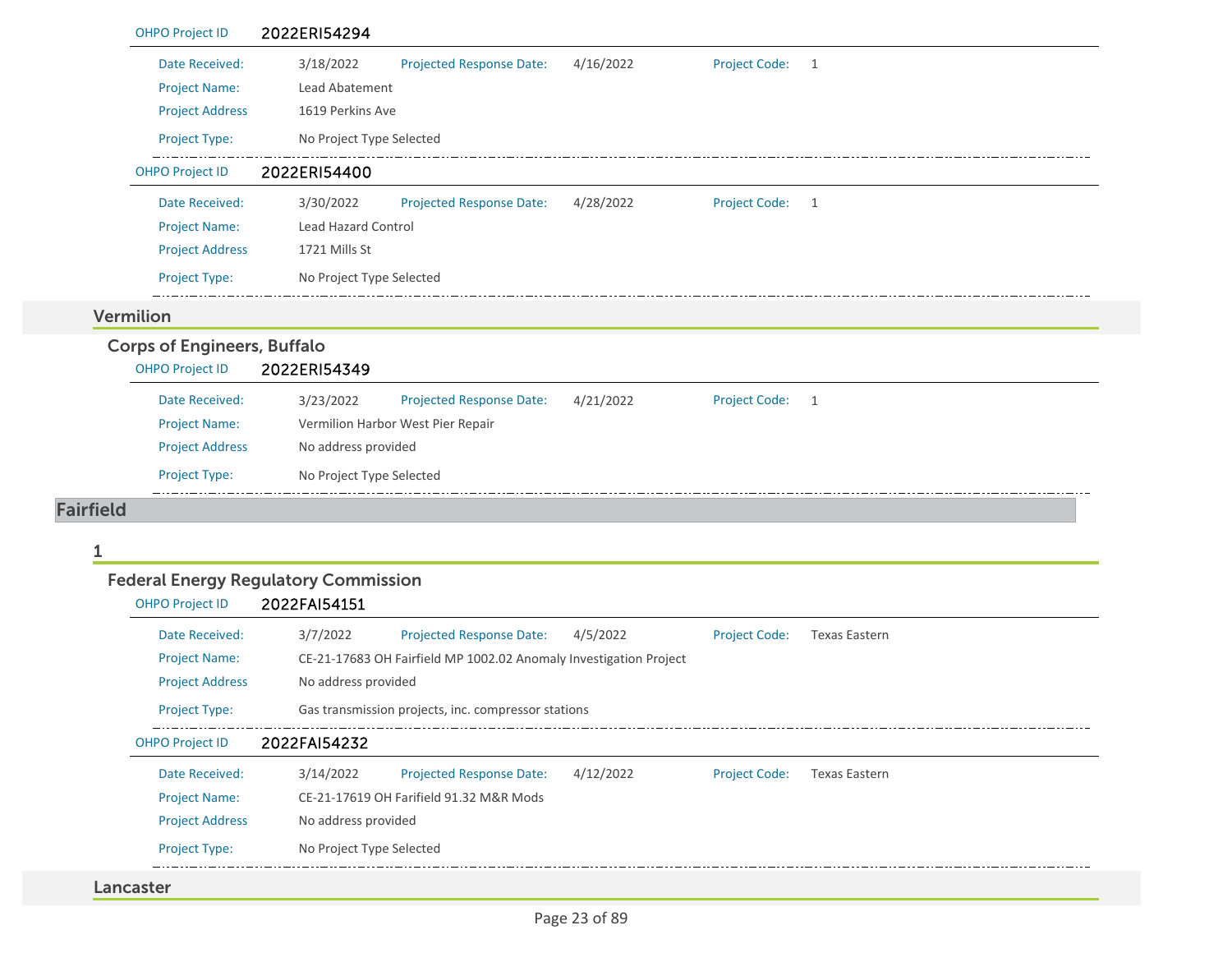OHPO Project ID 2022ERI54294

Date Received: 3/18/2022 Projected Response Date: 4/16/2022 Project Code: 1

Project Name: Lead Abatement

Project Address 1619 Perkins Ave

Project Type: No Project Type Selected

OHPO Project ID 2022ERI54400

Date Received: 3/30/2022 Projected Response Date: 4/28/2022 Project Code: 1

Project Name: Lead Hazard Control

Project Address 1721 Mills St

Project Type: No Project Type Selected

### Vermilion

#### Corps of Engineers, Buffalo

OHPO Project ID 2022ERI54349

Date Received: 3/23/2022 Projected Response Date: 4/21/2022 Project Code: 1

Project Name: Vermilion Harbor West Pier Repair

Project Address No address provided

Project Type: No Project Type Selected

## Fairfield

### 1

#### Federal Energy Regulatory Commission

OHPO Project ID 2022FAI54151

Date Received: 3/7/2022 Projected Response Date: 4/5/2022 Project Code: Texas Eastern

Project Name: CE-21-17683 OH Fairfield MP 1002.02 Anomaly Investigation Project

Project Address No address provided

Project Type: Gas transmission projects, inc. compressor stations

OHPO Project ID 2022FAI54232

Date Received: 3/14/2022 Projected Response Date: 4/12/2022 Project Code: Texas Eastern

Project Name: CE-21-17619 OH Farifield 91.32 M&R Mods

Project Address No address provided

Project Type: No Project Type Selected

### Lancaster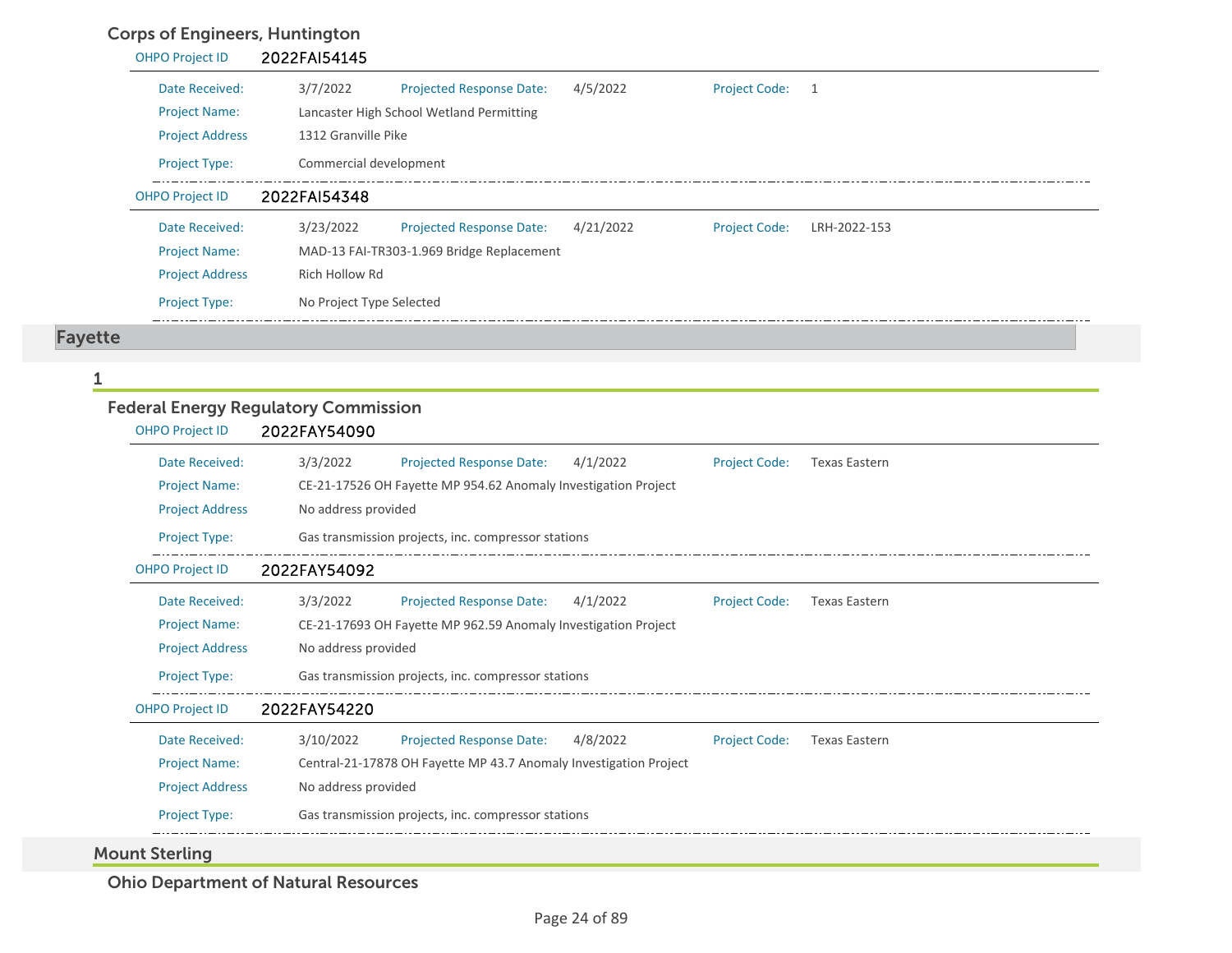### Corps of Engineers, Huntington

**OHPO Project ID** 2022FAI54145

| | | | | | |
|---|---|---|---|---|---|
| Date Received: | 3/7/2022 | Projected Response Date: | 4/5/2022 | Project Code: | 1 |
| Project Name: | Lancaster High School Wetland Permitting | | | | |
| Project Address | 1312 Granville Pike | | | | |
| Project Type: | Commercial development | | | | |

**OHPO Project ID** 2022FAI54348

| | | | | | |
|---|---|---|---|---|---|
| Date Received: | 3/23/2022 | Projected Response Date: | 4/21/2022 | Project Code: | LRH-2022-153 |
| Project Name: | MAD-13 FAI-TR303-1.969 Bridge Replacement | | | | |
| Project Address | Rich Hollow Rd | | | | |
| Project Type: | No Project Type Selected | | | | |

# Fayette

## 1

### Federal Energy Regulatory Commission

**OHPO Project ID** 2022FAY54090

| | | | | | |
|---|---|---|---|---|---|
| Date Received: | 3/3/2022 | Projected Response Date: | 4/1/2022 | Project Code: | Texas Eastern |
| Project Name: | CE-21-17526 OH Fayette MP 954.62 Anomaly Investigation Project | | | | |
| Project Address | No address provided | | | | |
| Project Type: | Gas transmission projects, inc. compressor stations | | | | |

**OHPO Project ID** 2022FAY54092

| | | | | | |
|---|---|---|---|---|---|
| Date Received: | 3/3/2022 | Projected Response Date: | 4/1/2022 | Project Code: | Texas Eastern |
| Project Name: | CE-21-17693 OH Fayette MP 962.59 Anomaly Investigation Project | | | | |
| Project Address | No address provided | | | | |
| Project Type: | Gas transmission projects, inc. compressor stations | | | | |

**OHPO Project ID** 2022FAY54220

| | | | | | |
|---|---|---|---|---|---|
| Date Received: | 3/10/2022 | Projected Response Date: | 4/8/2022 | Project Code: | Texas Eastern |
| Project Name: | Central-21-17878 OH Fayette MP 43.7 Anomaly Investigation Project | | | | |
| Project Address | No address provided | | | | |
| Project Type: | Gas transmission projects, inc. compressor stations | | | | |

## Mount Sterling

### Ohio Department of Natural Resources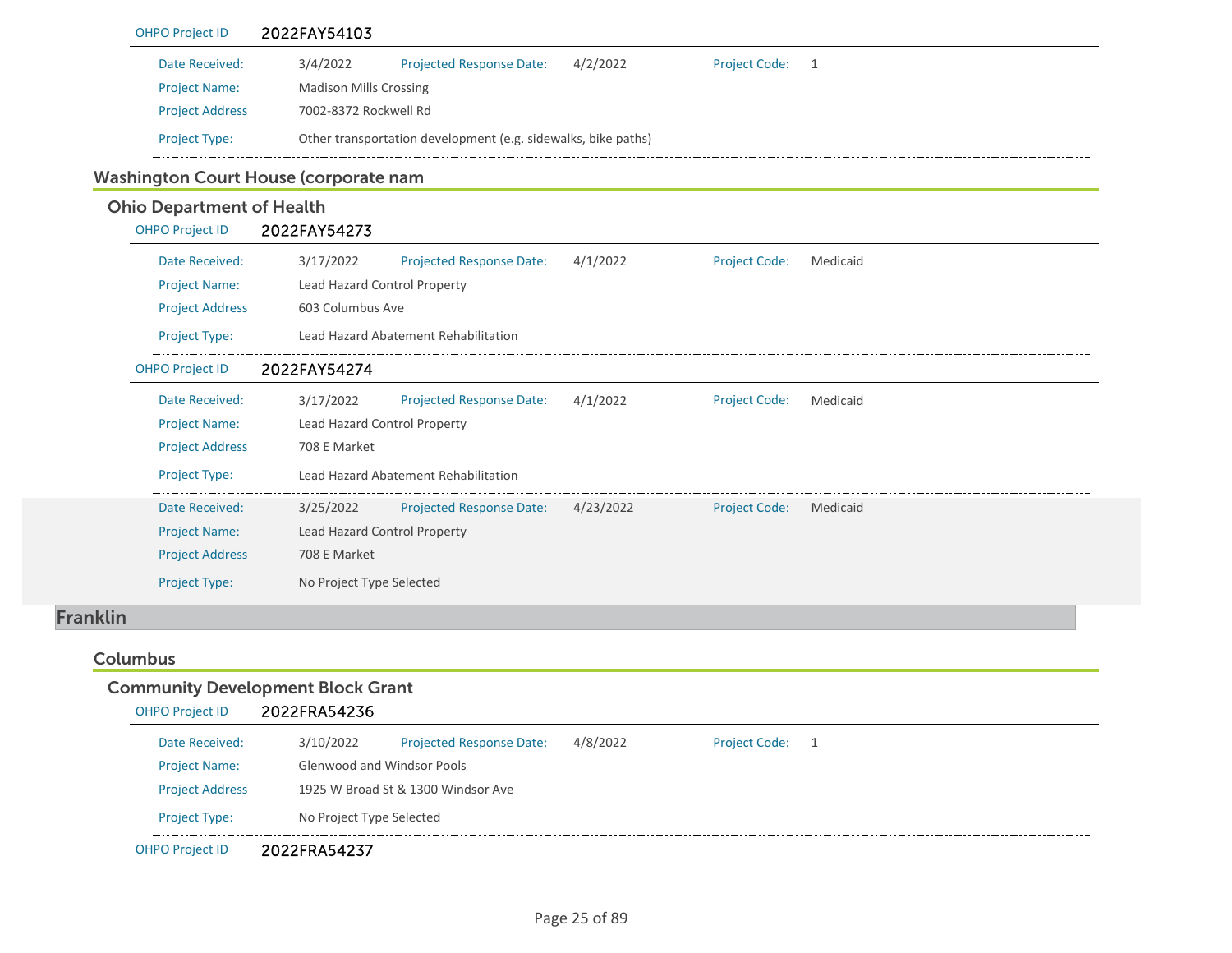OHPO Project ID **2022FAY54103**

| | | | | | |
|---|---|---|---|---|---|
| Date Received: | 3/4/2022 | Projected Response Date: | 4/2/2022 | Project Code: | 1 |
| Project Name: | Madison Mills Crossing | | | | |
| Project Address | 7002-8372 Rockwell Rd | | | | |
| Project Type: | Other transportation development (e.g. sidewalks, bike paths) | | | | |

## Washington Court House (corporate nam

### Ohio Department of Health

OHPO Project ID **2022FAY54273**

| | | | | | |
|---|---|---|---|---|---|
| Date Received: | 3/17/2022 | Projected Response Date: | 4/1/2022 | Project Code: | Medicaid |
| Project Name: | Lead Hazard Control Property | | | | |
| Project Address | 603 Columbus Ave | | | | |
| Project Type: | Lead Hazard Abatement Rehabilitation | | | | |

OHPO Project ID **2022FAY54274**

| | | | | | |
|---|---|---|---|---|---|
| Date Received: | 3/17/2022 | Projected Response Date: | 4/1/2022 | Project Code: | Medicaid |
| Project Name: | Lead Hazard Control Property | | | | |
| Project Address | 708 E Market | | | | |
| Project Type: | Lead Hazard Abatement Rehabilitation | | | | |

| | | | | | |
|---|---|---|---|---|---|
| Date Received: | 3/25/2022 | Projected Response Date: | 4/23/2022 | Project Code: | Medicaid |
| Project Name: | Lead Hazard Control Property | | | | |
| Project Address | 708 E Market | | | | |
| Project Type: | No Project Type Selected | | | | |

# Franklin

## Columbus

### Community Development Block Grant

OHPO Project ID **2022FRA54236**

| | | | | | |
|---|---|---|---|---|---|
| Date Received: | 3/10/2022 | Projected Response Date: | 4/8/2022 | Project Code: | 1 |
| Project Name: | Glenwood and Windsor Pools | | | | |
| Project Address | 1925 W Broad St & 1300 Windsor Ave | | | | |
| Project Type: | No Project Type Selected | | | | |

OHPO Project ID **2022FRA54237**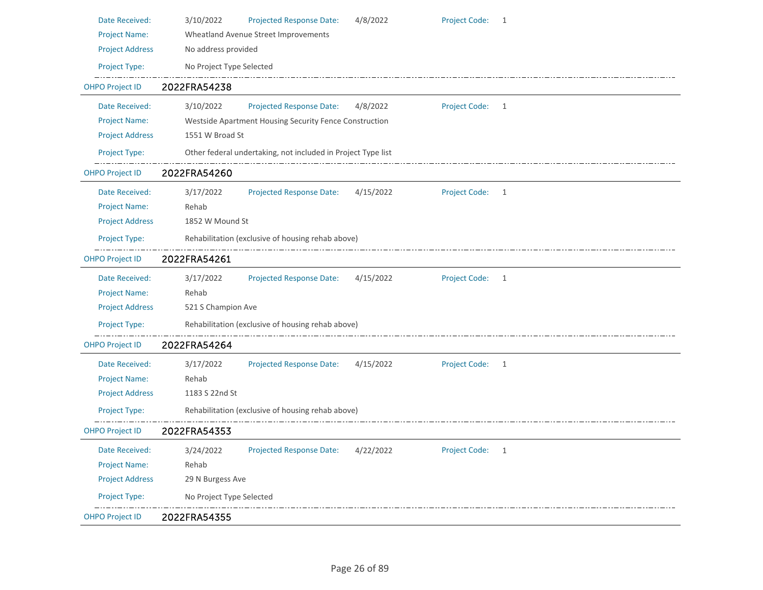Date Received: 3/10/2022 Projected Response Date: 4/8/2022 Project Code: 1

Project Name: Wheatland Avenue Street Improvements

Project Address No address provided

Project Type: No Project Type Selected

---

OHPO Project ID **2022FRA54238**

Date Received: 3/10/2022 Projected Response Date: 4/8/2022 Project Code: 1

Project Name: Westside Apartment Housing Security Fence Construction

Project Address 1551 W Broad St

Project Type: Other federal undertaking, not included in Project Type list

---

OHPO Project ID **2022FRA54260**

Date Received: 3/17/2022 Projected Response Date: 4/15/2022 Project Code: 1

Project Name: Rehab

Project Address 1852 W Mound St

Project Type: Rehabilitation (exclusive of housing rehab above)

---

OHPO Project ID **2022FRA54261**

Date Received: 3/17/2022 Projected Response Date: 4/15/2022 Project Code: 1

Project Name: Rehab

Project Address 521 S Champion Ave

Project Type: Rehabilitation (exclusive of housing rehab above)

---

OHPO Project ID **2022FRA54264**

Date Received: 3/17/2022 Projected Response Date: 4/15/2022 Project Code: 1

Project Name: Rehab

Project Address 1183 S 22nd St

Project Type: Rehabilitation (exclusive of housing rehab above)

---

OHPO Project ID **2022FRA54353**

Date Received: 3/24/2022 Projected Response Date: 4/22/2022 Project Code: 1

Project Name: Rehab

Project Address 29 N Burgess Ave

Project Type: No Project Type Selected

---

OHPO Project ID **2022FRA54355**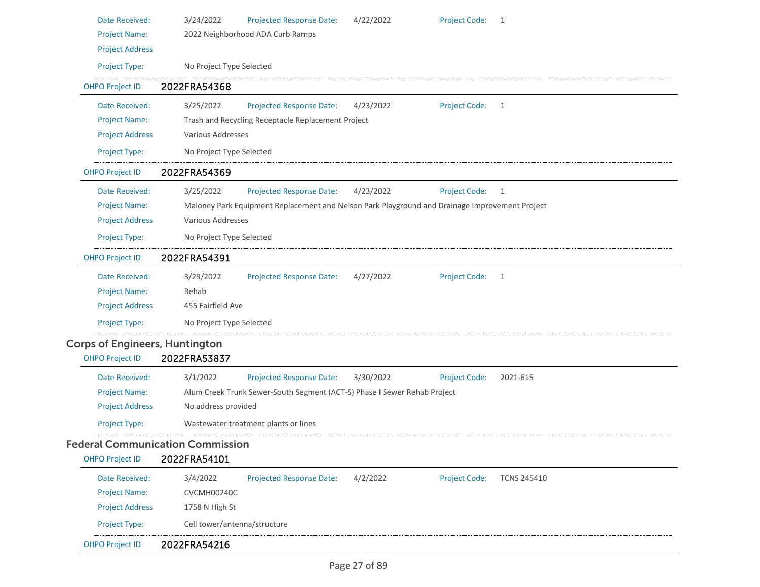Date Received: 3/24/2022 Projected Response Date: 4/22/2022 Project Code: 1

Project Name: 2022 Neighborhood ADA Curb Ramps

Project Address

Project Type: No Project Type Selected

---

OHPO Project ID **2022FRA54368**

Date Received: 3/25/2022 Projected Response Date: 4/23/2022 Project Code: 1

Project Name: Trash and Recycling Receptacle Replacement Project

Project Address Various Addresses

Project Type: No Project Type Selected

---

OHPO Project ID **2022FRA54369**

Date Received: 3/25/2022 Projected Response Date: 4/23/2022 Project Code: 1

Project Name: Maloney Park Equipment Replacement and Nelson Park Playground and Drainage Improvement Project

Project Address Various Addresses

Project Type: No Project Type Selected

---

OHPO Project ID **2022FRA54391**

Date Received: 3/29/2022 Projected Response Date: 4/27/2022 Project Code: 1

Project Name: Rehab

Project Address 455 Fairfield Ave

Project Type: No Project Type Selected

---

## Corps of Engineers, Huntington

OHPO Project ID **2022FRA53837**

Date Received: 3/1/2022 Projected Response Date: 3/30/2022 Project Code: 2021-615

Project Name: Alum Creek Trunk Sewer-South Segment (ACT-S) Phase I Sewer Rehab Project

Project Address No address provided

Project Type: Wastewater treatment plants or lines

---

## Federal Communication Commission

OHPO Project ID **2022FRA54101**

Date Received: 3/4/2022 Projected Response Date: 4/2/2022 Project Code: TCNS 245410

Project Name: CVCMH00240C

Project Address 1758 N High St

Project Type: Cell tower/antenna/structure

---

OHPO Project ID **2022FRA54216**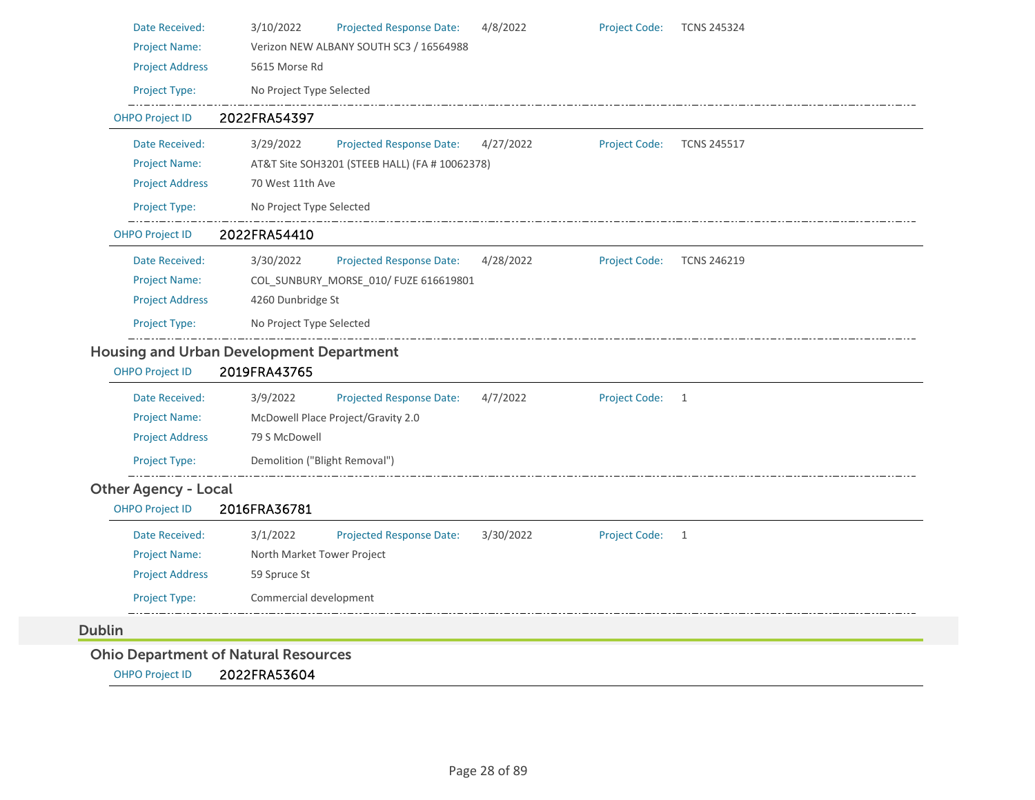| | | | | | |
|---|---|---|---|---|---|
| Date Received: | 3/10/2022 | Projected Response Date: | 4/8/2022 | Project Code: | TCNS 245324 |
| Project Name: | Verizon NEW ALBANY SOUTH SC3 / 16564988 | | | | |
| Project Address | 5615 Morse Rd | | | | |
| Project Type: | No Project Type Selected | | | | |

**OHPO Project ID** 2022FRA54397

| | | | | | |
|---|---|---|---|---|---|
| Date Received: | 3/29/2022 | Projected Response Date: | 4/27/2022 | Project Code: | TCNS 245517 |
| Project Name: | AT&T Site SOH3201 (STEEB HALL) (FA # 10062378) | | | | |
| Project Address | 70 West 11th Ave | | | | |
| Project Type: | No Project Type Selected | | | | |

**OHPO Project ID** 2022FRA54410

| | | | | | |
|---|---|---|---|---|---|
| Date Received: | 3/30/2022 | Projected Response Date: | 4/28/2022 | Project Code: | TCNS 246219 |
| Project Name: | COL_SUNBURY_MORSE_010/ FUZE 616619801 | | | | |
| Project Address | 4260 Dunbridge St | | | | |
| Project Type: | No Project Type Selected | | | | |

### Housing and Urban Development Department

**OHPO Project ID** 2019FRA43765

| | | | | | |
|---|---|---|---|---|---|
| Date Received: | 3/9/2022 | Projected Response Date: | 4/7/2022 | Project Code: | 1 |
| Project Name: | McDowell Place Project/Gravity 2.0 | | | | |
| Project Address | 79 S McDowell | | | | |
| Project Type: | Demolition ("Blight Removal") | | | | |

### Other Agency - Local

**OHPO Project ID** 2016FRA36781

| | | | | | |
|---|---|---|---|---|---|
| Date Received: | 3/1/2022 | Projected Response Date: | 3/30/2022 | Project Code: | 1 |
| Project Name: | North Market Tower Project | | | | |
| Project Address | 59 Spruce St | | | | |
| Project Type: | Commercial development | | | | |

## Dublin

### Ohio Department of Natural Resources

**OHPO Project ID** 2022FRA53604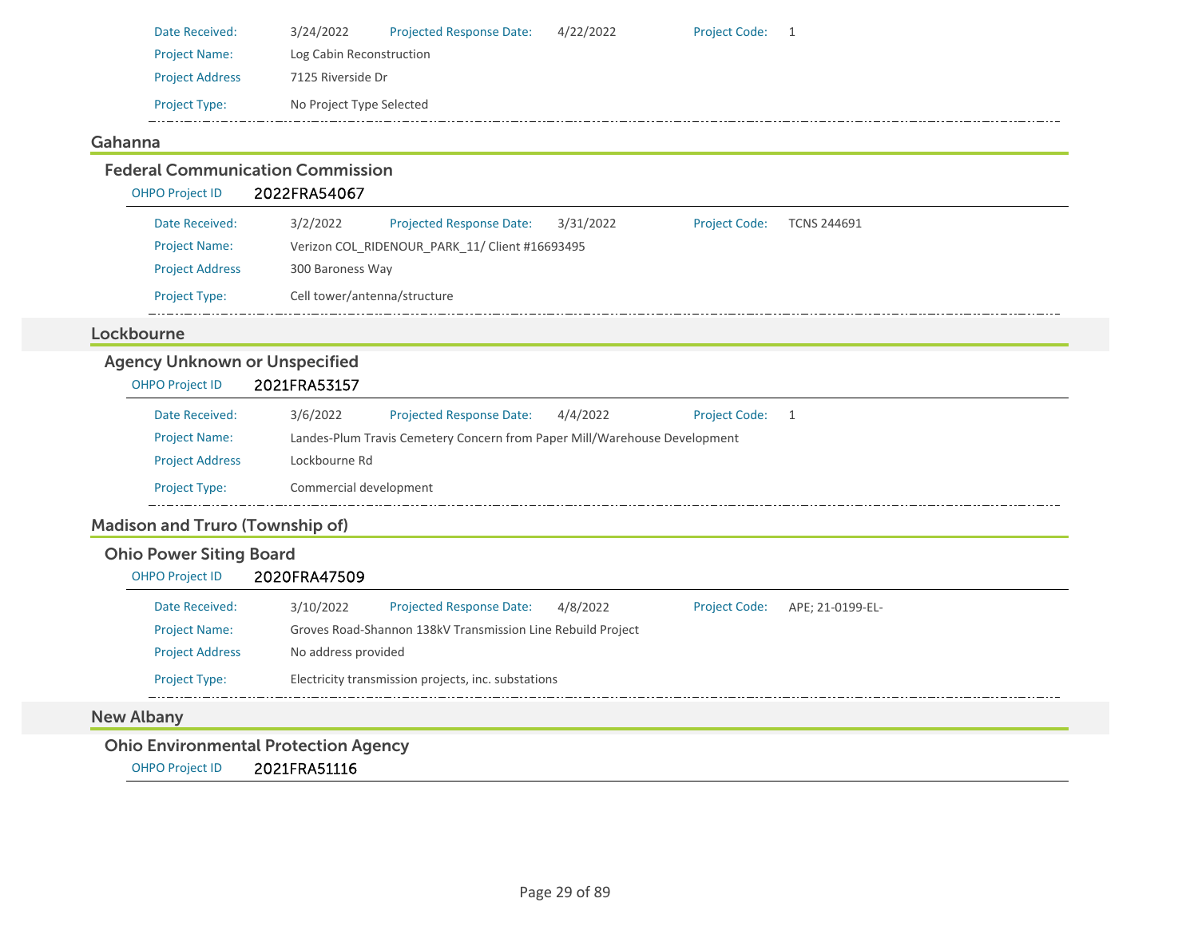| | | | | | |
|---|---|---|---|---|---|
| Date Received: | 3/24/2022 | Projected Response Date: | 4/22/2022 | Project Code: | 1 |
| Project Name: | Log Cabin Reconstruction | | | | |
| Project Address | 7125 Riverside Dr | | | | |
| Project Type: | No Project Type Selected | | | | |

## Gahanna

### Federal Communication Commission

**OHPO Project ID** 2022FRA54067

| | | | | | |
|---|---|---|---|---|---|
| Date Received: | 3/2/2022 | Projected Response Date: | 3/31/2022 | Project Code: | TCNS 244691 |
| Project Name: | Verizon COL_RIDENOUR_PARK_11/ Client #16693495 | | | | |
| Project Address | 300 Baroness Way | | | | |
| Project Type: | Cell tower/antenna/structure | | | | |

## Lockbourne

### Agency Unknown or Unspecified

**OHPO Project ID** 2021FRA53157

| | | | | | |
|---|---|---|---|---|---|
| Date Received: | 3/6/2022 | Projected Response Date: | 4/4/2022 | Project Code: | 1 |
| Project Name: | Landes-Plum Travis Cemetery Concern from Paper Mill/Warehouse Development | | | | |
| Project Address | Lockbourne Rd | | | | |
| Project Type: | Commercial development | | | | |

## Madison and Truro (Township of)

### Ohio Power Siting Board

**OHPO Project ID** 2020FRA47509

| | | | | | |
|---|---|---|---|---|---|
| Date Received: | 3/10/2022 | Projected Response Date: | 4/8/2022 | Project Code: | APE; 21-0199-EL- |
| Project Name: | Groves Road-Shannon 138kV Transmission Line Rebuild Project | | | | |
| Project Address | No address provided | | | | |
| Project Type: | Electricity transmission projects, inc. substations | | | | |

## New Albany

### Ohio Environmental Protection Agency

**OHPO Project ID** 2021FRA51116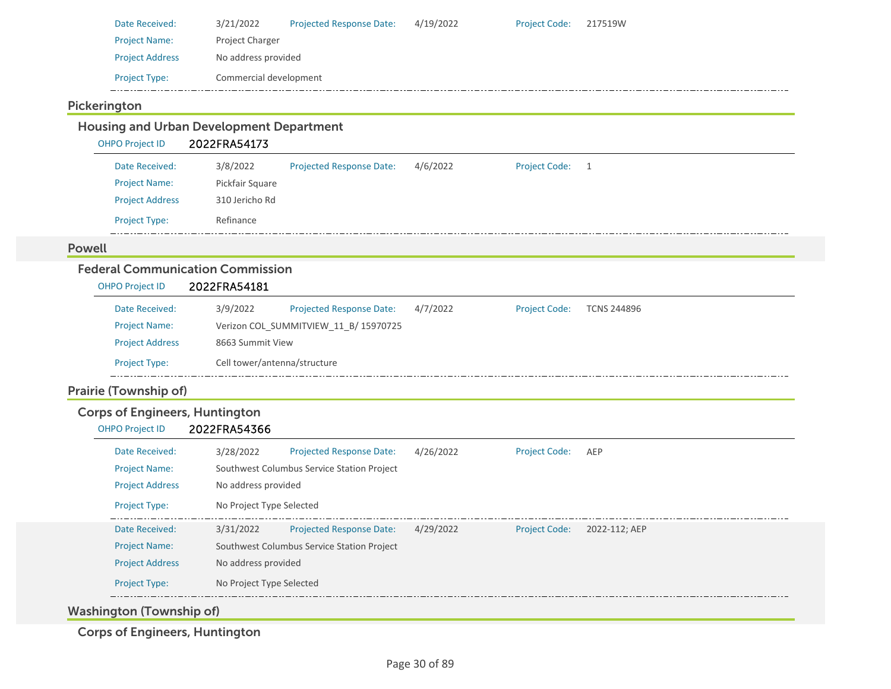| | | | | | |
|---|---|---|---|---|---|
| Date Received: | 3/21/2022 | Projected Response Date: | 4/19/2022 | Project Code: | 217519W |
| Project Name: | Project Charger | | | | |
| Project Address | No address provided | | | | |
| Project Type: | Commercial development | | | | |

## Pickerington

### Housing and Urban Development Department

OHPO Project ID **2022FRA54173**

| | | | | | |
|---|---|---|---|---|---|
| Date Received: | 3/8/2022 | Projected Response Date: | 4/6/2022 | Project Code: | 1 |
| Project Name: | Pickfair Square | | | | |
| Project Address | 310 Jericho Rd | | | | |
| Project Type: | Refinance | | | | |

## Powell

### Federal Communication Commission

OHPO Project ID **2022FRA54181**

| | | | | | |
|---|---|---|---|---|---|
| Date Received: | 3/9/2022 | Projected Response Date: | 4/7/2022 | Project Code: | TCNS 244896 |
| Project Name: | Verizon COL_SUMMITVIEW_11_B/ 15970725 | | | | |
| Project Address | 8663 Summit View | | | | |
| Project Type: | Cell tower/antenna/structure | | | | |

## Prairie (Township of)

### Corps of Engineers, Huntington

OHPO Project ID **2022FRA54366**

| | | | | | |
|---|---|---|---|---|---|
| Date Received: | 3/28/2022 | Projected Response Date: | 4/26/2022 | Project Code: | AEP |
| Project Name: | Southwest Columbus Service Station Project | | | | |
| Project Address | No address provided | | | | |
| Project Type: | No Project Type Selected | | | | |

| | | | | | |
|---|---|---|---|---|---|
| Date Received: | 3/31/2022 | Projected Response Date: | 4/29/2022 | Project Code: | 2022-112; AEP |
| Project Name: | Southwest Columbus Service Station Project | | | | |
| Project Address | No address provided | | | | |
| Project Type: | No Project Type Selected | | | | |

## Washington (Township of)

### Corps of Engineers, Huntington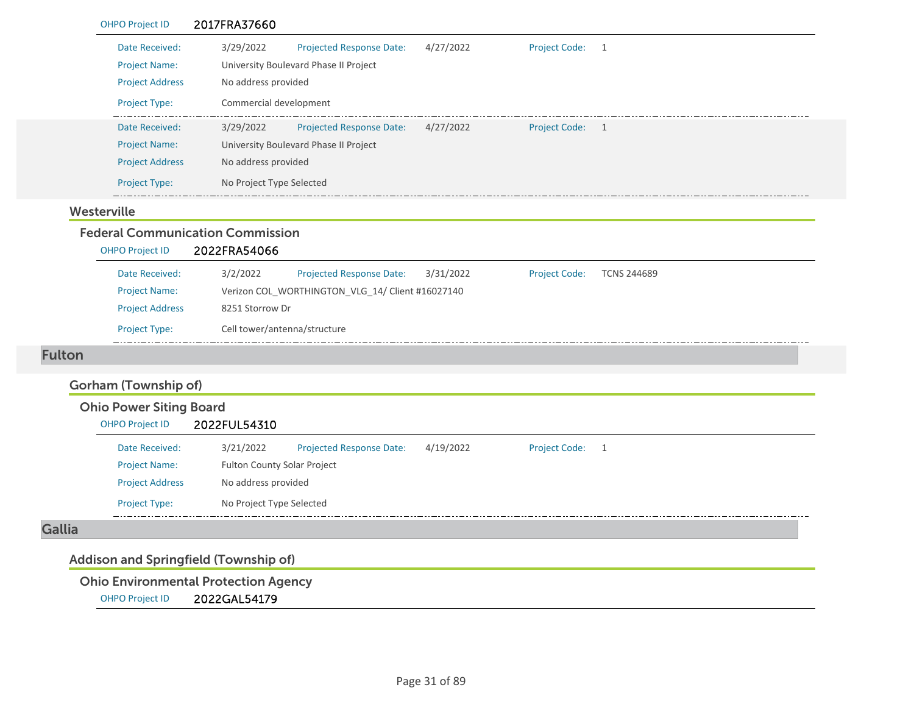**OHPO Project ID** 2017FRA37660

| | | | | | |
|---|---|---|---|---|---|
| Date Received: | 3/29/2022 | Projected Response Date: | 4/27/2022 | Project Code: | 1 |
| Project Name: | University Boulevard Phase II Project | | | | |
| Project Address | No address provided | | | | |
| Project Type: | Commercial development | | | | |

| | | | | | |
|---|---|---|---|---|---|
| Date Received: | 3/29/2022 | Projected Response Date: | 4/27/2022 | Project Code: | 1 |
| Project Name: | University Boulevard Phase II Project | | | | |
| Project Address | No address provided | | | | |
| Project Type: | No Project Type Selected | | | | |

### Westerville

#### Federal Communication Commission

**OHPO Project ID** 2022FRA54066

| | | | | | |
|---|---|---|---|---|---|
| Date Received: | 3/2/2022 | Projected Response Date: | 3/31/2022 | Project Code: | TCNS 244689 |
| Project Name: | Verizon COL_WORTHINGTON_VLG_14/ Client #16027140 | | | | |
| Project Address | 8251 Storrow Dr | | | | |
| Project Type: | Cell tower/antenna/structure | | | | |

## Fulton

### Gorham (Township of)

#### Ohio Power Siting Board

**OHPO Project ID** 2022FUL54310

| | | | | | |
|---|---|---|---|---|---|
| Date Received: | 3/21/2022 | Projected Response Date: | 4/19/2022 | Project Code: | 1 |
| Project Name: | Fulton County Solar Project | | | | |
| Project Address | No address provided | | | | |
| Project Type: | No Project Type Selected | | | | |

## Gallia

### Addison and Springfield (Township of)

#### Ohio Environmental Protection Agency

**OHPO Project ID** 2022GAL54179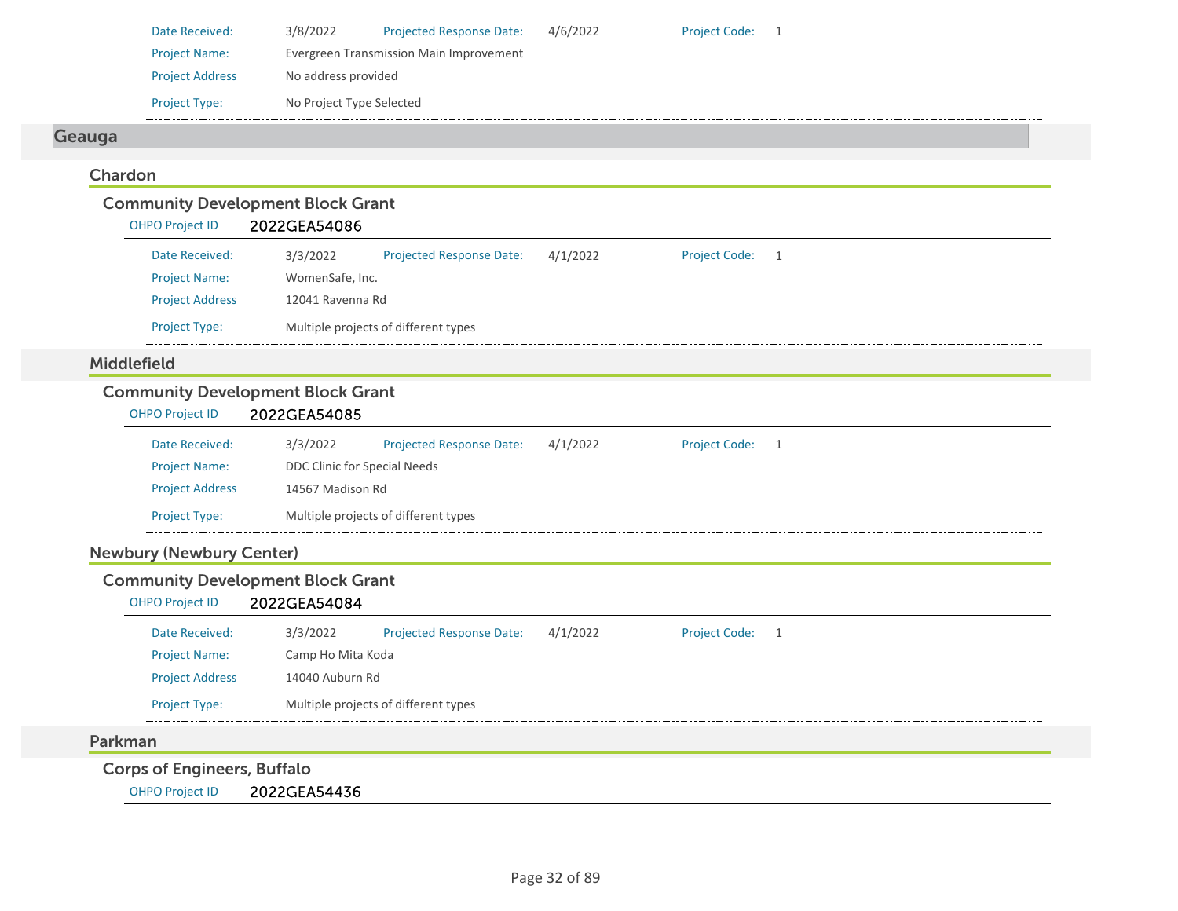Date Received: 3/8/2022 Projected Response Date: 4/6/2022 Project Code: 1

Project Name: Evergreen Transmission Main Improvement

Project Address No address provided

Project Type: No Project Type Selected

## Geauga

### Chardon

#### Community Development Block Grant

OHPO Project ID 2022GEA54086

Date Received: 3/3/2022 Projected Response Date: 4/1/2022 Project Code: 1

Project Name: WomenSafe, Inc.

Project Address 12041 Ravenna Rd

Project Type: Multiple projects of different types

### Middlefield

#### Community Development Block Grant

OHPO Project ID 2022GEA54085

Date Received: 3/3/2022 Projected Response Date: 4/1/2022 Project Code: 1

Project Name: DDC Clinic for Special Needs

Project Address 14567 Madison Rd

Project Type: Multiple projects of different types

### Newbury (Newbury Center)

#### Community Development Block Grant

OHPO Project ID 2022GEA54084

Date Received: 3/3/2022 Projected Response Date: 4/1/2022 Project Code: 1

Project Name: Camp Ho Mita Koda

Project Address 14040 Auburn Rd

Project Type: Multiple projects of different types

### Parkman

#### Corps of Engineers, Buffalo

OHPO Project ID 2022GEA54436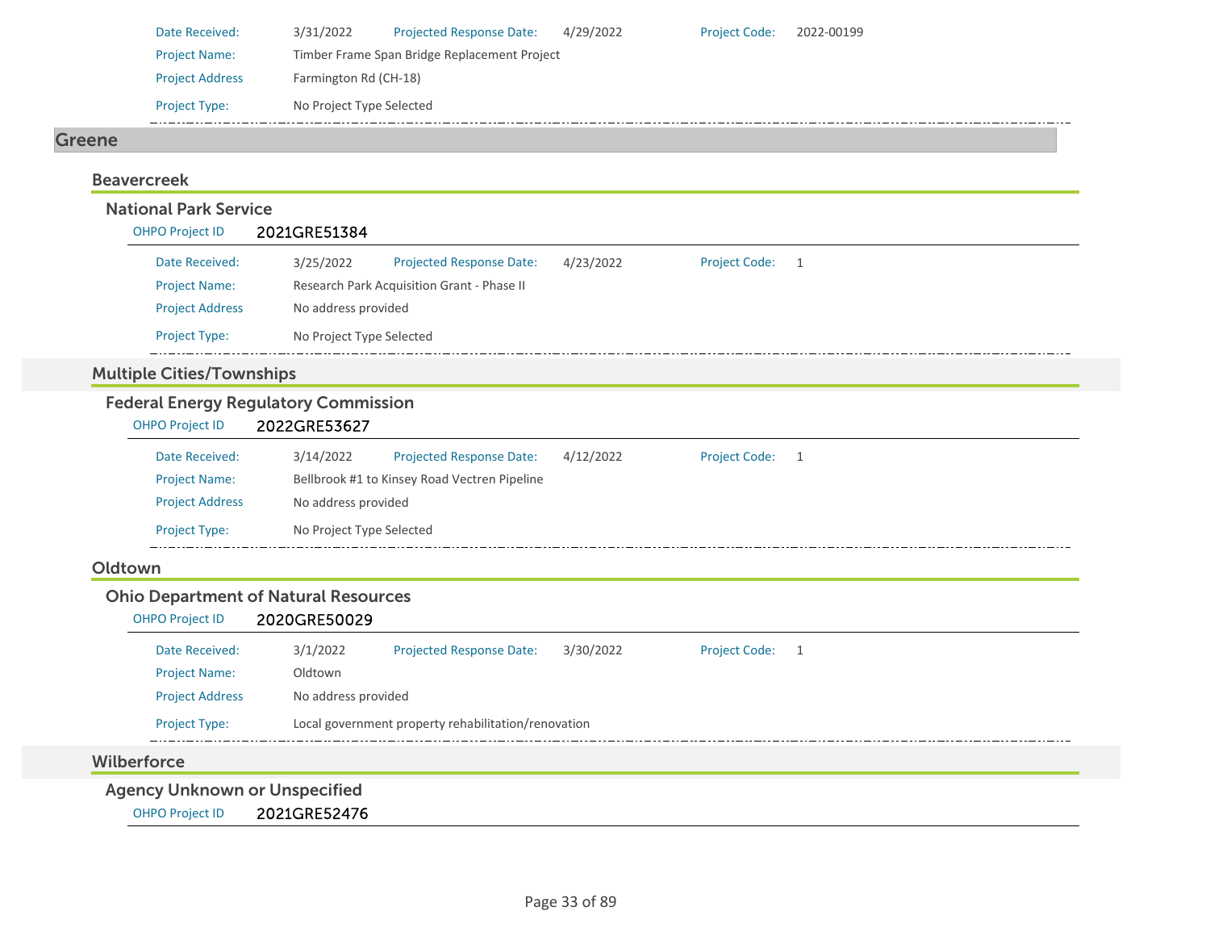Date Received: 3/31/2022 Projected Response Date: 4/29/2022 Project Code: 2022-00199

Project Name: Timber Frame Span Bridge Replacement Project

Project Address Farmington Rd (CH-18)

Project Type: No Project Type Selected

## Greene

### Beavercreek

#### National Park Service

OHPO Project ID **2021GRE51384**

Date Received: 3/25/2022 Projected Response Date: 4/23/2022 Project Code: 1

Project Name: Research Park Acquisition Grant - Phase II

Project Address No address provided

Project Type: No Project Type Selected

### Multiple Cities/Townships

#### Federal Energy Regulatory Commission

OHPO Project ID **2022GRE53627**

Date Received: 3/14/2022 Projected Response Date: 4/12/2022 Project Code: 1

Project Name: Bellbrook #1 to Kinsey Road Vectren Pipeline

Project Address No address provided

Project Type: No Project Type Selected

### Oldtown

#### Ohio Department of Natural Resources

OHPO Project ID **2020GRE50029**

Date Received: 3/1/2022 Projected Response Date: 3/30/2022 Project Code: 1

Project Name: Oldtown

Project Address No address provided

Project Type: Local government property rehabilitation/renovation

### Wilberforce

#### Agency Unknown or Unspecified

OHPO Project ID **2021GRE52476**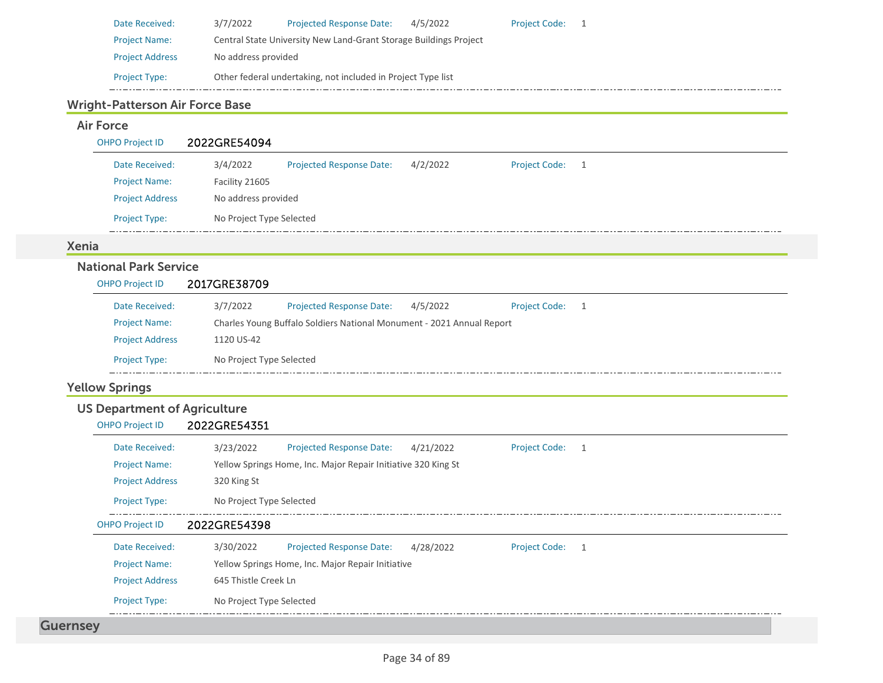Date Received: 3/7/2022 Projected Response Date: 4/5/2022 Project Code: 1

Project Name: Central State University New Land-Grant Storage Buildings Project

Project Address: No address provided

Project Type: Other federal undertaking, not included in Project Type list

## Wright-Patterson Air Force Base

### Air Force

OHPO Project ID **2022GRE54094**

Date Received: 3/4/2022 Projected Response Date: 4/2/2022 Project Code: 1

Project Name: Facility 21605

Project Address: No address provided

Project Type: No Project Type Selected

## Xenia

### National Park Service

OHPO Project ID **2017GRE38709**

Date Received: 3/7/2022 Projected Response Date: 4/5/2022 Project Code: 1

Project Name: Charles Young Buffalo Soldiers National Monument - 2021 Annual Report

Project Address: 1120 US-42

Project Type: No Project Type Selected

## Yellow Springs

### US Department of Agriculture

OHPO Project ID **2022GRE54351**

Date Received: 3/23/2022 Projected Response Date: 4/21/2022 Project Code: 1

Project Name: Yellow Springs Home, Inc. Major Repair Initiative 320 King St

Project Address: 320 King St

Project Type: No Project Type Selected

OHPO Project ID **2022GRE54398**

Date Received: 3/30/2022 Projected Response Date: 4/28/2022 Project Code: 1

Project Name: Yellow Springs Home, Inc. Major Repair Initiative

Project Address: 645 Thistle Creek Ln

Project Type: No Project Type Selected

# Guernsey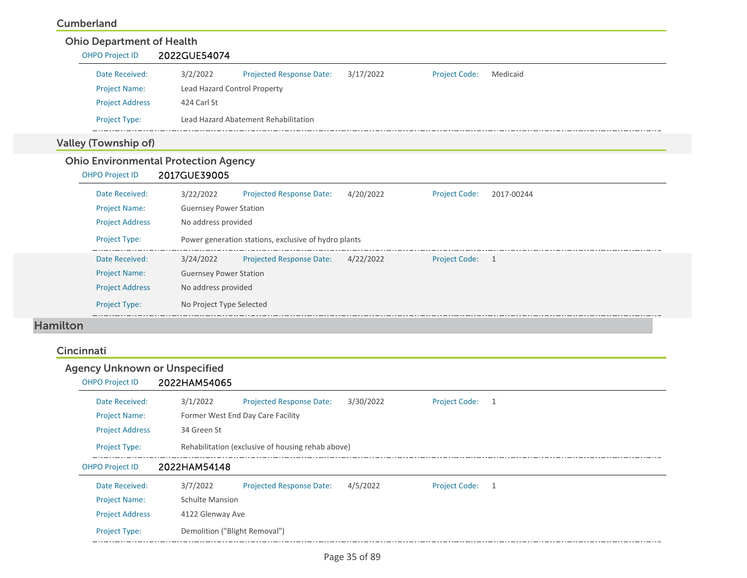### Cumberland

#### Ohio Department of Health

OHPO Project ID **2022GUE54074**

| | | | | | |
|---|---|---|---|---|---|
| Date Received: | 3/2/2022 | Projected Response Date: | 3/17/2022 | Project Code: | Medicaid |
| Project Name: | Lead Hazard Control Property | | | | |
| Project Address | 424 Carl St | | | | |
| Project Type: | Lead Hazard Abatement Rehabilitation | | | | |

### Valley (Township of)

#### Ohio Environmental Protection Agency

OHPO Project ID **2017GUE39005**

| | | | | | |
|---|---|---|---|---|---|
| Date Received: | 3/22/2022 | Projected Response Date: | 4/20/2022 | Project Code: | 2017-00244 |
| Project Name: | Guernsey Power Station | | | | |
| Project Address | No address provided | | | | |
| Project Type: | Power generation stations, exclusive of hydro plants | | | | |

| | | | | | |
|---|---|---|---|---|---|
| Date Received: | 3/24/2022 | Projected Response Date: | 4/22/2022 | Project Code: | 1 |
| Project Name: | Guernsey Power Station | | | | |
| Project Address | No address provided | | | | |
| Project Type: | No Project Type Selected | | | | |

## Hamilton

### Cincinnati

#### Agency Unknown or Unspecified

OHPO Project ID **2022HAM54065**

| | | | | | |
|---|---|---|---|---|---|
| Date Received: | 3/1/2022 | Projected Response Date: | 3/30/2022 | Project Code: | 1 |
| Project Name: | Former West End Day Care Facility | | | | |
| Project Address | 34 Green St | | | | |
| Project Type: | Rehabilitation (exclusive of housing rehab above) | | | | |

OHPO Project ID **2022HAM54148**

| | | | | | |
|---|---|---|---|---|---|
| Date Received: | 3/7/2022 | Projected Response Date: | 4/5/2022 | Project Code: | 1 |
| Project Name: | Schulte Mansion | | | | |
| Project Address | 4122 Glenway Ave | | | | |
| Project Type: | Demolition ("Blight Removal") | | | | |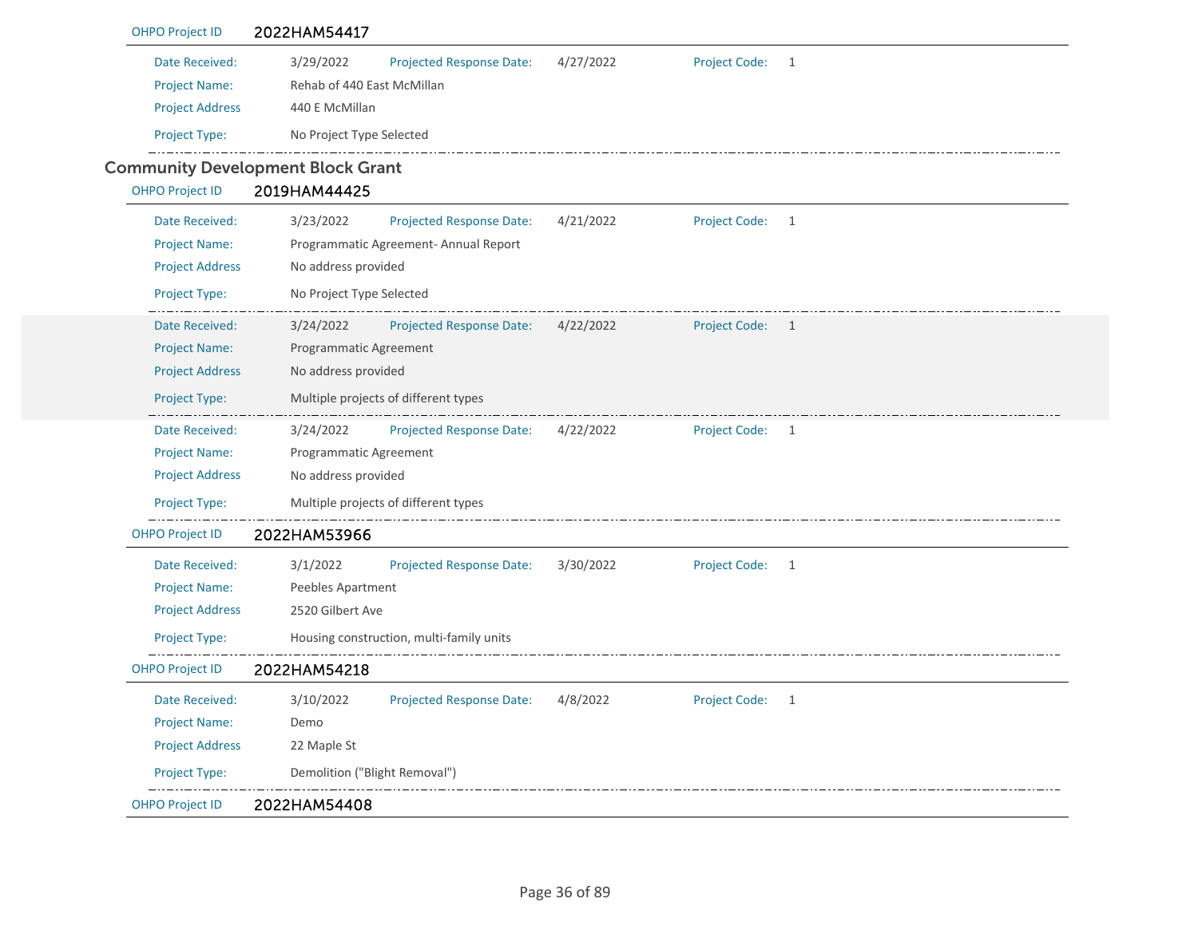OHPO Project ID **2022HAM54417**

Date Received: 3/29/2022 Projected Response Date: 4/27/2022 Project Code: 1

Project Name: Rehab of 440 East McMillan

Project Address 440 E McMillan

Project Type: No Project Type Selected

---

## Community Development Block Grant

OHPO Project ID **2019HAM44425**

Date Received: 3/23/2022 Projected Response Date: 4/21/2022 Project Code: 1

Project Name: Programmatic Agreement- Annual Report

Project Address No address provided

Project Type: No Project Type Selected

---

Date Received: 3/24/2022 Projected Response Date: 4/22/2022 Project Code: 1

Project Name: Programmatic Agreement

Project Address No address provided

Project Type: Multiple projects of different types

---

Date Received: 3/24/2022 Projected Response Date: 4/22/2022 Project Code: 1

Project Name: Programmatic Agreement

Project Address No address provided

Project Type: Multiple projects of different types

---

OHPO Project ID **2022HAM53966**

Date Received: 3/1/2022 Projected Response Date: 3/30/2022 Project Code: 1

Project Name: Peebles Apartment

Project Address 2520 Gilbert Ave

Project Type: Housing construction, multi-family units

---

OHPO Project ID **2022HAM54218**

Date Received: 3/10/2022 Projected Response Date: 4/8/2022 Project Code: 1

Project Name: Demo

Project Address 22 Maple St

Project Type: Demolition ("Blight Removal")

---

OHPO Project ID **2022HAM54408**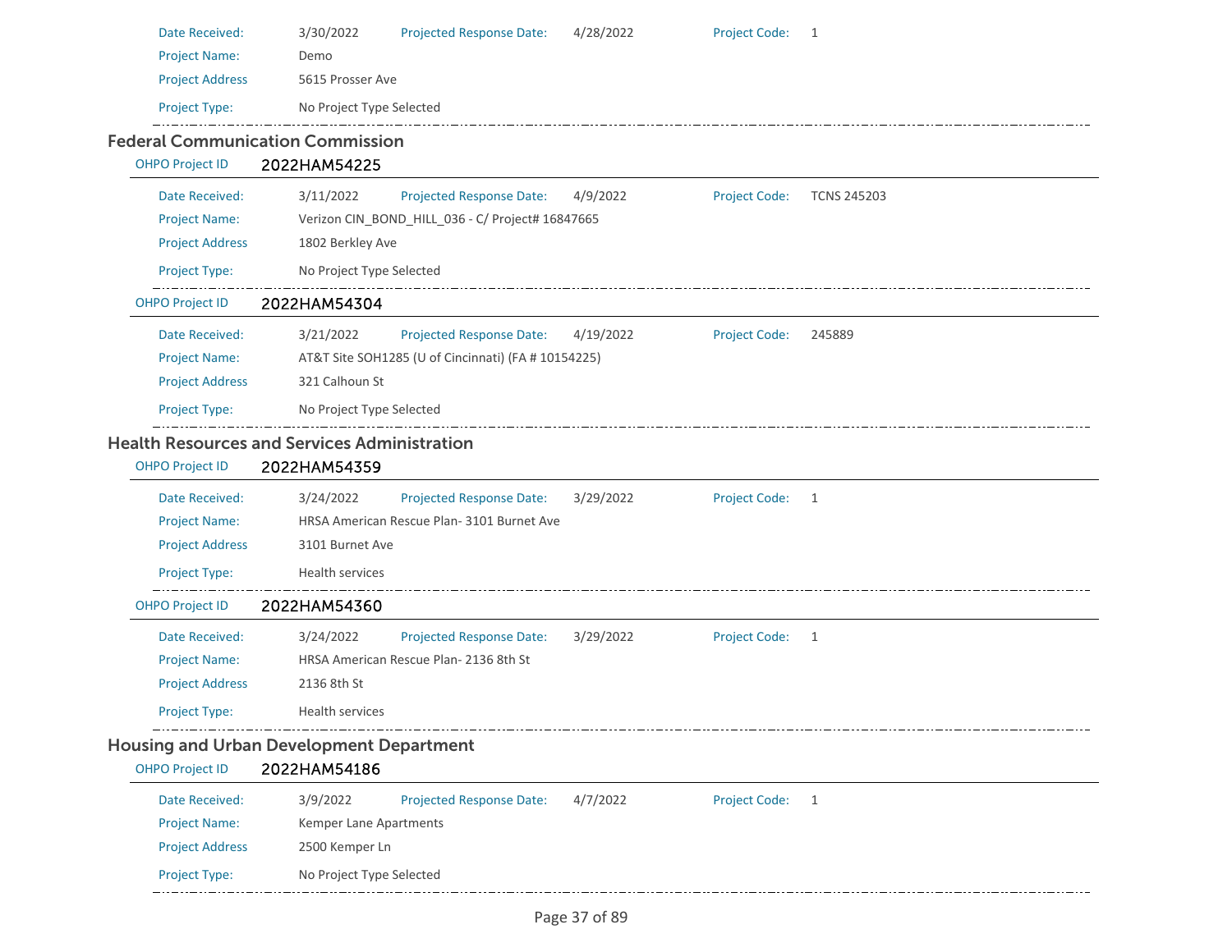Date Received: 3/30/2022 Projected Response Date: 4/28/2022 Project Code: 1

Project Name: Demo

Project Address 5615 Prosser Ave

Project Type: No Project Type Selected

## Federal Communication Commission

**OHPO Project ID** 2022HAM54225

Date Received: 3/11/2022 Projected Response Date: 4/9/2022 Project Code: TCNS 245203

Project Name: Verizon CIN_BOND_HILL_036 - C/ Project# 16847665

Project Address 1802 Berkley Ave

Project Type: No Project Type Selected

**OHPO Project ID** 2022HAM54304

Date Received: 3/21/2022 Projected Response Date: 4/19/2022 Project Code: 245889

Project Name: AT&T Site SOH1285 (U of Cincinnati) (FA # 10154225)

Project Address 321 Calhoun St

Project Type: No Project Type Selected

## Health Resources and Services Administration

**OHPO Project ID** 2022HAM54359

Date Received: 3/24/2022 Projected Response Date: 3/29/2022 Project Code: 1

Project Name: HRSA American Rescue Plan- 3101 Burnet Ave

Project Address 3101 Burnet Ave

Project Type: Health services

**OHPO Project ID** 2022HAM54360

Date Received: 3/24/2022 Projected Response Date: 3/29/2022 Project Code: 1

Project Name: HRSA American Rescue Plan- 2136 8th St

Project Address 2136 8th St

Project Type: Health services

## Housing and Urban Development Department

**OHPO Project ID** 2022HAM54186

Date Received: 3/9/2022 Projected Response Date: 4/7/2022 Project Code: 1

Project Name: Kemper Lane Apartments

Project Address 2500 Kemper Ln

Project Type: No Project Type Selected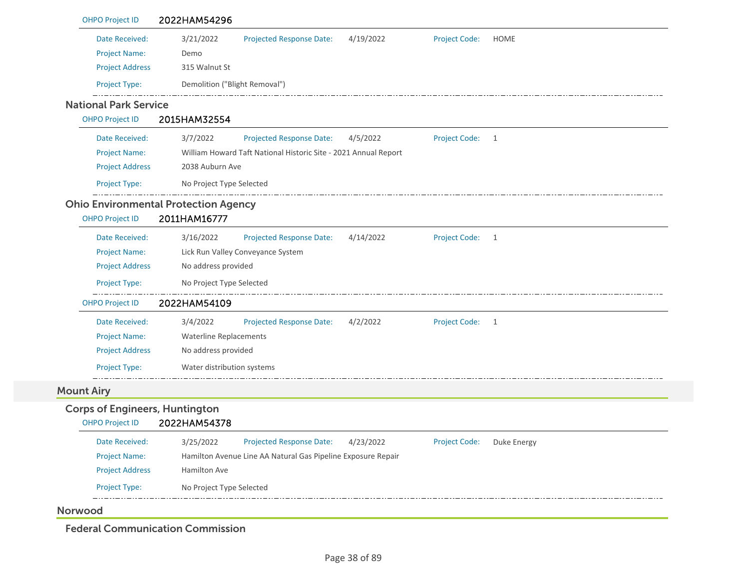OHPO Project ID **2022HAM54296**

| | | | | | |
|---|---|---|---|---|---|
| Date Received: | 3/21/2022 | Projected Response Date: | 4/19/2022 | Project Code: | HOME |
| Project Name: | Demo | | | | |
| Project Address | 315 Walnut St | | | | |
| Project Type: | Demolition ("Blight Removal") | | | | |

### National Park Service

OHPO Project ID **2015HAM32554**

| | | | | | |
|---|---|---|---|---|---|
| Date Received: | 3/7/2022 | Projected Response Date: | 4/5/2022 | Project Code: | 1 |
| Project Name: | William Howard Taft National Historic Site - 2021 Annual Report | | | | |
| Project Address | 2038 Auburn Ave | | | | |
| Project Type: | No Project Type Selected | | | | |

### Ohio Environmental Protection Agency

OHPO Project ID **2011HAM16777**

| | | | | | |
|---|---|---|---|---|---|
| Date Received: | 3/16/2022 | Projected Response Date: | 4/14/2022 | Project Code: | 1 |
| Project Name: | Lick Run Valley Conveyance System | | | | |
| Project Address | No address provided | | | | |
| Project Type: | No Project Type Selected | | | | |

OHPO Project ID **2022HAM54109**

| | | | | | |
|---|---|---|---|---|---|
| Date Received: | 3/4/2022 | Projected Response Date: | 4/2/2022 | Project Code: | 1 |
| Project Name: | Waterline Replacements | | | | |
| Project Address | No address provided | | | | |
| Project Type: | Water distribution systems | | | | |

## Mount Airy

### Corps of Engineers, Huntington

OHPO Project ID **2022HAM54378**

| | | | | | |
|---|---|---|---|---|---|
| Date Received: | 3/25/2022 | Projected Response Date: | 4/23/2022 | Project Code: | Duke Energy |
| Project Name: | Hamilton Avenue Line AA Natural Gas Pipeline Exposure Repair | | | | |
| Project Address | Hamilton Ave | | | | |
| Project Type: | No Project Type Selected | | | | |

## Norwood

### Federal Communication Commission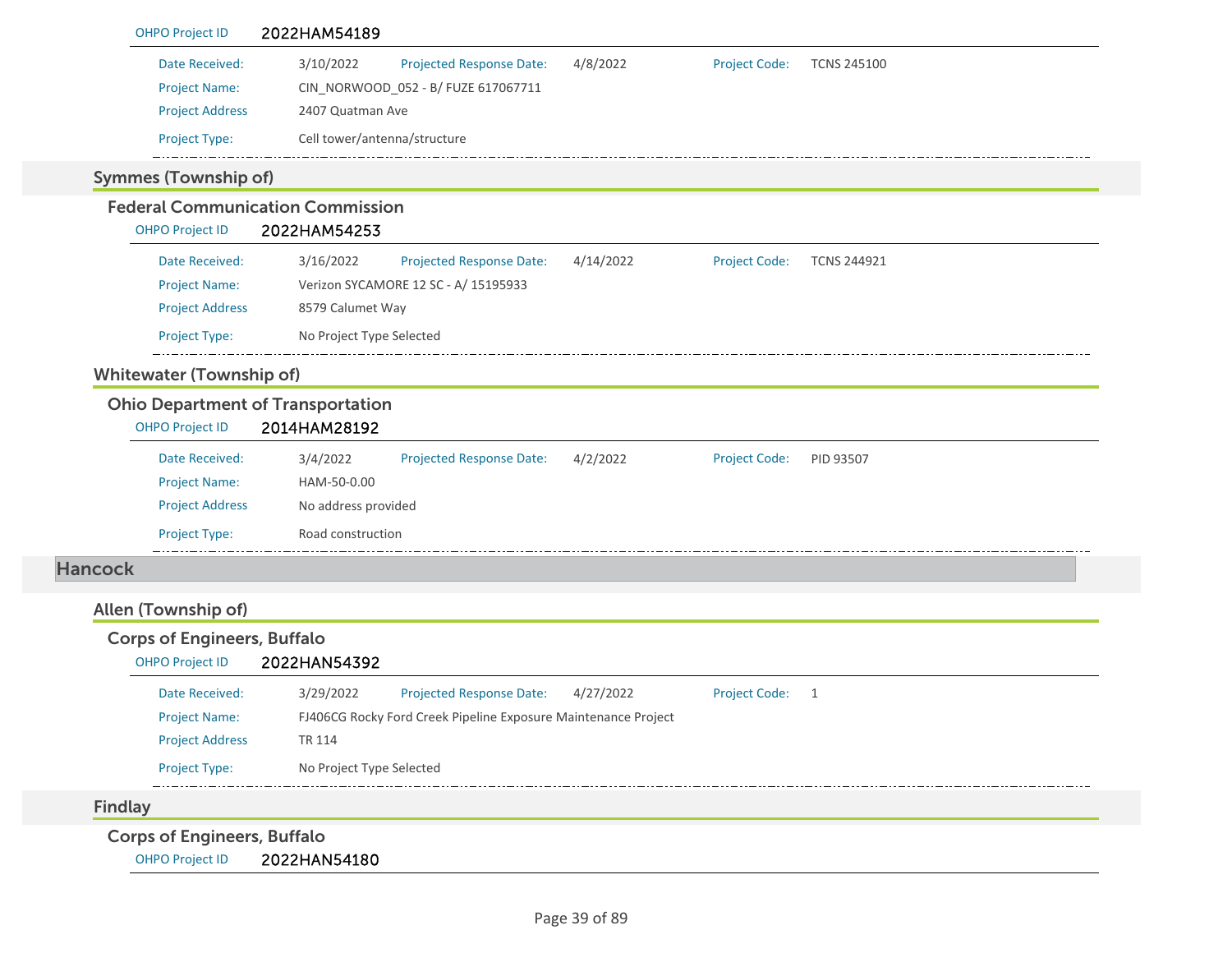OHPO Project ID 2022HAM54189

Date Received: 3/10/2022 Projected Response Date: 4/8/2022 Project Code: TCNS 245100

Project Name: CIN_NORWOOD_052 - B/ FUZE 617067711

Project Address 2407 Quatman Ave

Project Type: Cell tower/antenna/structure

## Symmes (Township of)

### Federal Communication Commission

OHPO Project ID 2022HAM54253

Date Received: 3/16/2022 Projected Response Date: 4/14/2022 Project Code: TCNS 244921

Project Name: Verizon SYCAMORE 12 SC - A/ 15195933

Project Address 8579 Calumet Way

Project Type: No Project Type Selected

## Whitewater (Township of)

### Ohio Department of Transportation

OHPO Project ID 2014HAM28192

Date Received: 3/4/2022 Projected Response Date: 4/2/2022 Project Code: PID 93507

Project Name: HAM-50-0.00

Project Address No address provided

Project Type: Road construction

# Hancock

## Allen (Township of)

### Corps of Engineers, Buffalo

OHPO Project ID 2022HAN54392

Date Received: 3/29/2022 Projected Response Date: 4/27/2022 Project Code: 1

Project Name: FJ406CG Rocky Ford Creek Pipeline Exposure Maintenance Project

Project Address TR 114

Project Type: No Project Type Selected

## Findlay

### Corps of Engineers, Buffalo

OHPO Project ID 2022HAN54180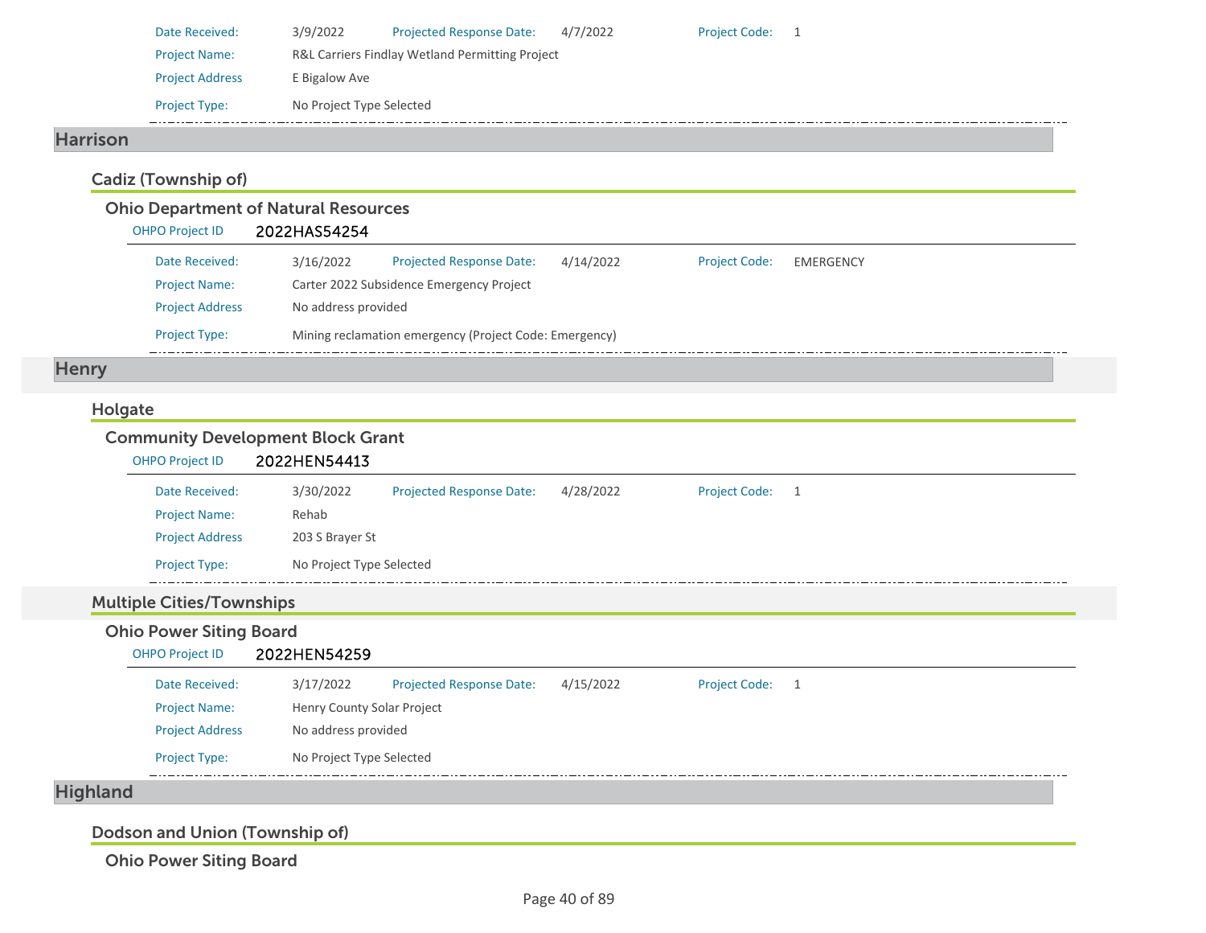Date Received: 3/9/2022 Projected Response Date: 4/7/2022 Project Code: 1

Project Name: R&L Carriers Findlay Wetland Permitting Project

Project Address E Bigalow Ave

Project Type: No Project Type Selected

## Harrison

### Cadiz (Township of)

#### Ohio Department of Natural Resources

OHPO Project ID 2022HAS54254

Date Received: 3/16/2022 Projected Response Date: 4/14/2022 Project Code: EMERGENCY

Project Name: Carter 2022 Subsidence Emergency Project

Project Address No address provided

Project Type: Mining reclamation emergency (Project Code: Emergency)

## Henry

### Holgate

#### Community Development Block Grant

OHPO Project ID 2022HEN54413

Date Received: 3/30/2022 Projected Response Date: 4/28/2022 Project Code: 1

Project Name: Rehab

Project Address 203 S Brayer St

Project Type: No Project Type Selected

### Multiple Cities/Townships

#### Ohio Power Siting Board

OHPO Project ID 2022HEN54259

Date Received: 3/17/2022 Projected Response Date: 4/15/2022 Project Code: 1

Project Name: Henry County Solar Project

Project Address No address provided

Project Type: No Project Type Selected

## Highland

### Dodson and Union (Township of)

#### Ohio Power Siting Board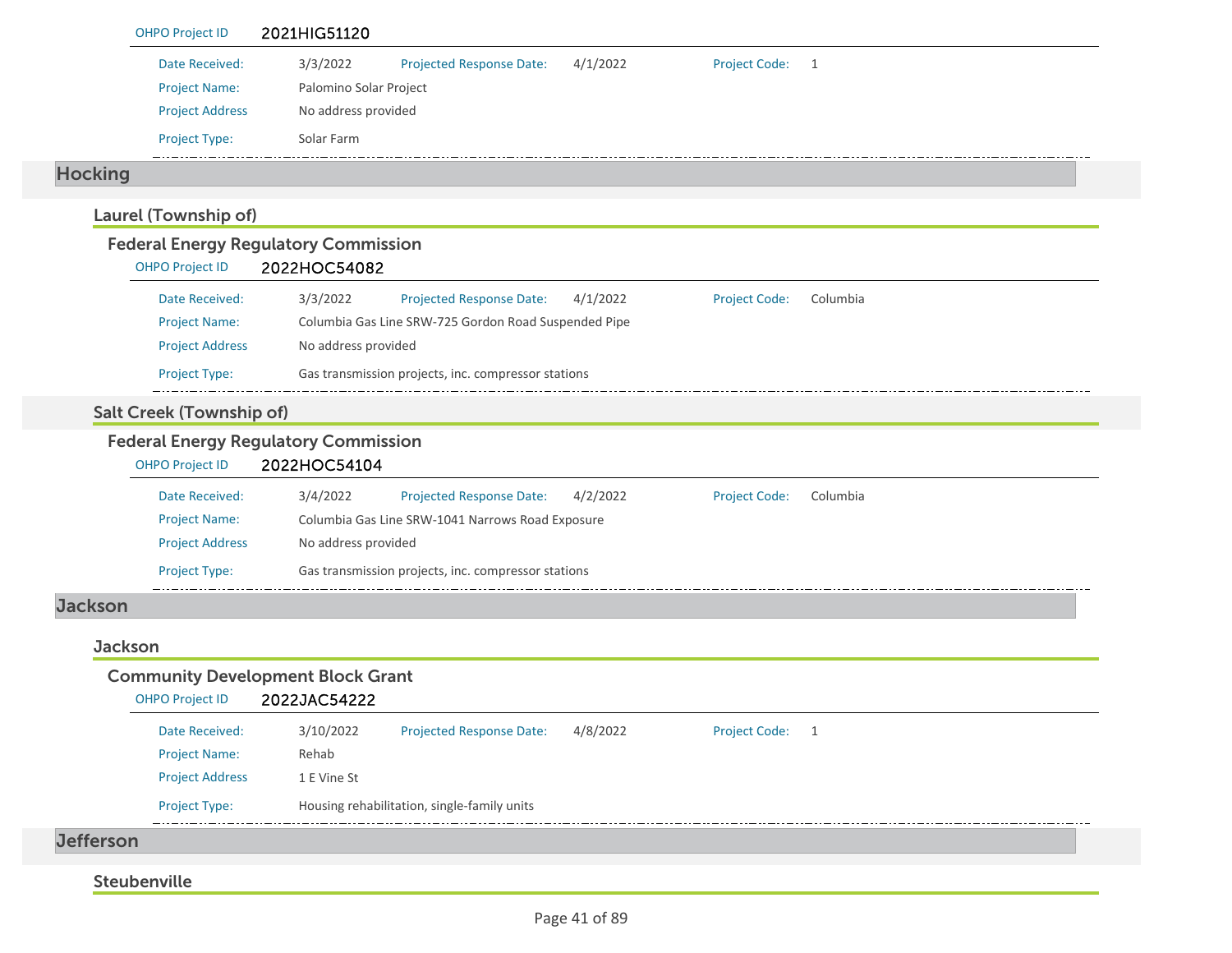OHPO Project ID 2021HIG51120

| | | | | | |
|---|---|---|---|---|---|
| Date Received: | 3/3/2022 | Projected Response Date: | 4/1/2022 | Project Code: | 1 |
| Project Name: | Palomino Solar Project | | | | |
| Project Address | No address provided | | | | |
| Project Type: | Solar Farm | | | | |

# Hocking

## Laurel (Township of)

### Federal Energy Regulatory Commission

OHPO Project ID 2022HOC54082

| | | | | | |
|---|---|---|---|---|---|
| Date Received: | 3/3/2022 | Projected Response Date: | 4/1/2022 | Project Code: | Columbia |
| Project Name: | Columbia Gas Line SRW-725 Gordon Road Suspended Pipe | | | | |
| Project Address | No address provided | | | | |
| Project Type: | Gas transmission projects, inc. compressor stations | | | | |

## Salt Creek (Township of)

### Federal Energy Regulatory Commission

OHPO Project ID 2022HOC54104

| | | | | | |
|---|---|---|---|---|---|
| Date Received: | 3/4/2022 | Projected Response Date: | 4/2/2022 | Project Code: | Columbia |
| Project Name: | Columbia Gas Line SRW-1041 Narrows Road Exposure | | | | |
| Project Address | No address provided | | | | |
| Project Type: | Gas transmission projects, inc. compressor stations | | | | |

# Jackson

## Jackson

### Community Development Block Grant

OHPO Project ID 2022JAC54222

| | | | | | |
|---|---|---|---|---|---|
| Date Received: | 3/10/2022 | Projected Response Date: | 4/8/2022 | Project Code: | 1 |
| Project Name: | Rehab | | | | |
| Project Address | 1 E Vine St | | | | |
| Project Type: | Housing rehabilitation, single-family units | | | | |

# Jefferson

## Steubenville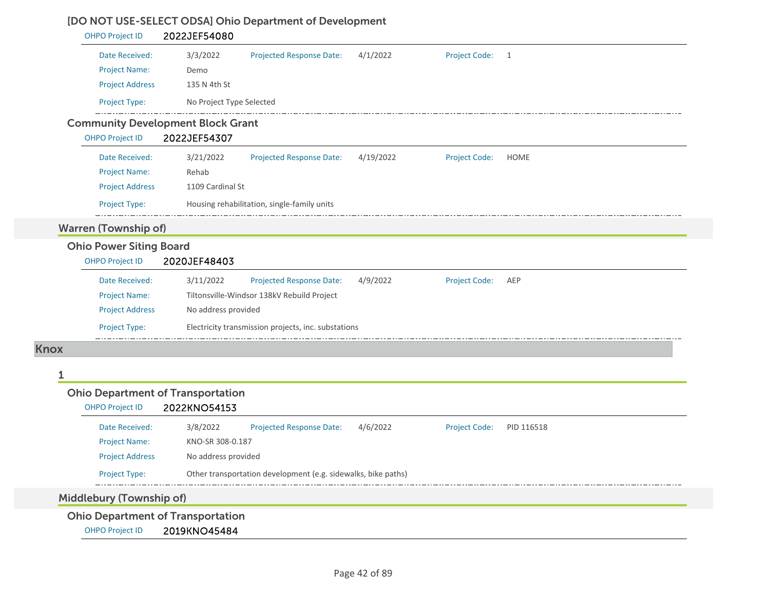### [DO NOT USE-SELECT ODSA] Ohio Department of Development

OHPO Project ID **2022JEF54080**

| | | | | | |
|---|---|---|---|---|---|
| Date Received: | 3/3/2022 | Projected Response Date: | 4/1/2022 | Project Code: | 1 |
| Project Name: | Demo | | | | |
| Project Address | 135 N 4th St | | | | |
| Project Type: | No Project Type Selected | | | | |

### Community Development Block Grant

OHPO Project ID **2022JEF54307**

| | | | | | |
|---|---|---|---|---|---|
| Date Received: | 3/21/2022 | Projected Response Date: | 4/19/2022 | Project Code: | HOME |
| Project Name: | Rehab | | | | |
| Project Address | 1109 Cardinal St | | | | |
| Project Type: | Housing rehabilitation, single-family units | | | | |

## Warren (Township of)

### Ohio Power Siting Board

OHPO Project ID **2020JEF48403**

| | | | | | |
|---|---|---|---|---|---|
| Date Received: | 3/11/2022 | Projected Response Date: | 4/9/2022 | Project Code: | AEP |
| Project Name: | Tiltonsville-Windsor 138kV Rebuild Project | | | | |
| Project Address | No address provided | | | | |
| Project Type: | Electricity transmission projects, inc. substations | | | | |

# Knox

## 1

### Ohio Department of Transportation

OHPO Project ID **2022KNO54153**

| | | | | | |
|---|---|---|---|---|---|
| Date Received: | 3/8/2022 | Projected Response Date: | 4/6/2022 | Project Code: | PID 116518 |
| Project Name: | KNO-SR 308-0.187 | | | | |
| Project Address | No address provided | | | | |
| Project Type: | Other transportation development (e.g. sidewalks, bike paths) | | | | |

## Middlebury (Township of)

### Ohio Department of Transportation

OHPO Project ID **2019KNO45484**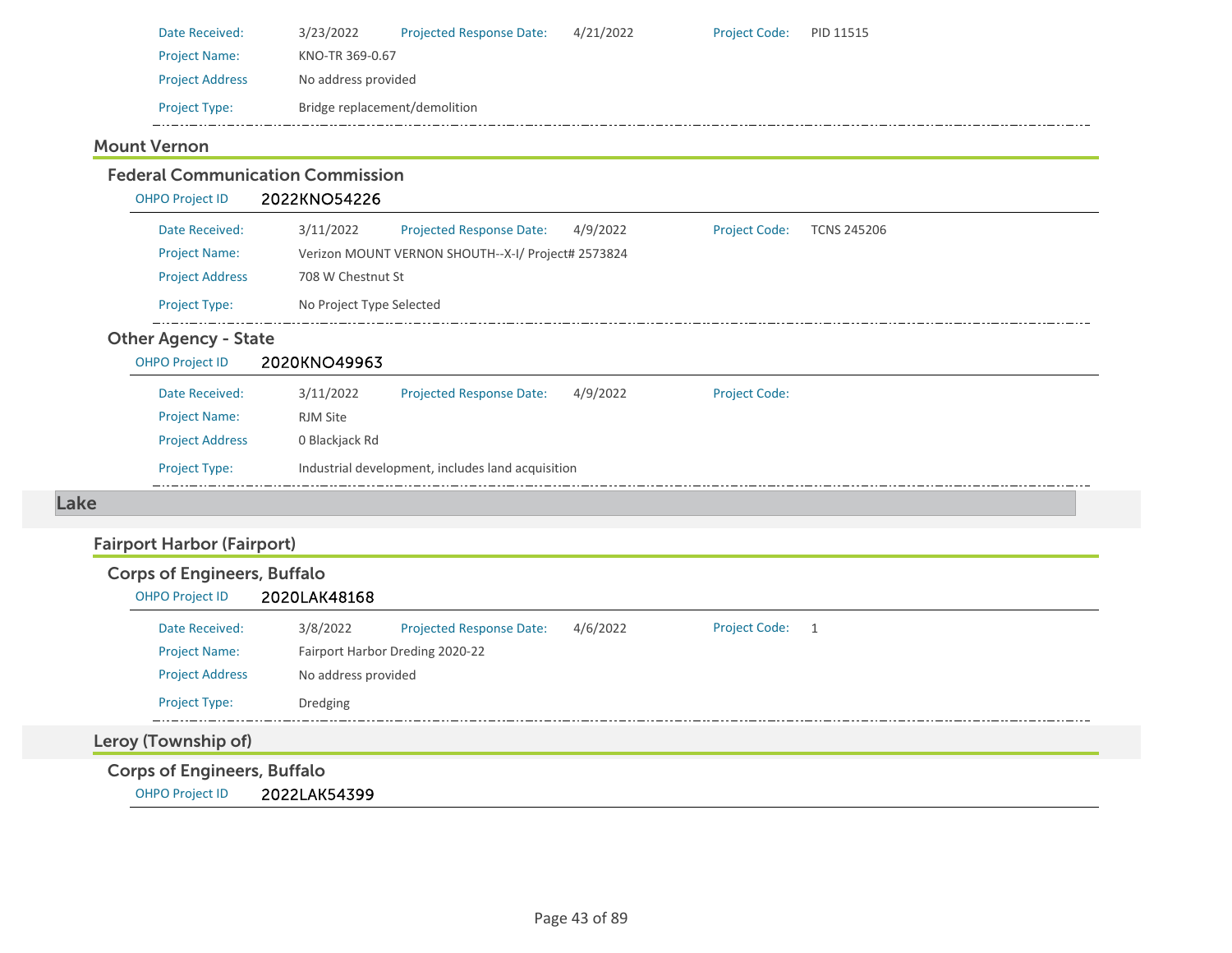Date Received: 3/23/2022 Projected Response Date: 4/21/2022 Project Code: PID 11515

Project Name: KNO-TR 369-0.67

Project Address: No address provided

Project Type: Bridge replacement/demolition

### Mount Vernon

#### Federal Communication Commission

OHPO Project ID **2022KNO54226**

Date Received: 3/11/2022 Projected Response Date: 4/9/2022 Project Code: TCNS 245206

Project Name: Verizon MOUNT VERNON SHOUTH--X-I/ Project# 2573824

Project Address: 708 W Chestnut St

Project Type: No Project Type Selected

#### Other Agency - State

OHPO Project ID **2020KNO49963**

Date Received: 3/11/2022 Projected Response Date: 4/9/2022 Project Code:

Project Name: RJM Site

Project Address: 0 Blackjack Rd

Project Type: Industrial development, includes land acquisition

## Lake

### Fairport Harbor (Fairport)

#### Corps of Engineers, Buffalo

OHPO Project ID **2020LAK48168**

Date Received: 3/8/2022 Projected Response Date: 4/6/2022 Project Code: 1

Project Name: Fairport Harbor Dreding 2020-22

Project Address: No address provided

Project Type: Dredging

### Leroy (Township of)

#### Corps of Engineers, Buffalo

OHPO Project ID **2022LAK54399**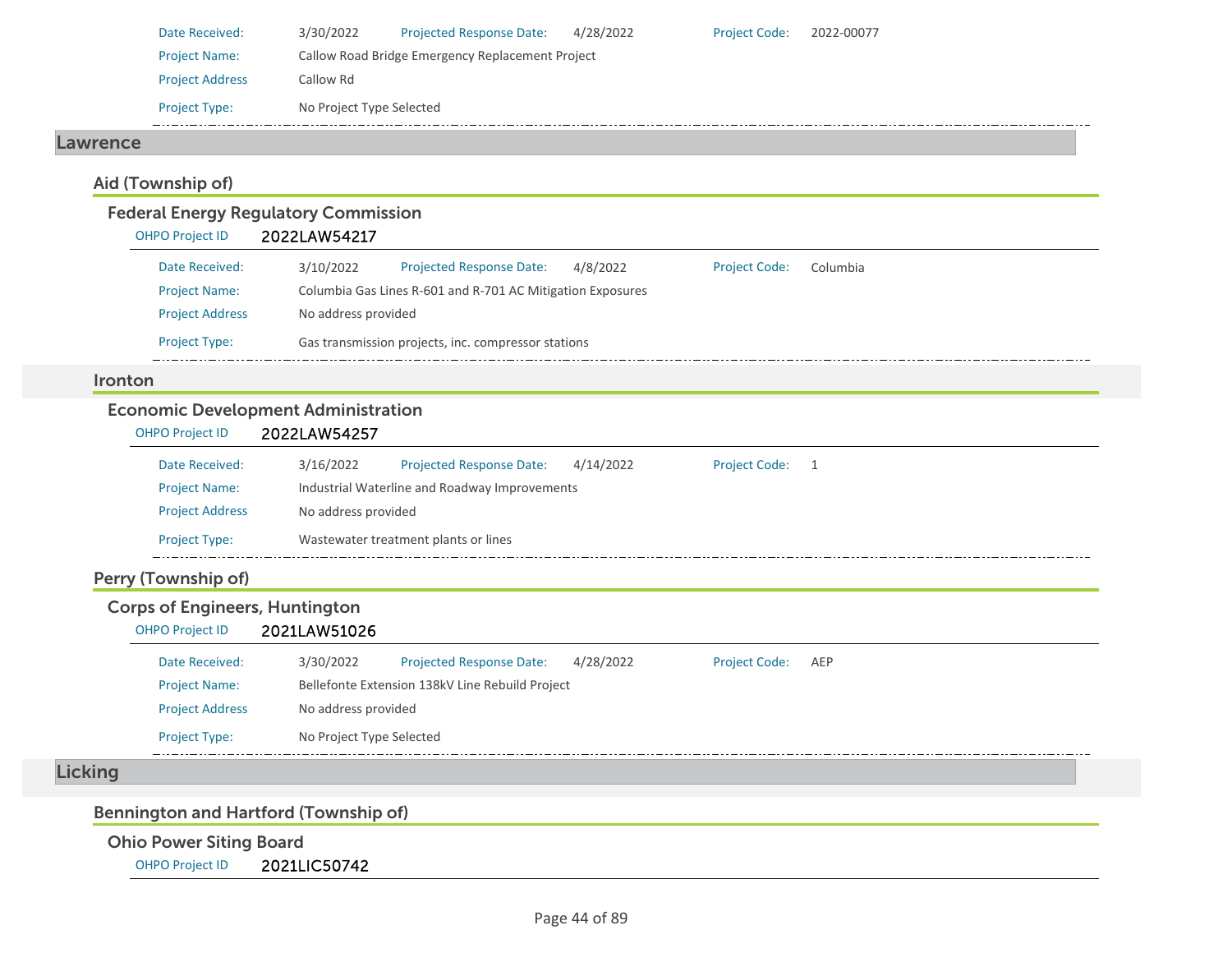Date Received: 3/30/2022 Projected Response Date: 4/28/2022 Project Code: 2022-00077

Project Name: Callow Road Bridge Emergency Replacement Project

Project Address: Callow Rd

Project Type: No Project Type Selected

# Lawrence

## Aid (Township of)

### Federal Energy Regulatory Commission

OHPO Project ID: 2022LAW54217

Date Received: 3/10/2022 Projected Response Date: 4/8/2022 Project Code: Columbia

Project Name: Columbia Gas Lines R-601 and R-701 AC Mitigation Exposures

Project Address: No address provided

Project Type: Gas transmission projects, inc. compressor stations

## Ironton

### Economic Development Administration

OHPO Project ID: 2022LAW54257

Date Received: 3/16/2022 Projected Response Date: 4/14/2022 Project Code: 1

Project Name: Industrial Waterline and Roadway Improvements

Project Address: No address provided

Project Type: Wastewater treatment plants or lines

## Perry (Township of)

### Corps of Engineers, Huntington

OHPO Project ID: 2021LAW51026

Date Received: 3/30/2022 Projected Response Date: 4/28/2022 Project Code: AEP

Project Name: Bellefonte Extension 138kV Line Rebuild Project

Project Address: No address provided

Project Type: No Project Type Selected

# Licking

## Bennington and Hartford (Township of)

### Ohio Power Siting Board

OHPO Project ID: 2021LIC50742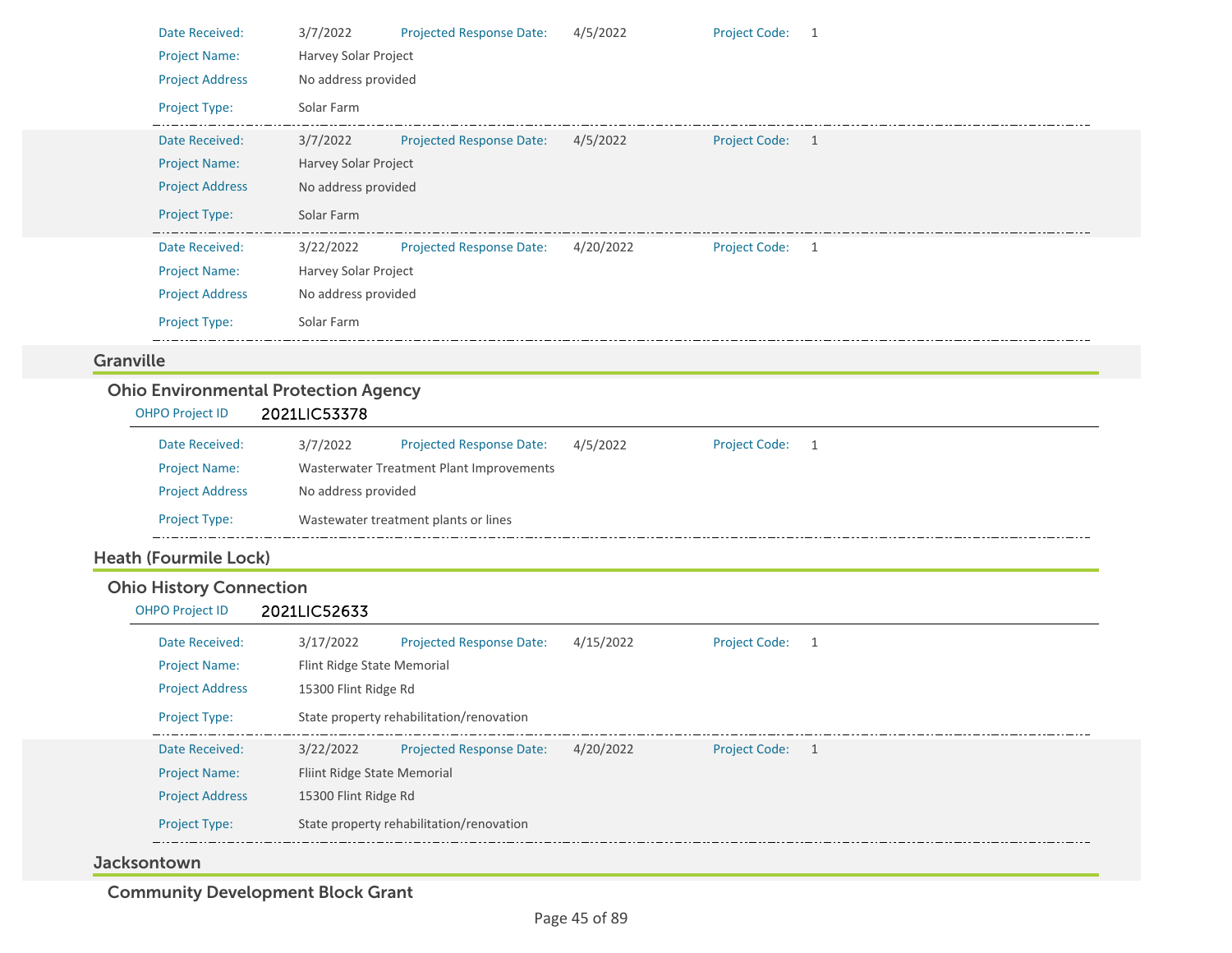| | | | | | |
|---|---|---|---|---|---|
| Date Received: | 3/7/2022 | Projected Response Date: | 4/5/2022 | Project Code: | 1 |
| Project Name: | Harvey Solar Project | | | | |
| Project Address | No address provided | | | | |
| Project Type: | Solar Farm | | | | |

| | | | | | |
|---|---|---|---|---|---|
| Date Received: | 3/7/2022 | Projected Response Date: | 4/5/2022 | Project Code: | 1 |
| Project Name: | Harvey Solar Project | | | | |
| Project Address | No address provided | | | | |
| Project Type: | Solar Farm | | | | |

| | | | | | |
|---|---|---|---|---|---|
| Date Received: | 3/22/2022 | Projected Response Date: | 4/20/2022 | Project Code: | 1 |
| Project Name: | Harvey Solar Project | | | | |
| Project Address | No address provided | | | | |
| Project Type: | Solar Farm | | | | |

## Granville

### Ohio Environmental Protection Agency

OHPO Project ID **2021LIC53378**

| | | | | | |
|---|---|---|---|---|---|
| Date Received: | 3/7/2022 | Projected Response Date: | 4/5/2022 | Project Code: | 1 |
| Project Name: | Wasterwater Treatment Plant Improvements | | | | |
| Project Address | No address provided | | | | |
| Project Type: | Wastewater treatment plants or lines | | | | |

## Heath (Fourmile Lock)

### Ohio History Connection

OHPO Project ID **2021LIC52633**

| | | | | | |
|---|---|---|---|---|---|
| Date Received: | 3/17/2022 | Projected Response Date: | 4/15/2022 | Project Code: | 1 |
| Project Name: | Flint Ridge State Memorial | | | | |
| Project Address | 15300 Flint Ridge Rd | | | | |
| Project Type: | State property rehabilitation/renovation | | | | |

| | | | | | |
|---|---|---|---|---|---|
| Date Received: | 3/22/2022 | Projected Response Date: | 4/20/2022 | Project Code: | 1 |
| Project Name: | Fliint Ridge State Memorial | | | | |
| Project Address | 15300 Flint Ridge Rd | | | | |
| Project Type: | State property rehabilitation/renovation | | | | |

## Jacksontown

### Community Development Block Grant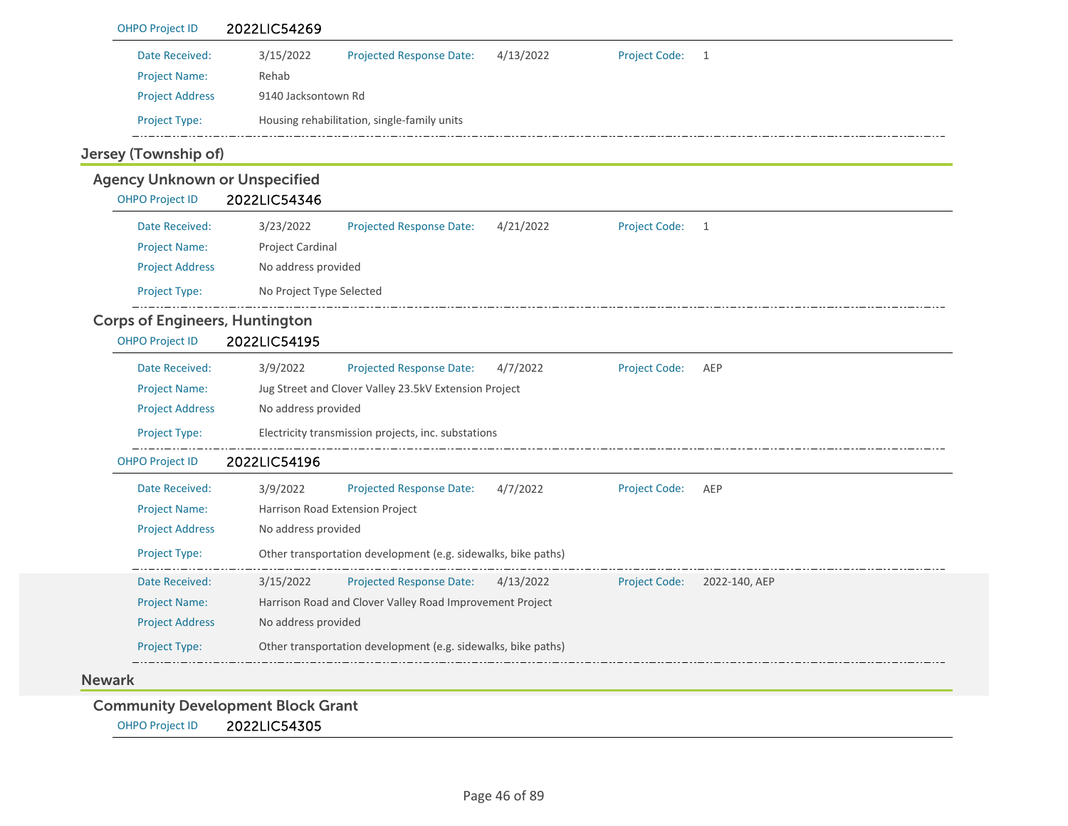**OHPO Project ID** 2022LIC54269

| | | | | | |
|---|---|---|---|---|---|
| Date Received: | 3/15/2022 | Projected Response Date: | 4/13/2022 | Project Code: | 1 |
| Project Name: | Rehab | | | | |
| Project Address | 9140 Jacksontown Rd | | | | |
| Project Type: | Housing rehabilitation, single-family units | | | | |

## Jersey (Township of)

### Agency Unknown or Unspecified

**OHPO Project ID** 2022LIC54346

| | | | | | |
|---|---|---|---|---|---|
| Date Received: | 3/23/2022 | Projected Response Date: | 4/21/2022 | Project Code: | 1 |
| Project Name: | Project Cardinal | | | | |
| Project Address | No address provided | | | | |
| Project Type: | No Project Type Selected | | | | |

### Corps of Engineers, Huntington

**OHPO Project ID** 2022LIC54195

| | | | | | |
|---|---|---|---|---|---|
| Date Received: | 3/9/2022 | Projected Response Date: | 4/7/2022 | Project Code: | AEP |
| Project Name: | Jug Street and Clover Valley 23.5kV Extension Project | | | | |
| Project Address | No address provided | | | | |
| Project Type: | Electricity transmission projects, inc. substations | | | | |

**OHPO Project ID** 2022LIC54196

| | | | | | |
|---|---|---|---|---|---|
| Date Received: | 3/9/2022 | Projected Response Date: | 4/7/2022 | Project Code: | AEP |
| Project Name: | Harrison Road Extension Project | | | | |
| Project Address | No address provided | | | | |
| Project Type: | Other transportation development (e.g. sidewalks, bike paths) | | | | |

| | | | | | |
|---|---|---|---|---|---|
| Date Received: | 3/15/2022 | Projected Response Date: | 4/13/2022 | Project Code: | 2022-140, AEP |
| Project Name: | Harrison Road and Clover Valley Road Improvement Project | | | | |
| Project Address | No address provided | | | | |
| Project Type: | Other transportation development (e.g. sidewalks, bike paths) | | | | |

## Newark

### Community Development Block Grant

**OHPO Project ID** 2022LIC54305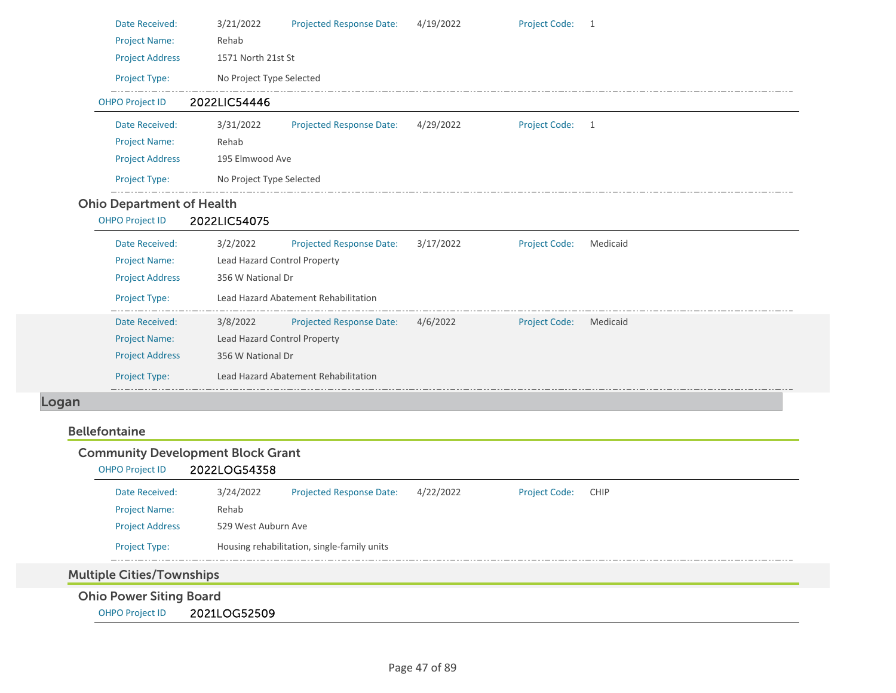Date Received: 3/21/2022 Projected Response Date: 4/19/2022 Project Code: 1

Project Name: Rehab

Project Address 1571 North 21st St

Project Type: No Project Type Selected

OHPO Project ID **2022LIC54446**

Date Received: 3/31/2022 Projected Response Date: 4/29/2022 Project Code: 1

Project Name: Rehab

Project Address 195 Elmwood Ave

Project Type: No Project Type Selected

### Ohio Department of Health

OHPO Project ID **2022LIC54075**

Date Received: 3/2/2022 Projected Response Date: 3/17/2022 Project Code: Medicaid

Project Name: Lead Hazard Control Property

Project Address 356 W National Dr

Project Type: Lead Hazard Abatement Rehabilitation

Date Received: 3/8/2022 Projected Response Date: 4/6/2022 Project Code: Medicaid

Project Name: Lead Hazard Control Property

Project Address 356 W National Dr

Project Type: Lead Hazard Abatement Rehabilitation

# Logan

## Bellefontaine

### Community Development Block Grant

OHPO Project ID **2022LOG54358**

Date Received: 3/24/2022 Projected Response Date: 4/22/2022 Project Code: CHIP

Project Name: Rehab

Project Address 529 West Auburn Ave

Project Type: Housing rehabilitation, single-family units

## Multiple Cities/Townships

### Ohio Power Siting Board

OHPO Project ID **2021LOG52509**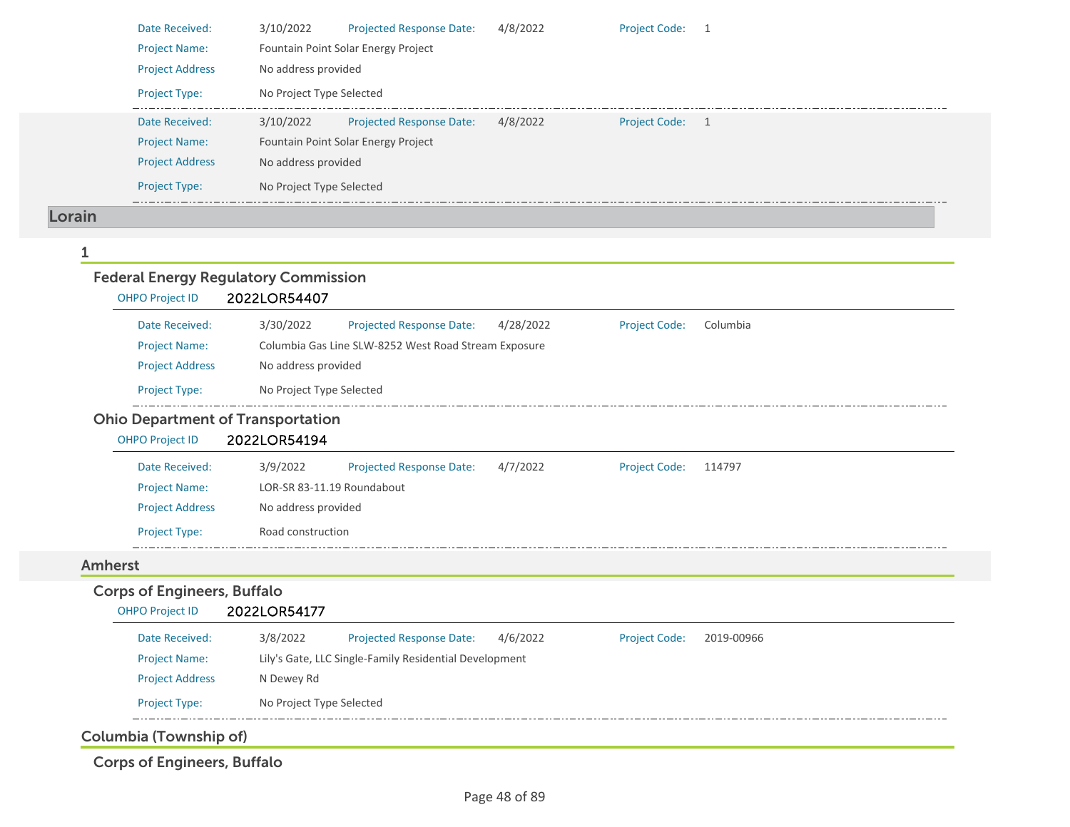| | | | |
|---|---|---|---|
| Date Received: | 3/10/2022 | Projected Response Date: | 4/8/2022 |
| Project Code: | 1 | | |
| Project Name: | Fountain Point Solar Energy Project | | |
| Project Address | No address provided | | |
| Project Type: | No Project Type Selected | | |

| | | | |
|---|---|---|---|
| Date Received: | 3/10/2022 | Projected Response Date: | 4/8/2022 |
| Project Code: | 1 | | |
| Project Name: | Fountain Point Solar Energy Project | | |
| Project Address | No address provided | | |
| Project Type: | No Project Type Selected | | |

# Lorain

## 1

### Federal Energy Regulatory Commission

OHPO Project ID 2022LOR54407

| | | | |
|---|---|---|---|
| Date Received: | 3/30/2022 | Projected Response Date: | 4/28/2022 |
| Project Code: | Columbia | | |
| Project Name: | Columbia Gas Line SLW-8252 West Road Stream Exposure | | |
| Project Address | No address provided | | |
| Project Type: | No Project Type Selected | | |

### Ohio Department of Transportation

OHPO Project ID 2022LOR54194

| | | | |
|---|---|---|---|
| Date Received: | 3/9/2022 | Projected Response Date: | 4/7/2022 |
| Project Code: | 114797 | | |
| Project Name: | LOR-SR 83-11.19 Roundabout | | |
| Project Address | No address provided | | |
| Project Type: | Road construction | | |

## Amherst

### Corps of Engineers, Buffalo

OHPO Project ID 2022LOR54177

| | | | |
|---|---|---|---|
| Date Received: | 3/8/2022 | Projected Response Date: | 4/6/2022 |
| Project Code: | 2019-00966 | | |
| Project Name: | Lily's Gate, LLC Single-Family Residential Development | | |
| Project Address | N Dewey Rd | | |
| Project Type: | No Project Type Selected | | |

## Columbia (Township of)

### Corps of Engineers, Buffalo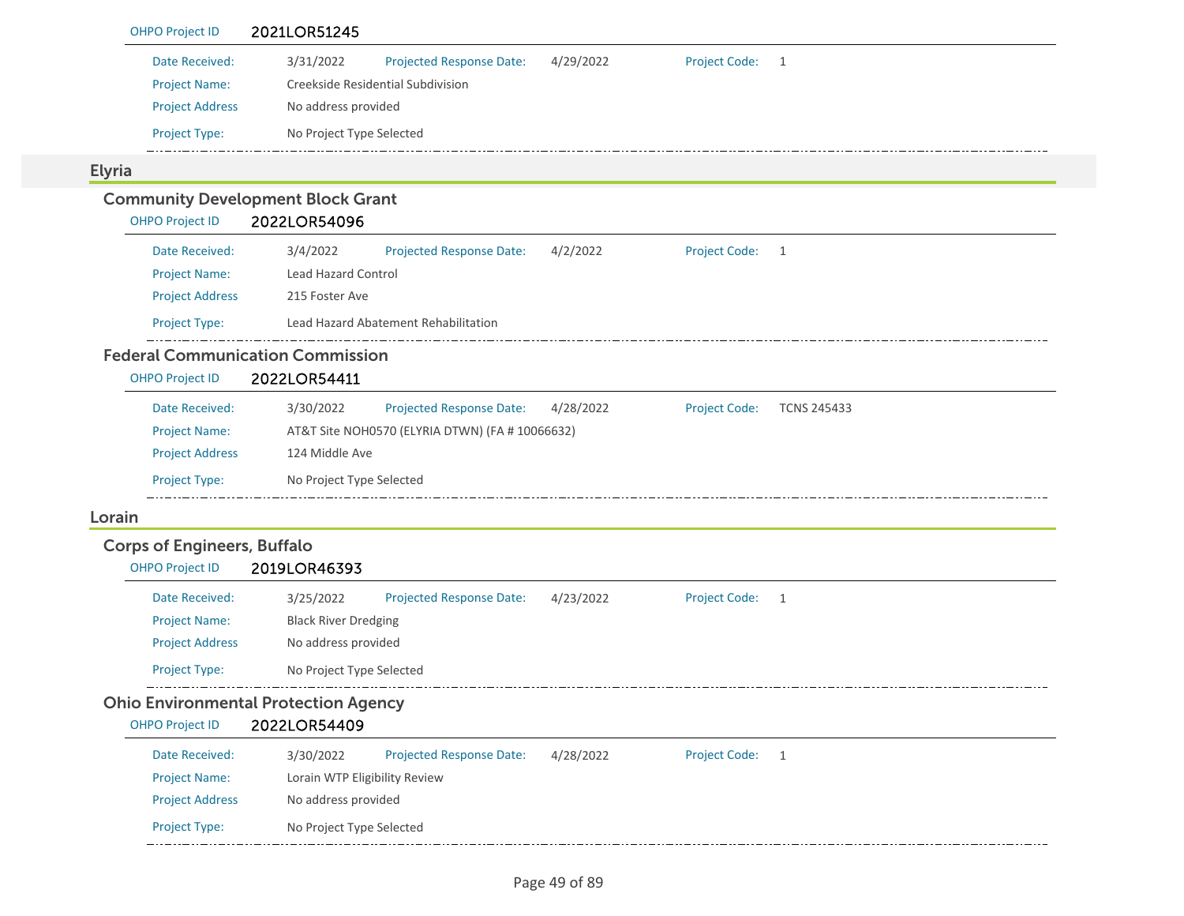OHPO Project ID 2021LOR51245

| | | | | | |
|---|---|---|---|---|---|
| Date Received: | 3/31/2022 | Projected Response Date: | 4/29/2022 | Project Code: | 1 |
| Project Name: | Creekside Residential Subdivision | | | | |
| Project Address | No address provided | | | | |
| Project Type: | No Project Type Selected | | | | |

## Elyria

### Community Development Block Grant

OHPO Project ID 2022LOR54096

| | | | | | |
|---|---|---|---|---|---|
| Date Received: | 3/4/2022 | Projected Response Date: | 4/2/2022 | Project Code: | 1 |
| Project Name: | Lead Hazard Control | | | | |
| Project Address | 215 Foster Ave | | | | |
| Project Type: | Lead Hazard Abatement Rehabilitation | | | | |

### Federal Communication Commission

OHPO Project ID 2022LOR54411

| | | | | | |
|---|---|---|---|---|---|
| Date Received: | 3/30/2022 | Projected Response Date: | 4/28/2022 | Project Code: | TCNS 245433 |
| Project Name: | AT&T Site NOH0570 (ELYRIA DTWN) (FA # 10066632) | | | | |
| Project Address | 124 Middle Ave | | | | |
| Project Type: | No Project Type Selected | | | | |

## Lorain

### Corps of Engineers, Buffalo

OHPO Project ID 2019LOR46393

| | | | | | |
|---|---|---|---|---|---|
| Date Received: | 3/25/2022 | Projected Response Date: | 4/23/2022 | Project Code: | 1 |
| Project Name: | Black River Dredging | | | | |
| Project Address | No address provided | | | | |
| Project Type: | No Project Type Selected | | | | |

### Ohio Environmental Protection Agency

OHPO Project ID 2022LOR54409

| | | | | | |
|---|---|---|---|---|---|
| Date Received: | 3/30/2022 | Projected Response Date: | 4/28/2022 | Project Code: | 1 |
| Project Name: | Lorain WTP Eligibility Review | | | | |
| Project Address | No address provided | | | | |
| Project Type: | No Project Type Selected | | | | |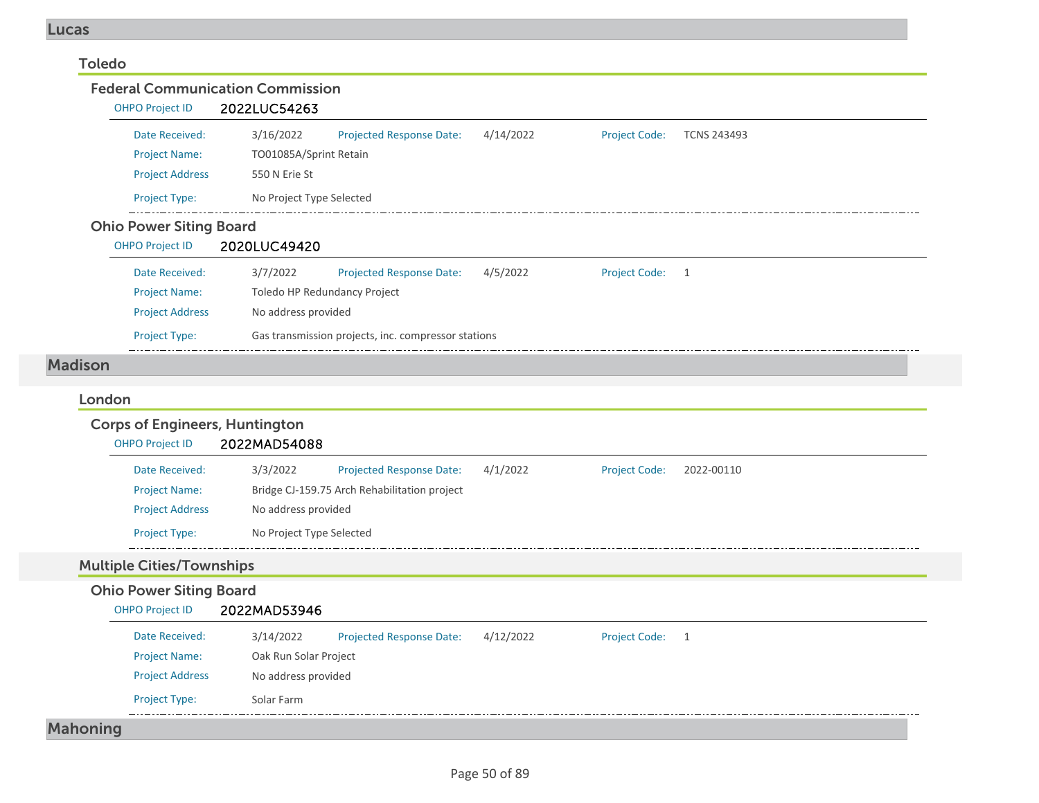## Lucas

### Toledo

#### Federal Communication Commission

OHPO Project ID 2022LUC54263

| | | | | | |
|---|---|---|---|---|---|
| Date Received: | 3/16/2022 | Projected Response Date: | 4/14/2022 | Project Code: | TCNS 243493 |
| Project Name: | TO01085A/Sprint Retain | | | | |
| Project Address | 550 N Erie St | | | | |
| Project Type: | No Project Type Selected | | | | |

#### Ohio Power Siting Board

OHPO Project ID 2020LUC49420

| | | | | | |
|---|---|---|---|---|---|
| Date Received: | 3/7/2022 | Projected Response Date: | 4/5/2022 | Project Code: | 1 |
| Project Name: | Toledo HP Redundancy Project | | | | |
| Project Address | No address provided | | | | |
| Project Type: | Gas transmission projects, inc. compressor stations | | | | |

## Madison

### London

#### Corps of Engineers, Huntington

OHPO Project ID 2022MAD54088

| | | | | | |
|---|---|---|---|---|---|
| Date Received: | 3/3/2022 | Projected Response Date: | 4/1/2022 | Project Code: | 2022-00110 |
| Project Name: | Bridge CJ-159.75 Arch Rehabilitation project | | | | |
| Project Address | No address provided | | | | |
| Project Type: | No Project Type Selected | | | | |

### Multiple Cities/Townships

#### Ohio Power Siting Board

OHPO Project ID 2022MAD53946

| | | | | | |
|---|---|---|---|---|---|
| Date Received: | 3/14/2022 | Projected Response Date: | 4/12/2022 | Project Code: | 1 |
| Project Name: | Oak Run Solar Project | | | | |
| Project Address | No address provided | | | | |
| Project Type: | Solar Farm | | | | |

## Mahoning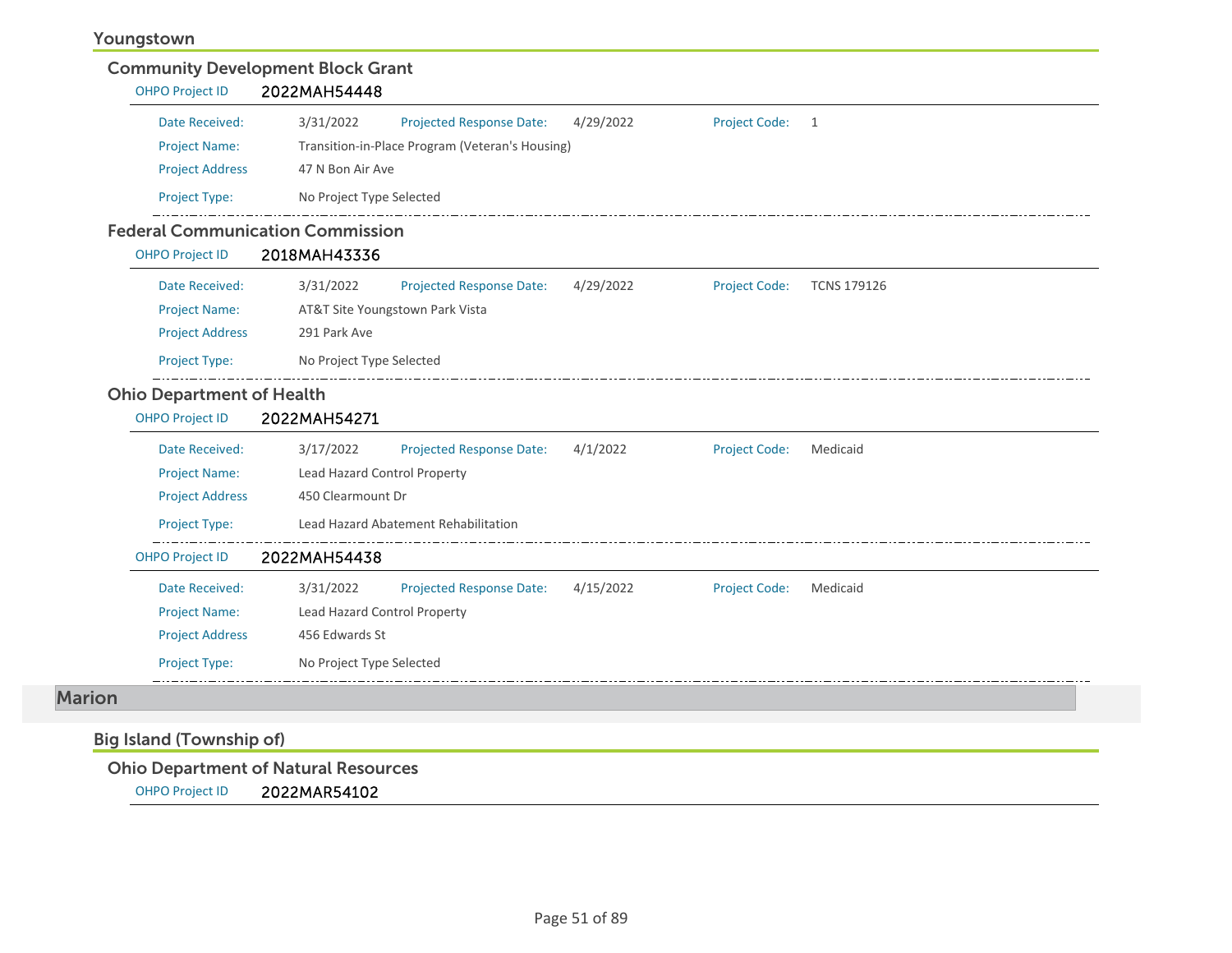### Youngstown

#### Community Development Block Grant

**OHPO Project ID** 2022MAH54448

Date Received: 3/31/2022 Projected Response Date: 4/29/2022 Project Code: 1

Project Name: Transition-in-Place Program (Veteran's Housing)

Project Address 47 N Bon Air Ave

Project Type: No Project Type Selected

#### Federal Communication Commission

**OHPO Project ID** 2018MAH43336

Date Received: 3/31/2022 Projected Response Date: 4/29/2022 Project Code: TCNS 179126

Project Name: AT&T Site Youngstown Park Vista

Project Address 291 Park Ave

Project Type: No Project Type Selected

#### Ohio Department of Health

**OHPO Project ID** 2022MAH54271

Date Received: 3/17/2022 Projected Response Date: 4/1/2022 Project Code: Medicaid

Project Name: Lead Hazard Control Property

Project Address 450 Clearmount Dr

Project Type: Lead Hazard Abatement Rehabilitation

**OHPO Project ID** 2022MAH54438

Date Received: 3/31/2022 Projected Response Date: 4/15/2022 Project Code: Medicaid

Project Name: Lead Hazard Control Property

Project Address 456 Edwards St

Project Type: No Project Type Selected

## Marion

### Big Island (Township of)

#### Ohio Department of Natural Resources

**OHPO Project ID** 2022MAR54102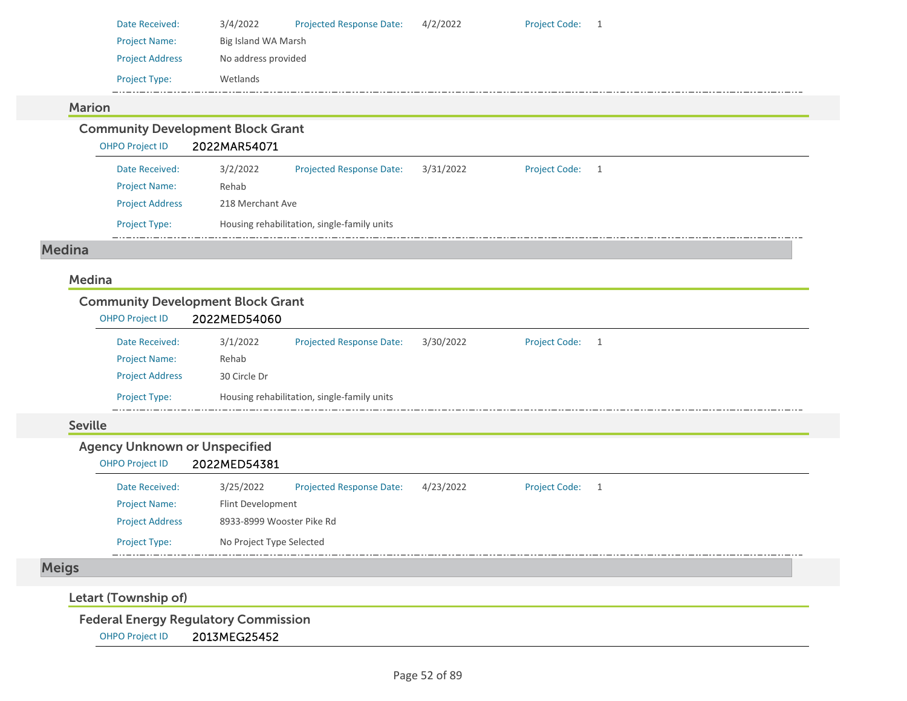Date Received: 3/4/2022 Projected Response Date: 4/2/2022 Project Code: 1

Project Name: Big Island WA Marsh

Project Address: No address provided

Project Type: Wetlands

### Marion

#### Community Development Block Grant

OHPO Project ID **2022MAR54071**

Date Received: 3/2/2022 Projected Response Date: 3/31/2022 Project Code: 1

Project Name: Rehab

Project Address: 218 Merchant Ave

Project Type: Housing rehabilitation, single-family units

## Medina

### Medina

#### Community Development Block Grant

OHPO Project ID **2022MED54060**

Date Received: 3/1/2022 Projected Response Date: 3/30/2022 Project Code: 1

Project Name: Rehab

Project Address: 30 Circle Dr

Project Type: Housing rehabilitation, single-family units

### Seville

#### Agency Unknown or Unspecified

OHPO Project ID **2022MED54381**

Date Received: 3/25/2022 Projected Response Date: 4/23/2022 Project Code: 1

Project Name: Flint Development

Project Address: 8933-8999 Wooster Pike Rd

Project Type: No Project Type Selected

## Meigs

### Letart (Township of)

#### Federal Energy Regulatory Commission

OHPO Project ID **2013MEG25452**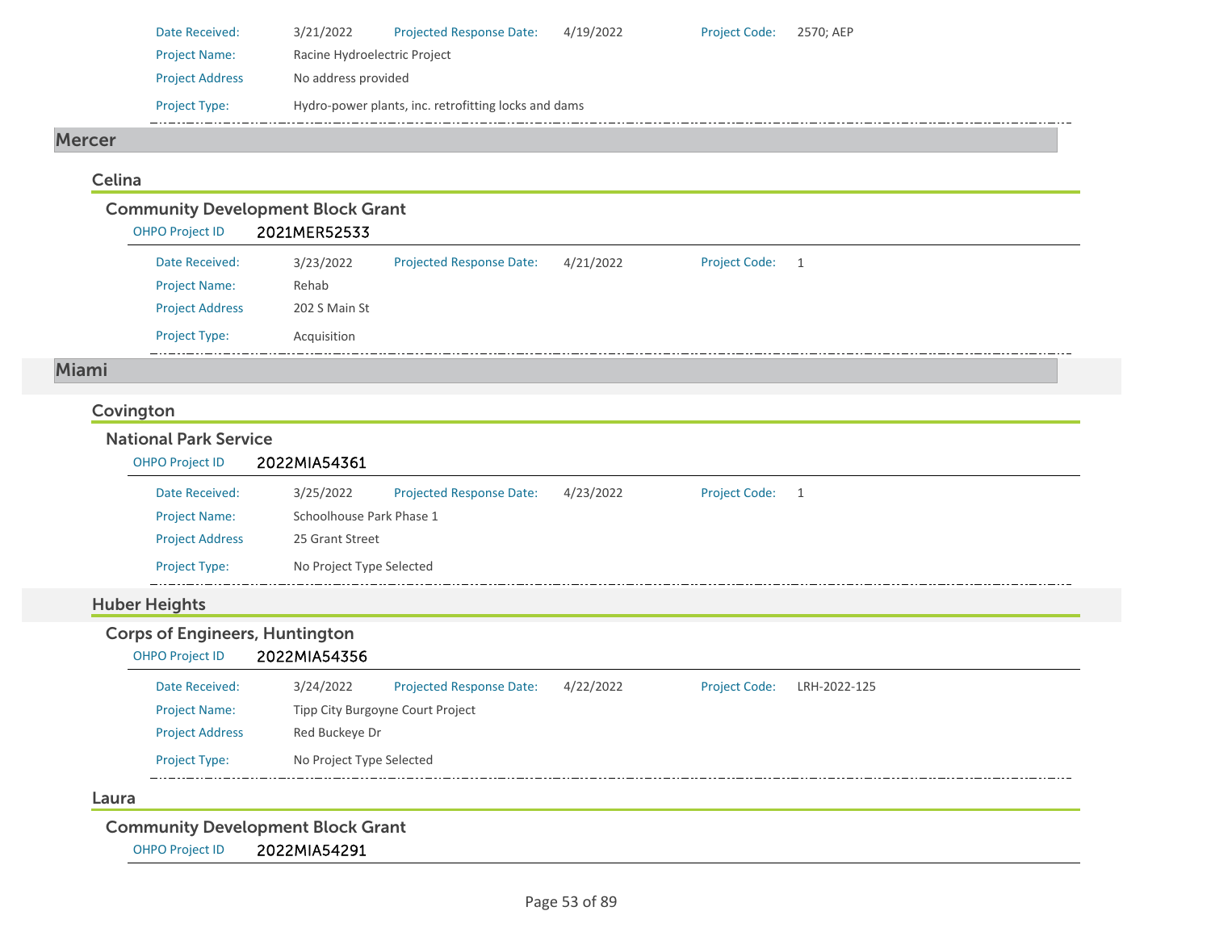Date Received: 3/21/2022 Projected Response Date: 4/19/2022 Project Code: 2570; AEP

Project Name: Racine Hydroelectric Project

Project Address: No address provided

Project Type: Hydro-power plants, inc. retrofitting locks and dams

## Mercer

### Celina

#### Community Development Block Grant

OHPO Project ID **2021MER52533**

Date Received: 3/23/2022 Projected Response Date: 4/21/2022 Project Code: 1

Project Name: Rehab

Project Address: 202 S Main St

Project Type: Acquisition

## Miami

### Covington

#### National Park Service

OHPO Project ID **2022MIA54361**

Date Received: 3/25/2022 Projected Response Date: 4/23/2022 Project Code: 1

Project Name: Schoolhouse Park Phase 1

Project Address: 25 Grant Street

Project Type: No Project Type Selected

### Huber Heights

#### Corps of Engineers, Huntington

OHPO Project ID **2022MIA54356**

Date Received: 3/24/2022 Projected Response Date: 4/22/2022 Project Code: LRH-2022-125

Project Name: Tipp City Burgoyne Court Project

Project Address: Red Buckeye Dr

Project Type: No Project Type Selected

### Laura

#### Community Development Block Grant

OHPO Project ID **2022MIA54291**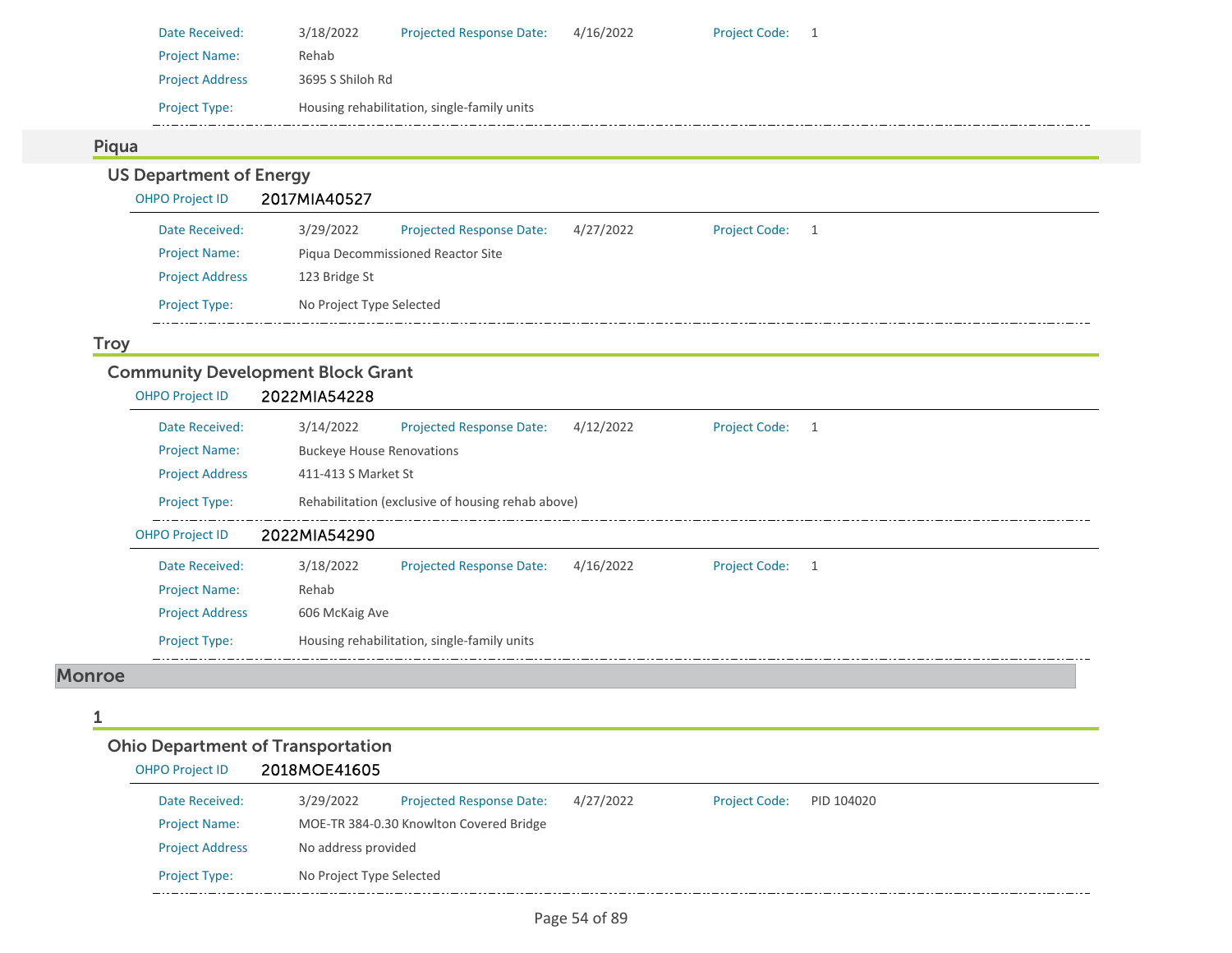Date Received: 3/18/2022 Projected Response Date: 4/16/2022 Project Code: 1

Project Name: Rehab

Project Address 3695 S Shiloh Rd

Project Type: Housing rehabilitation, single-family units

## Piqua

### US Department of Energy

OHPO Project ID **2017MIA40527**

Date Received: 3/29/2022 Projected Response Date: 4/27/2022 Project Code: 1

Project Name: Piqua Decommissioned Reactor Site

Project Address 123 Bridge St

Project Type: No Project Type Selected

## Troy

### Community Development Block Grant

OHPO Project ID **2022MIA54228**

Date Received: 3/14/2022 Projected Response Date: 4/12/2022 Project Code: 1

Project Name: Buckeye House Renovations

Project Address 411-413 S Market St

Project Type: Rehabilitation (exclusive of housing rehab above)

OHPO Project ID **2022MIA54290**

Date Received: 3/18/2022 Projected Response Date: 4/16/2022 Project Code: 1

Project Name: Rehab

Project Address 606 McKaig Ave

Project Type: Housing rehabilitation, single-family units

# Monroe

## 1

### Ohio Department of Transportation

OHPO Project ID **2018MOE41605**

Date Received: 3/29/2022 Projected Response Date: 4/27/2022 Project Code: PID 104020

Project Name: MOE-TR 384-0.30 Knowlton Covered Bridge

Project Address No address provided

Project Type: No Project Type Selected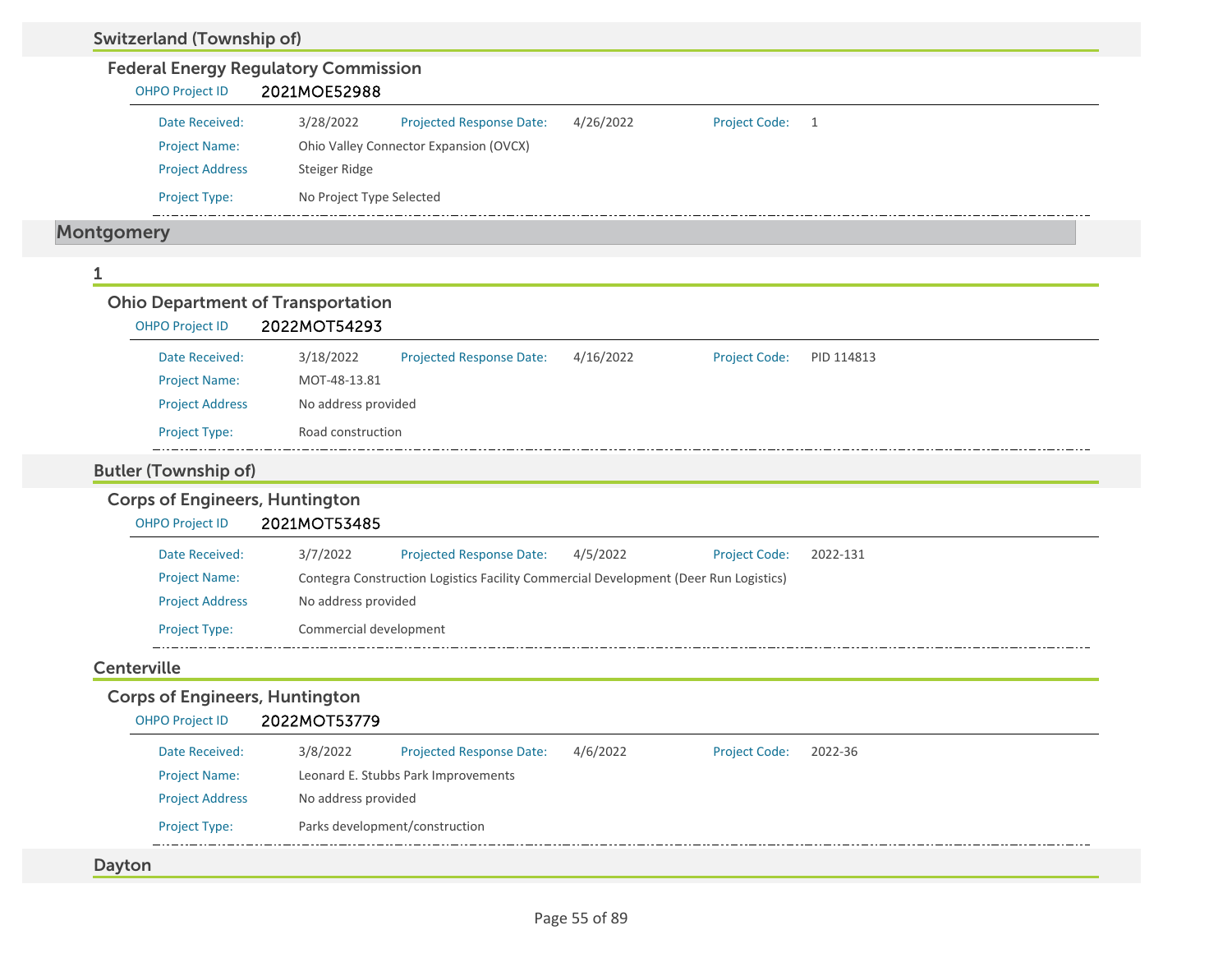### Switzerland (Township of)

#### Federal Energy Regulatory Commission

OHPO Project ID **2021MOE52988**

| | | | | | |
|---|---|---|---|---|---|
| Date Received: | 3/28/2022 | Projected Response Date: | 4/26/2022 | Project Code: | 1 |
| Project Name: | Ohio Valley Connector Expansion (OVCX) | | | | |
| Project Address | Steiger Ridge | | | | |
| Project Type: | No Project Type Selected | | | | |

## Montgomery

### 1

#### Ohio Department of Transportation

OHPO Project ID **2022MOT54293**

| | | | | | |
|---|---|---|---|---|---|
| Date Received: | 3/18/2022 | Projected Response Date: | 4/16/2022 | Project Code: | PID 114813 |
| Project Name: | MOT-48-13.81 | | | | |
| Project Address | No address provided | | | | |
| Project Type: | Road construction | | | | |

### Butler (Township of)

#### Corps of Engineers, Huntington

OHPO Project ID **2021MOT53485**

| | | | | | |
|---|---|---|---|---|---|
| Date Received: | 3/7/2022 | Projected Response Date: | 4/5/2022 | Project Code: | 2022-131 |
| Project Name: | Contegra Construction Logistics Facility Commercial Development (Deer Run Logistics) | | | | |
| Project Address | No address provided | | | | |
| Project Type: | Commercial development | | | | |

### Centerville

#### Corps of Engineers, Huntington

OHPO Project ID **2022MOT53779**

| | | | | | |
|---|---|---|---|---|---|
| Date Received: | 3/8/2022 | Projected Response Date: | 4/6/2022 | Project Code: | 2022-36 |
| Project Name: | Leonard E. Stubbs Park Improvements | | | | |
| Project Address | No address provided | | | | |
| Project Type: | Parks development/construction | | | | |

### Dayton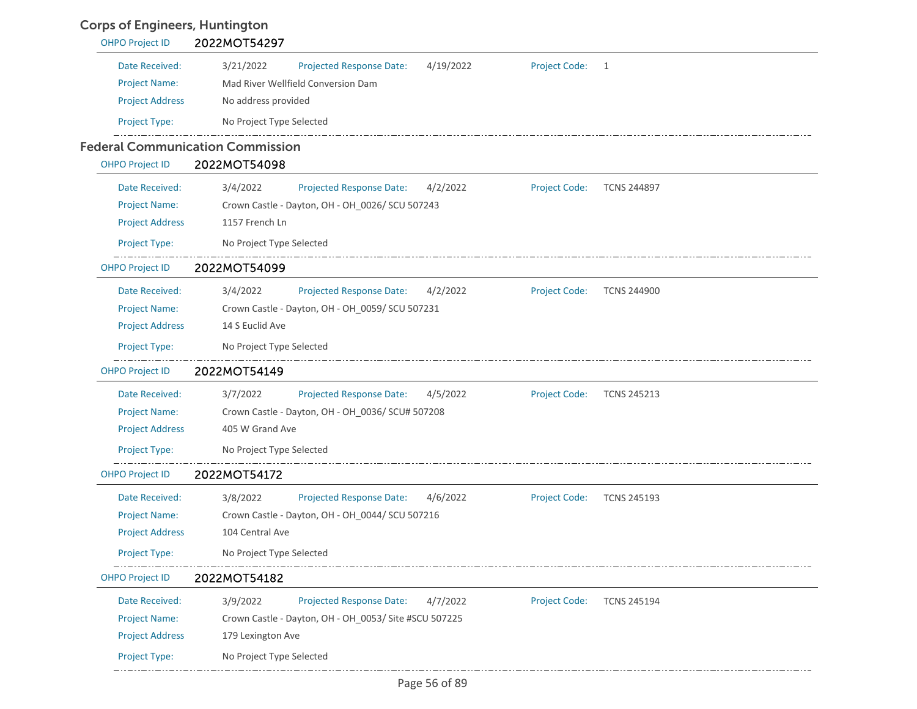## Corps of Engineers, Huntington

**OHPO Project ID** 2022MOT54297

| | | | | | |
|---|---|---|---|---|---|
| Date Received: | 3/21/2022 | Projected Response Date: | 4/19/2022 | Project Code: | 1 |
| Project Name: | Mad River Wellfield Conversion Dam | | | | |
| Project Address | No address provided | | | | |
| Project Type: | No Project Type Selected | | | | |

## Federal Communication Commission

**OHPO Project ID** 2022MOT54098

| | | | | | |
|---|---|---|---|---|---|
| Date Received: | 3/4/2022 | Projected Response Date: | 4/2/2022 | Project Code: | TCNS 244897 |
| Project Name: | Crown Castle - Dayton, OH - OH_0026/ SCU 507243 | | | | |
| Project Address | 1157 French Ln | | | | |
| Project Type: | No Project Type Selected | | | | |

**OHPO Project ID** 2022MOT54099

| | | | | | |
|---|---|---|---|---|---|
| Date Received: | 3/4/2022 | Projected Response Date: | 4/2/2022 | Project Code: | TCNS 244900 |
| Project Name: | Crown Castle - Dayton, OH - OH_0059/ SCU 507231 | | | | |
| Project Address | 14 S Euclid Ave | | | | |
| Project Type: | No Project Type Selected | | | | |

**OHPO Project ID** 2022MOT54149

| | | | | | |
|---|---|---|---|---|---|
| Date Received: | 3/7/2022 | Projected Response Date: | 4/5/2022 | Project Code: | TCNS 245213 |
| Project Name: | Crown Castle - Dayton, OH - OH_0036/ SCU# 507208 | | | | |
| Project Address | 405 W Grand Ave | | | | |
| Project Type: | No Project Type Selected | | | | |

**OHPO Project ID** 2022MOT54172

| | | | | | |
|---|---|---|---|---|---|
| Date Received: | 3/8/2022 | Projected Response Date: | 4/6/2022 | Project Code: | TCNS 245193 |
| Project Name: | Crown Castle - Dayton, OH - OH_0044/ SCU 507216 | | | | |
| Project Address | 104 Central Ave | | | | |
| Project Type: | No Project Type Selected | | | | |

**OHPO Project ID** 2022MOT54182

| | | | | | |
|---|---|---|---|---|---|
| Date Received: | 3/9/2022 | Projected Response Date: | 4/7/2022 | Project Code: | TCNS 245194 |
| Project Name: | Crown Castle - Dayton, OH - OH_0053/ Site #SCU 507225 | | | | |
| Project Address | 179 Lexington Ave | | | | |
| Project Type: | No Project Type Selected | | | | |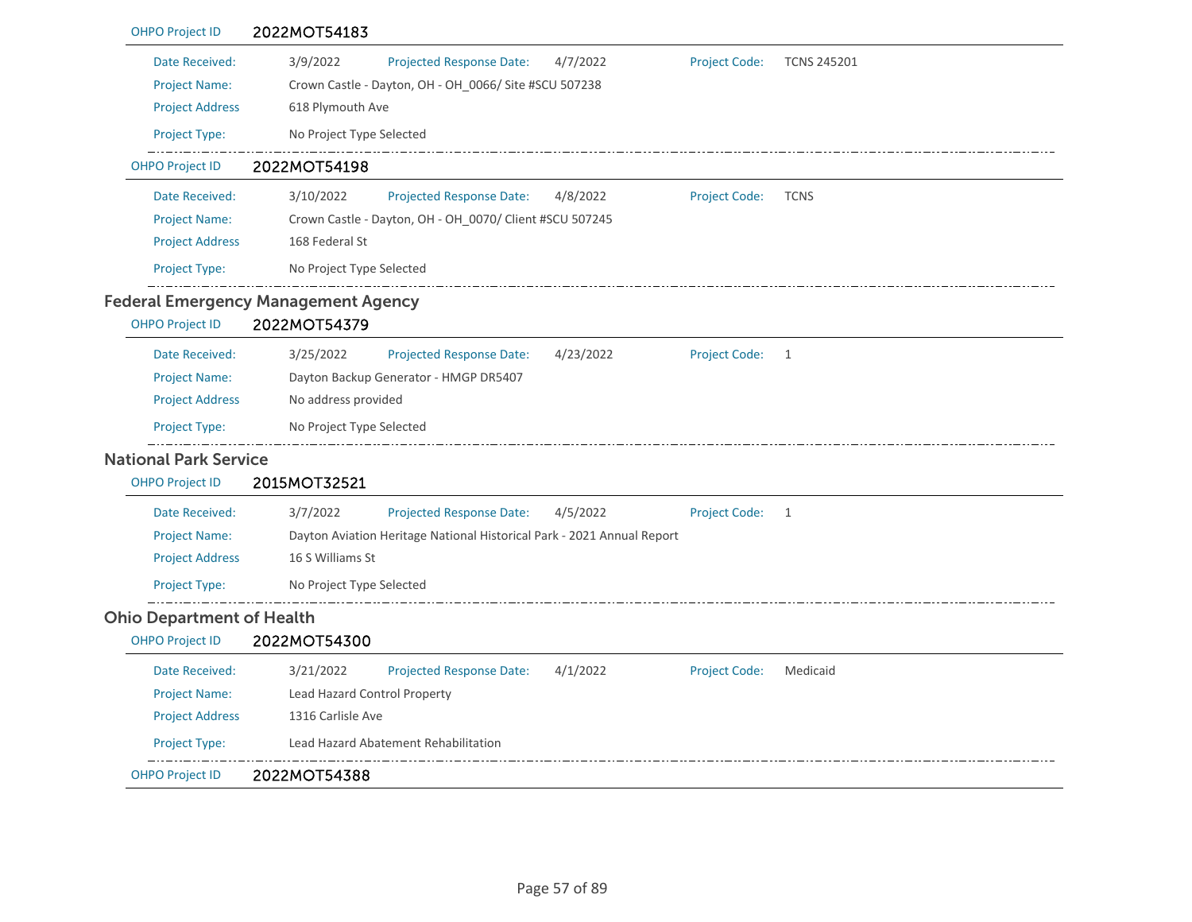OHPO Project ID **2022MOT54183**

| | | | | | |
|---|---|---|---|---|---|
| Date Received: | 3/9/2022 | Projected Response Date: | 4/7/2022 | Project Code: | TCNS 245201 |
| Project Name: | Crown Castle - Dayton, OH - OH_0066/ Site #SCU 507238 | | | | |
| Project Address | 618 Plymouth Ave | | | | |
| Project Type: | No Project Type Selected | | | | |

OHPO Project ID **2022MOT54198**

| | | | | | |
|---|---|---|---|---|---|
| Date Received: | 3/10/2022 | Projected Response Date: | 4/8/2022 | Project Code: | TCNS |
| Project Name: | Crown Castle - Dayton, OH - OH_0070/ Client #SCU 507245 | | | | |
| Project Address | 168 Federal St | | | | |
| Project Type: | No Project Type Selected | | | | |

## Federal Emergency Management Agency

OHPO Project ID **2022MOT54379**

| | | | | | |
|---|---|---|---|---|---|
| Date Received: | 3/25/2022 | Projected Response Date: | 4/23/2022 | Project Code: | 1 |
| Project Name: | Dayton Backup Generator - HMGP DR5407 | | | | |
| Project Address | No address provided | | | | |
| Project Type: | No Project Type Selected | | | | |

## National Park Service

OHPO Project ID **2015MOT32521**

| | | | | | |
|---|---|---|---|---|---|
| Date Received: | 3/7/2022 | Projected Response Date: | 4/5/2022 | Project Code: | 1 |
| Project Name: | Dayton Aviation Heritage National Historical Park - 2021 Annual Report | | | | |
| Project Address | 16 S Williams St | | | | |
| Project Type: | No Project Type Selected | | | | |

## Ohio Department of Health

OHPO Project ID **2022MOT54300**

| | | | | | |
|---|---|---|---|---|---|
| Date Received: | 3/21/2022 | Projected Response Date: | 4/1/2022 | Project Code: | Medicaid |
| Project Name: | Lead Hazard Control Property | | | | |
| Project Address | 1316 Carlisle Ave | | | | |
| Project Type: | Lead Hazard Abatement Rehabilitation | | | | |

OHPO Project ID **2022MOT54388**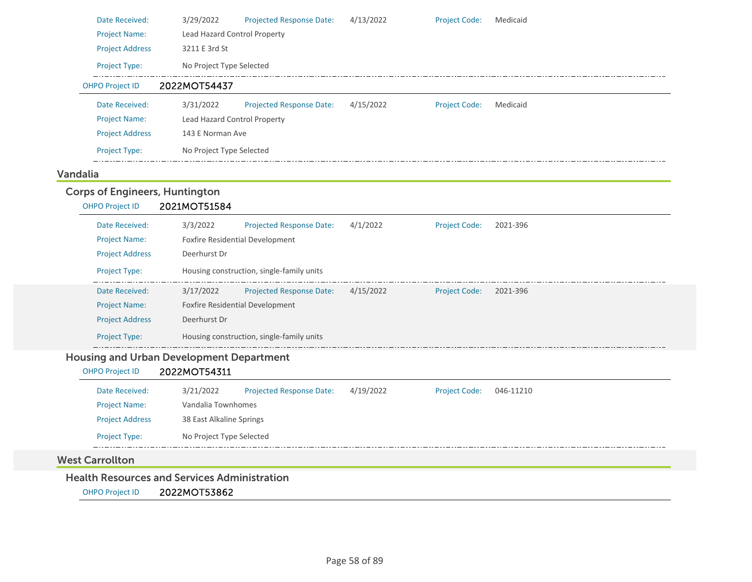| | | | | | |
|---|---|---|---|---|---|
| Date Received: | 3/29/2022 | Projected Response Date: | 4/13/2022 | Project Code: | Medicaid |
| Project Name: | Lead Hazard Control Property | | | | |
| Project Address | 3211 E 3rd St | | | | |
| Project Type: | No Project Type Selected | | | | |

OHPO Project ID **2022MOT54437**

| | | | | | |
|---|---|---|---|---|---|
| Date Received: | 3/31/2022 | Projected Response Date: | 4/15/2022 | Project Code: | Medicaid |
| Project Name: | Lead Hazard Control Property | | | | |
| Project Address | 143 E Norman Ave | | | | |
| Project Type: | No Project Type Selected | | | | |

## Vandalia

### Corps of Engineers, Huntington

OHPO Project ID **2021MOT51584**

| | | | | | |
|---|---|---|---|---|---|
| Date Received: | 3/3/2022 | Projected Response Date: | 4/1/2022 | Project Code: | 2021-396 |
| Project Name: | Foxfire Residential Development | | | | |
| Project Address | Deerhurst Dr | | | | |
| Project Type: | Housing construction, single-family units | | | | |
| Date Received: | 3/17/2022 | Projected Response Date: | 4/15/2022 | Project Code: | 2021-396 |
| Project Name: | Foxfire Residential Development | | | | |
| Project Address | Deerhurst Dr | | | | |
| Project Type: | Housing construction, single-family units | | | | |

### Housing and Urban Development Department

OHPO Project ID **2022MOT54311**

| | | | | | |
|---|---|---|---|---|---|
| Date Received: | 3/21/2022 | Projected Response Date: | 4/19/2022 | Project Code: | 046-11210 |
| Project Name: | Vandalia Townhomes | | | | |
| Project Address | 38 East Alkaline Springs | | | | |
| Project Type: | No Project Type Selected | | | | |

## West Carrollton

### Health Resources and Services Administration

OHPO Project ID **2022MOT53862**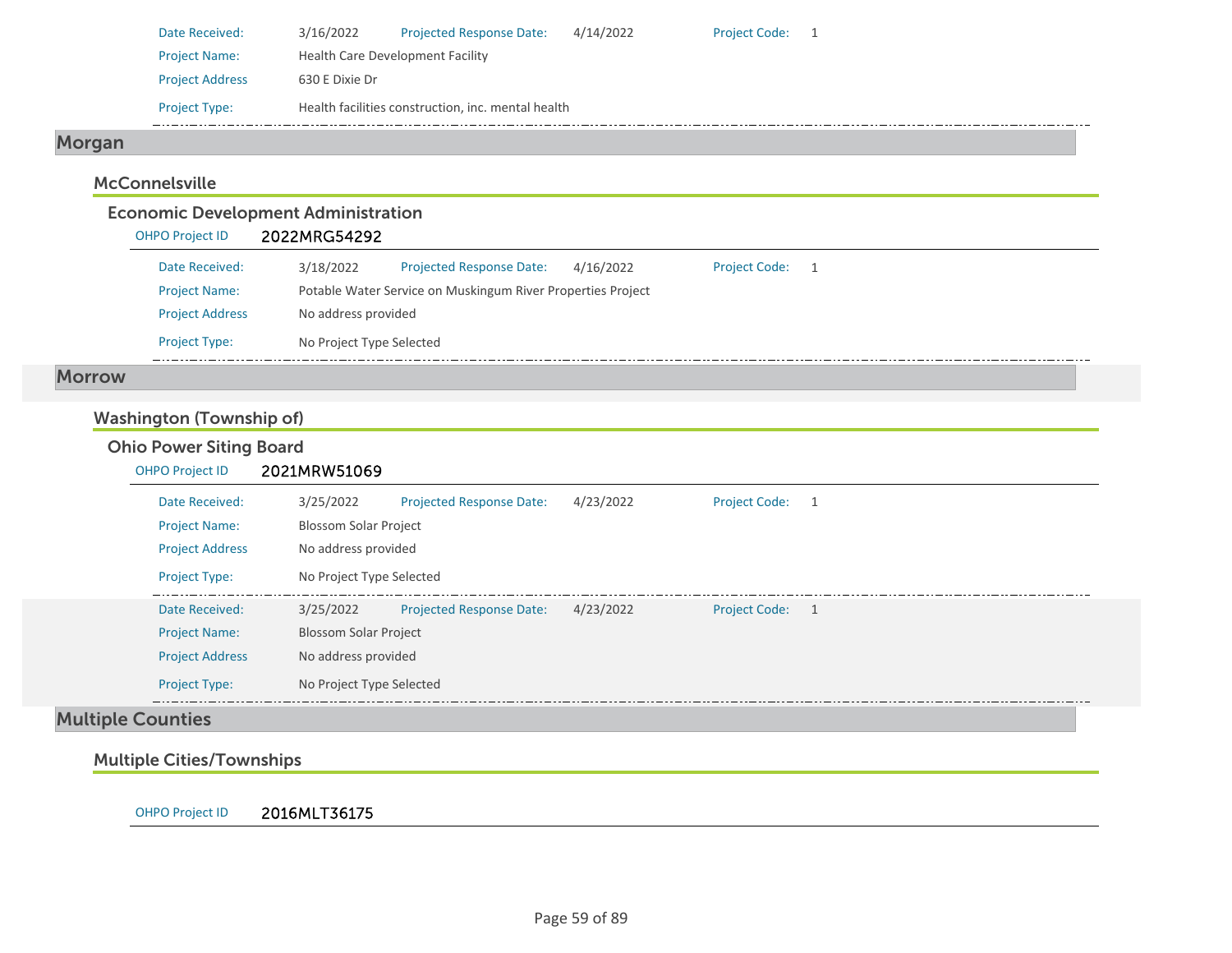| | | | | | |
|---|---|---|---|---|---|
| Date Received: | 3/16/2022 | Projected Response Date: | 4/14/2022 | Project Code: | 1 |
| Project Name: | Health Care Development Facility | | | | |
| Project Address | 630 E Dixie Dr | | | | |
| Project Type: | Health facilities construction, inc. mental health | | | | |

## Morgan

### McConnelsville

#### Economic Development Administration

OHPO Project ID 2022MRG54292

| | | | | | |
|---|---|---|---|---|---|
| Date Received: | 3/18/2022 | Projected Response Date: | 4/16/2022 | Project Code: | 1 |
| Project Name: | Potable Water Service on Muskingum River Properties Project | | | | |
| Project Address | No address provided | | | | |
| Project Type: | No Project Type Selected | | | | |

## Morrow

### Washington (Township of)

#### Ohio Power Siting Board

OHPO Project ID 2021MRW51069

| | | | | | |
|---|---|---|---|---|---|
| Date Received: | 3/25/2022 | Projected Response Date: | 4/23/2022 | Project Code: | 1 |
| Project Name: | Blossom Solar Project | | | | |
| Project Address | No address provided | | | | |
| Project Type: | No Project Type Selected | | | | |

| | | | | | |
|---|---|---|---|---|---|
| Date Received: | 3/25/2022 | Projected Response Date: | 4/23/2022 | Project Code: | 1 |
| Project Name: | Blossom Solar Project | | | | |
| Project Address | No address provided | | | | |
| Project Type: | No Project Type Selected | | | | |

## Multiple Counties

### Multiple Cities/Townships

OHPO Project ID 2016MLT36175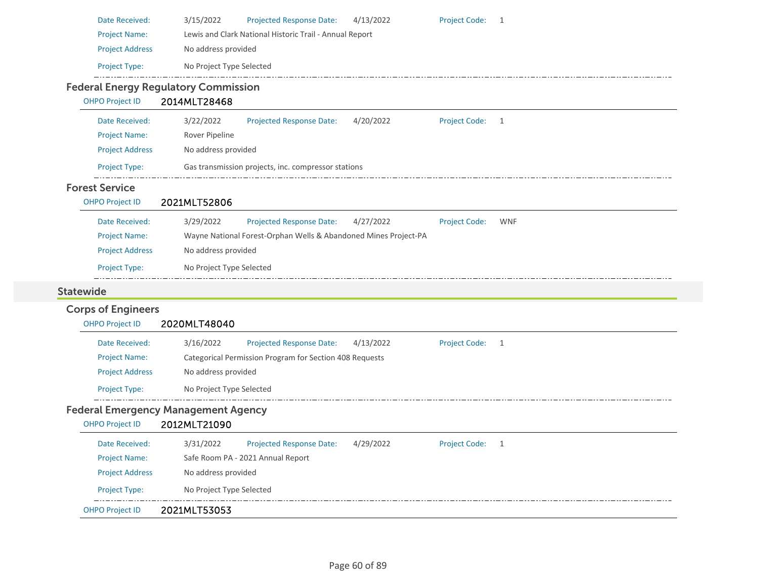Date Received: 3/15/2022 Projected Response Date: 4/13/2022 Project Code: 1

Project Name: Lewis and Clark National Historic Trail - Annual Report

Project Address No address provided

Project Type: No Project Type Selected

### Federal Energy Regulatory Commission

OHPO Project ID **2014MLT28468**

Date Received: 3/22/2022 Projected Response Date: 4/20/2022 Project Code: 1

Project Name: Rover Pipeline

Project Address No address provided

Project Type: Gas transmission projects, inc. compressor stations

### Forest Service

OHPO Project ID **2021MLT52806**

Date Received: 3/29/2022 Projected Response Date: 4/27/2022 Project Code: WNF

Project Name: Wayne National Forest-Orphan Wells & Abandoned Mines Project-PA

Project Address No address provided

Project Type: No Project Type Selected

## Statewide

### Corps of Engineers

OHPO Project ID **2020MLT48040**

Date Received: 3/16/2022 Projected Response Date: 4/13/2022 Project Code: 1

Project Name: Categorical Permission Program for Section 408 Requests

Project Address No address provided

Project Type: No Project Type Selected

### Federal Emergency Management Agency

OHPO Project ID **2012MLT21090**

Date Received: 3/31/2022 Projected Response Date: 4/29/2022 Project Code: 1

Project Name: Safe Room PA - 2021 Annual Report

Project Address No address provided

Project Type: No Project Type Selected

OHPO Project ID **2021MLT53053**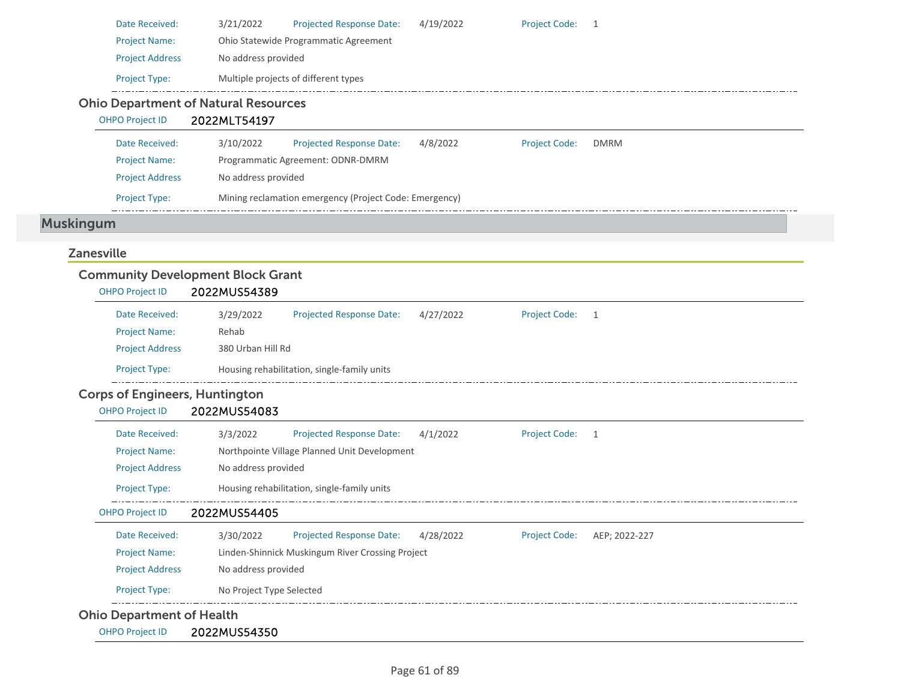Date Received: 3/21/2022 Projected Response Date: 4/19/2022 Project Code: 1

Project Name: Ohio Statewide Programmatic Agreement

Project Address: No address provided

Project Type: Multiple projects of different types

### Ohio Department of Natural Resources

OHPO Project ID **2022MLT54197**

Date Received: 3/10/2022 Projected Response Date: 4/8/2022 Project Code: DMRM

Project Name: Programmatic Agreement: ODNR-DMRM

Project Address: No address provided

Project Type: Mining reclamation emergency (Project Code: Emergency)

# Muskingum

## Zanesville

### Community Development Block Grant

OHPO Project ID **2022MUS54389**

Date Received: 3/29/2022 Projected Response Date: 4/27/2022 Project Code: 1

Project Name: Rehab

Project Address: 380 Urban Hill Rd

Project Type: Housing rehabilitation, single-family units

### Corps of Engineers, Huntington

OHPO Project ID **2022MUS54083**

Date Received: 3/3/2022 Projected Response Date: 4/1/2022 Project Code: 1

Project Name: Northpointe Village Planned Unit Development

Project Address: No address provided

Project Type: Housing rehabilitation, single-family units

OHPO Project ID **2022MUS54405**

Date Received: 3/30/2022 Projected Response Date: 4/28/2022 Project Code: AEP; 2022-227

Project Name: Linden-Shinnick Muskingum River Crossing Project

Project Address: No address provided

Project Type: No Project Type Selected

### Ohio Department of Health

OHPO Project ID **2022MUS54350**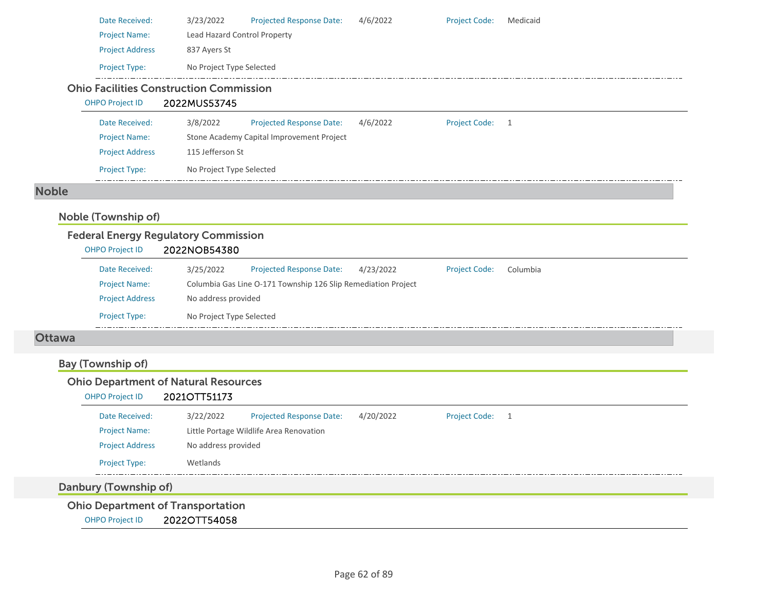| | | | | | |
|---|---|---|---|---|---|
| Date Received: | 3/23/2022 | Projected Response Date: | 4/6/2022 | Project Code: | Medicaid |
| Project Name: | Lead Hazard Control Property | | | | |
| Project Address | 837 Ayers St | | | | |
| Project Type: | No Project Type Selected | | | | |

### Ohio Facilities Construction Commission

OHPO Project ID 2022MUS53745

| | | | | | |
|---|---|---|---|---|---|
| Date Received: | 3/8/2022 | Projected Response Date: | 4/6/2022 | Project Code: | 1 |
| Project Name: | Stone Academy Capital Improvement Project | | | | |
| Project Address | 115 Jefferson St | | | | |
| Project Type: | No Project Type Selected | | | | |

# Noble

## Noble (Township of)

### Federal Energy Regulatory Commission

OHPO Project ID 2022NOB54380

| | | | | | |
|---|---|---|---|---|---|
| Date Received: | 3/25/2022 | Projected Response Date: | 4/23/2022 | Project Code: | Columbia |
| Project Name: | Columbia Gas Line O-171 Township 126 Slip Remediation Project | | | | |
| Project Address | No address provided | | | | |
| Project Type: | No Project Type Selected | | | | |

# Ottawa

## Bay (Township of)

### Ohio Department of Natural Resources

OHPO Project ID 2021OTT51173

| | | | | | |
|---|---|---|---|---|---|
| Date Received: | 3/22/2022 | Projected Response Date: | 4/20/2022 | Project Code: | 1 |
| Project Name: | Little Portage Wildlife Area Renovation | | | | |
| Project Address | No address provided | | | | |
| Project Type: | Wetlands | | | | |

## Danbury (Township of)

### Ohio Department of Transportation

OHPO Project ID 2022OTT54058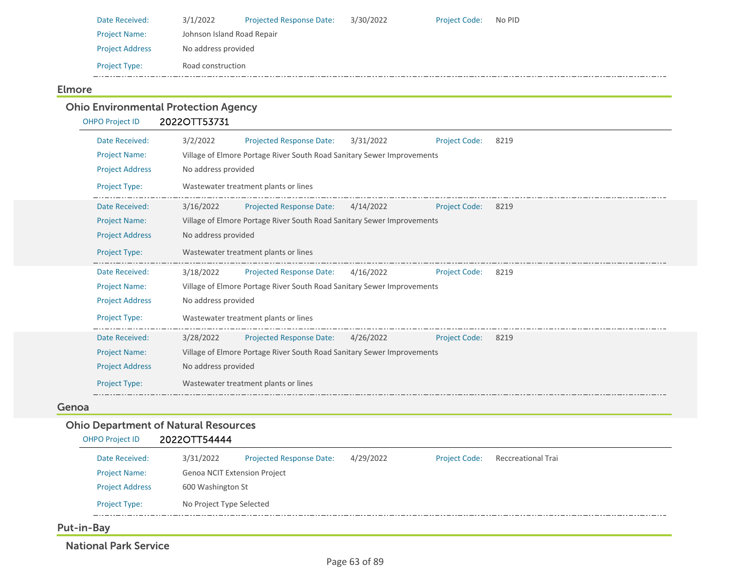Date Received: 3/1/2022 Projected Response Date: 3/30/2022 Project Code: No PID

Project Name: Johnson Island Road Repair

Project Address: No address provided

Project Type: Road construction

## Elmore

### Ohio Environmental Protection Agency

OHPO Project ID **2022OTT53731**

Date Received: 3/2/2022 Projected Response Date: 3/31/2022 Project Code: 8219

Project Name: Village of Elmore Portage River South Road Sanitary Sewer Improvements

Project Address: No address provided

Project Type: Wastewater treatment plants or lines

---

Date Received: 3/16/2022 Projected Response Date: 4/14/2022 Project Code: 8219

Project Name: Village of Elmore Portage River South Road Sanitary Sewer Improvements

Project Address: No address provided

Project Type: Wastewater treatment plants or lines

---

Date Received: 3/18/2022 Projected Response Date: 4/16/2022 Project Code: 8219

Project Name: Village of Elmore Portage River South Road Sanitary Sewer Improvements

Project Address: No address provided

Project Type: Wastewater treatment plants or lines

---

Date Received: 3/28/2022 Projected Response Date: 4/26/2022 Project Code: 8219

Project Name: Village of Elmore Portage River South Road Sanitary Sewer Improvements

Project Address: No address provided

Project Type: Wastewater treatment plants or lines

## Genoa

### Ohio Department of Natural Resources

OHPO Project ID **2022OTT54444**

Date Received: 3/31/2022 Projected Response Date: 4/29/2022 Project Code: Reccreational Trai

Project Name: Genoa NCIT Extension Project

Project Address: 600 Washington St

Project Type: No Project Type Selected

## Put-in-Bay

### National Park Service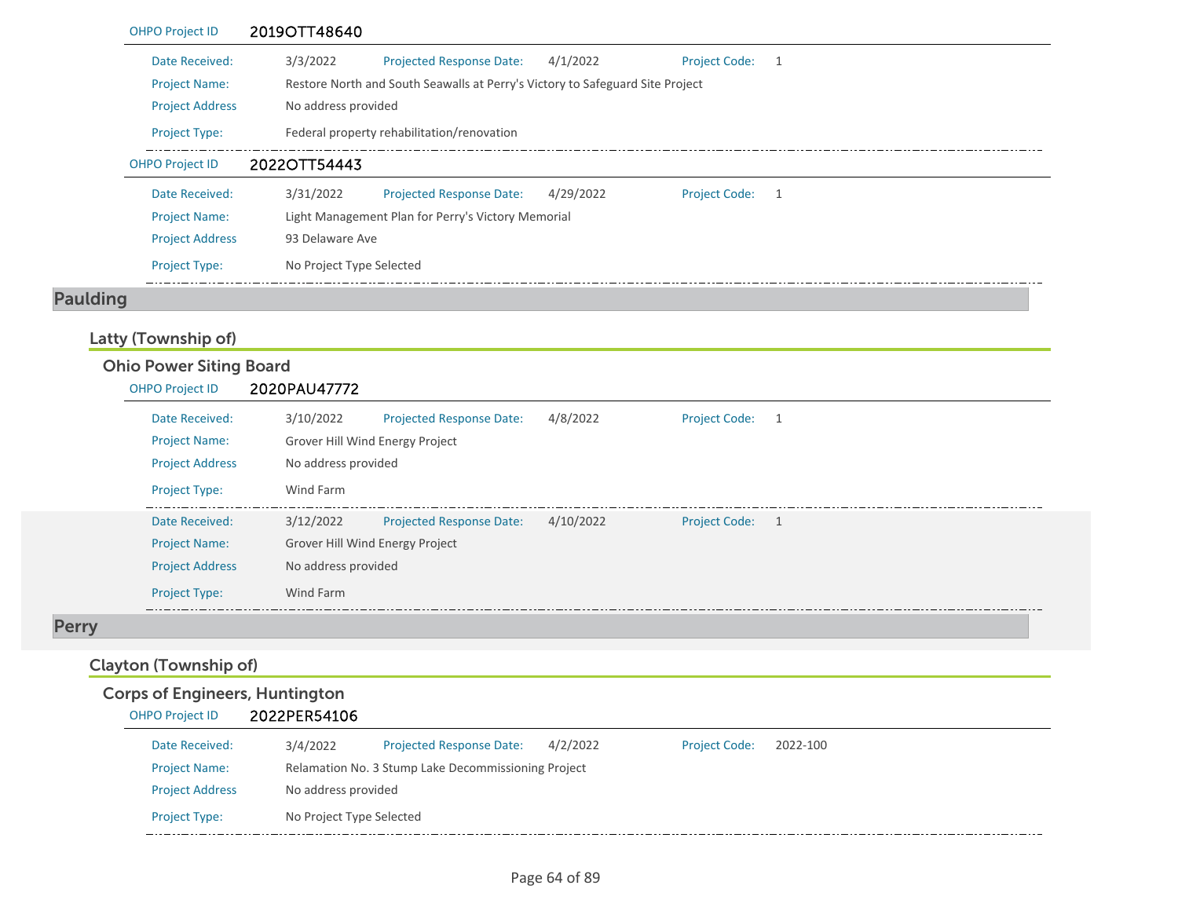**OHPO Project ID** 2019OTT48640

| | | | | | |
|---|---|---|---|---|---|
| Date Received: | 3/3/2022 | Projected Response Date: | 4/1/2022 | Project Code: | 1 |
| Project Name: | Restore North and South Seawalls at Perry's Victory to Safeguard Site Project | | | | |
| Project Address | No address provided | | | | |
| Project Type: | Federal property rehabilitation/renovation | | | | |

**OHPO Project ID** 2022OTT54443

| | | | | | |
|---|---|---|---|---|---|
| Date Received: | 3/31/2022 | Projected Response Date: | 4/29/2022 | Project Code: | 1 |
| Project Name: | Light Management Plan for Perry's Victory Memorial | | | | |
| Project Address | 93 Delaware Ave | | | | |
| Project Type: | No Project Type Selected | | | | |

# Paulding

## Latty (Township of)

### Ohio Power Siting Board

**OHPO Project ID** 2020PAU47772

| | | | | | |
|---|---|---|---|---|---|
| Date Received: | 3/10/2022 | Projected Response Date: | 4/8/2022 | Project Code: | 1 |
| Project Name: | Grover Hill Wind Energy Project | | | | |
| Project Address | No address provided | | | | |
| Project Type: | Wind Farm | | | | |

| | | | | | |
|---|---|---|---|---|---|
| Date Received: | 3/12/2022 | Projected Response Date: | 4/10/2022 | Project Code: | 1 |
| Project Name: | Grover Hill Wind Energy Project | | | | |
| Project Address | No address provided | | | | |
| Project Type: | Wind Farm | | | | |

# Perry

## Clayton (Township of)

### Corps of Engineers, Huntington

**OHPO Project ID** 2022PER54106

| | | | | | |
|---|---|---|---|---|---|
| Date Received: | 3/4/2022 | Projected Response Date: | 4/2/2022 | Project Code: | 2022-100 |
| Project Name: | Relamation No. 3 Stump Lake Decommissioning Project | | | | |
| Project Address | No address provided | | | | |
| Project Type: | No Project Type Selected | | | | |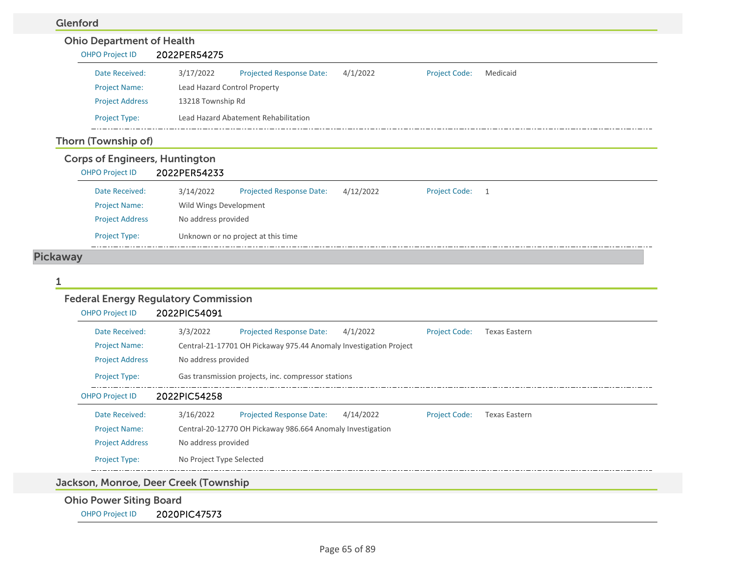## Glenford

### Ohio Department of Health

**OHPO Project ID** 2022PER54275

Date Received: 3/17/2022 | Projected Response Date: 4/1/2022 | Project Code: Medicaid

Project Name: Lead Hazard Control Property

Project Address 13218 Township Rd

Project Type: Lead Hazard Abatement Rehabilitation

## Thorn (Township of)

### Corps of Engineers, Huntington

**OHPO Project ID** 2022PER54233

Date Received: 3/14/2022 | Projected Response Date: 4/12/2022 | Project Code: 1

Project Name: Wild Wings Development

Project Address No address provided

Project Type: Unknown or no project at this time

# Pickaway

## 1

### Federal Energy Regulatory Commission

**OHPO Project ID** 2022PIC54091

Date Received: 3/3/2022 | Projected Response Date: 4/1/2022 | Project Code: Texas Eastern

Project Name: Central-21-17701 OH Pickaway 975.44 Anomaly Investigation Project

Project Address No address provided

Project Type: Gas transmission projects, inc. compressor stations

**OHPO Project ID** 2022PIC54258

Date Received: 3/16/2022 | Projected Response Date: 4/14/2022 | Project Code: Texas Eastern

Project Name: Central-20-12770 OH Pickaway 986.664 Anomaly Investigation

Project Address No address provided

Project Type: No Project Type Selected

## Jackson, Monroe, Deer Creek (Township

### Ohio Power Siting Board

**OHPO Project ID** 2020PIC47573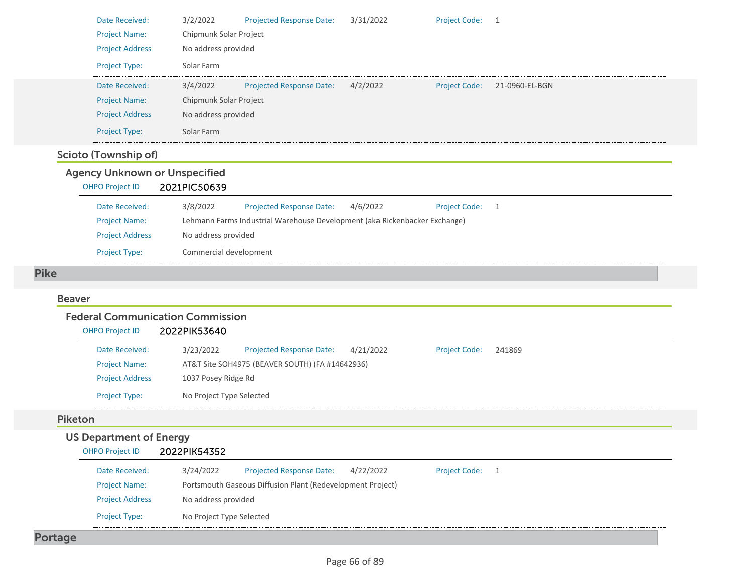Date Received: 3/2/2022 Projected Response Date: 3/31/2022 Project Code: 1

Project Name: Chipmunk Solar Project

Project Address No address provided

Project Type: Solar Farm

Date Received: 3/4/2022 Projected Response Date: 4/2/2022 Project Code: 21-0960-EL-BGN

Project Name: Chipmunk Solar Project

Project Address No address provided

Project Type: Solar Farm

### Scioto (Township of)

#### Agency Unknown or Unspecified

OHPO Project ID **2021PIC50639**

Date Received: 3/8/2022 Projected Response Date: 4/6/2022 Project Code: 1

Project Name: Lehmann Farms Industrial Warehouse Development (aka Rickenbacker Exchange)

Project Address No address provided

Project Type: Commercial development

## Pike

### Beaver

#### Federal Communication Commission

OHPO Project ID **2022PIK53640**

Date Received: 3/23/2022 Projected Response Date: 4/21/2022 Project Code: 241869

Project Name: AT&T Site SOH4975 (BEAVER SOUTH) (FA #14642936)

Project Address 1037 Posey Ridge Rd

Project Type: No Project Type Selected

### Piketon

#### US Department of Energy

OHPO Project ID **2022PIK54352**

Date Received: 3/24/2022 Projected Response Date: 4/22/2022 Project Code: 1

Project Name: Portsmouth Gaseous Diffusion Plant (Redevelopment Project)

Project Address No address provided

Project Type: No Project Type Selected

## Portage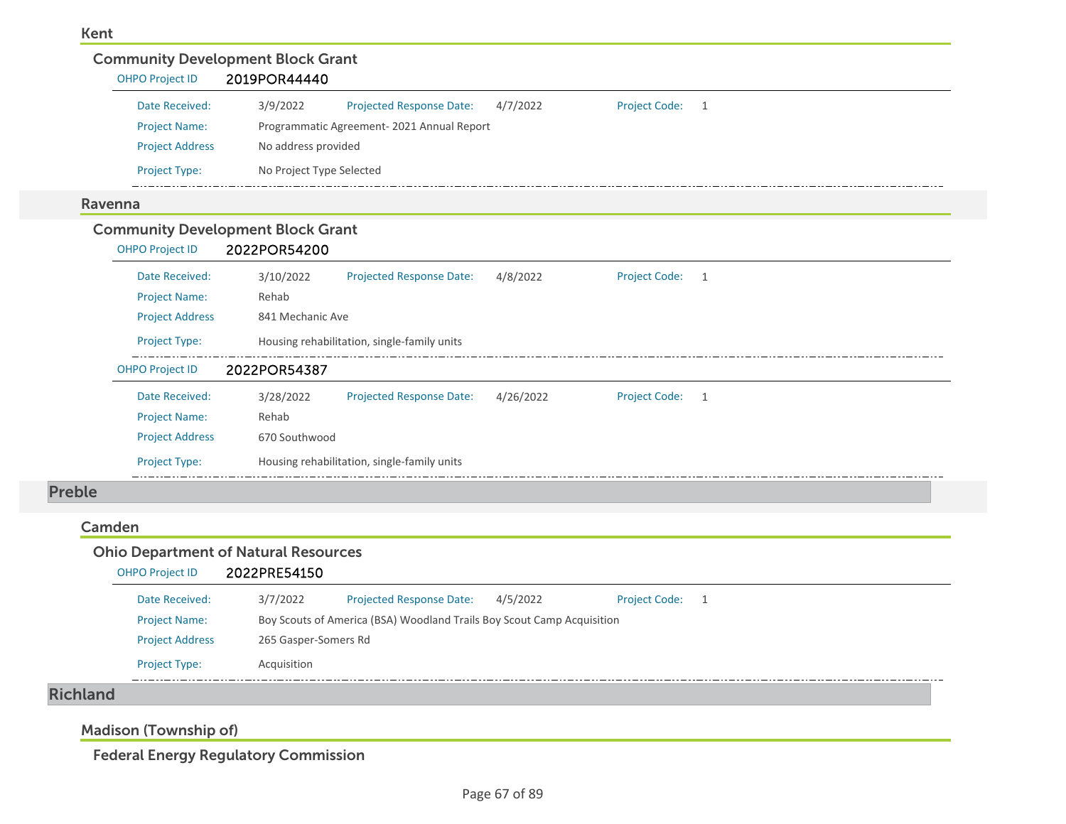### Kent

#### Community Development Block Grant

**OHPO Project ID** 2019POR44440

| | | | | | |
|---|---|---|---|---|---|
| Date Received: | 3/9/2022 | Projected Response Date: | 4/7/2022 | Project Code: | 1 |
| Project Name: | Programmatic Agreement- 2021 Annual Report | | | | |
| Project Address | No address provided | | | | |
| Project Type: | No Project Type Selected | | | | |

### Ravenna

#### Community Development Block Grant

**OHPO Project ID** 2022POR54200

| | | | | | |
|---|---|---|---|---|---|
| Date Received: | 3/10/2022 | Projected Response Date: | 4/8/2022 | Project Code: | 1 |
| Project Name: | Rehab | | | | |
| Project Address | 841 Mechanic Ave | | | | |
| Project Type: | Housing rehabilitation, single-family units | | | | |

**OHPO Project ID** 2022POR54387

| | | | | | |
|---|---|---|---|---|---|
| Date Received: | 3/28/2022 | Projected Response Date: | 4/26/2022 | Project Code: | 1 |
| Project Name: | Rehab | | | | |
| Project Address | 670 Southwood | | | | |
| Project Type: | Housing rehabilitation, single-family units | | | | |

## Preble

### Camden

#### Ohio Department of Natural Resources

**OHPO Project ID** 2022PRE54150

| | | | | | |
|---|---|---|---|---|---|
| Date Received: | 3/7/2022 | Projected Response Date: | 4/5/2022 | Project Code: | 1 |
| Project Name: | Boy Scouts of America (BSA) Woodland Trails Boy Scout Camp Acquisition | | | | |
| Project Address | 265 Gasper-Somers Rd | | | | |
| Project Type: | Acquisition | | | | |

## Richland

### Madison (Township of)

#### Federal Energy Regulatory Commission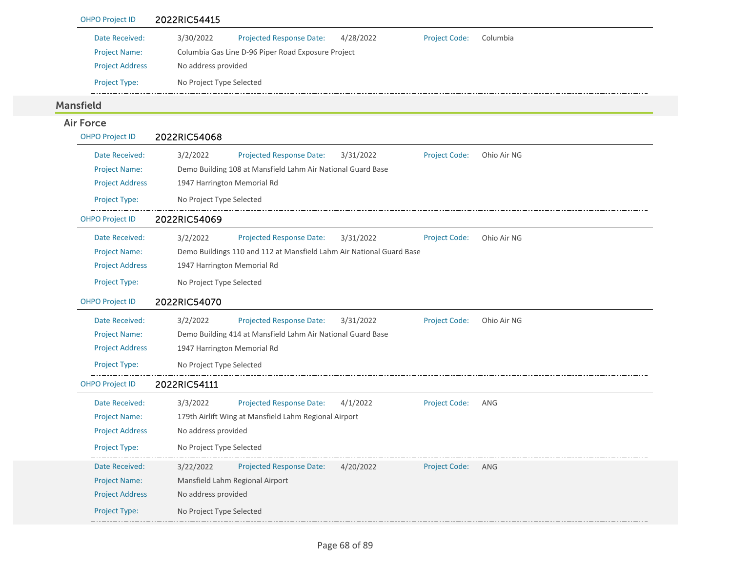**OHPO Project ID** 2022RIC54415

| | | | | | |
|---|---|---|---|---|---|
| Date Received: | 3/30/2022 | Projected Response Date: | 4/28/2022 | Project Code: | Columbia |
| Project Name: | Columbia Gas Line D-96 Piper Road Exposure Project | | | | |
| Project Address | No address provided | | | | |
| Project Type: | No Project Type Selected | | | | |

## Mansfield

### Air Force

**OHPO Project ID** 2022RIC54068

| | | | | | |
|---|---|---|---|---|---|
| Date Received: | 3/2/2022 | Projected Response Date: | 3/31/2022 | Project Code: | Ohio Air NG |
| Project Name: | Demo Building 108 at Mansfield Lahm Air National Guard Base | | | | |
| Project Address | 1947 Harrington Memorial Rd | | | | |
| Project Type: | No Project Type Selected | | | | |

**OHPO Project ID** 2022RIC54069

| | | | | | |
|---|---|---|---|---|---|
| Date Received: | 3/2/2022 | Projected Response Date: | 3/31/2022 | Project Code: | Ohio Air NG |
| Project Name: | Demo Buildings 110 and 112 at Mansfield Lahm Air National Guard Base | | | | |
| Project Address | 1947 Harrington Memorial Rd | | | | |
| Project Type: | No Project Type Selected | | | | |

**OHPO Project ID** 2022RIC54070

| | | | | | |
|---|---|---|---|---|---|
| Date Received: | 3/2/2022 | Projected Response Date: | 3/31/2022 | Project Code: | Ohio Air NG |
| Project Name: | Demo Building 414 at Mansfield Lahm Air National Guard Base | | | | |
| Project Address | 1947 Harrington Memorial Rd | | | | |
| Project Type: | No Project Type Selected | | | | |

**OHPO Project ID** 2022RIC54111

| | | | | | |
|---|---|---|---|---|---|
| Date Received: | 3/3/2022 | Projected Response Date: | 4/1/2022 | Project Code: | ANG |
| Project Name: | 179th Airlift Wing at Mansfield Lahm Regional Airport | | | | |
| Project Address | No address provided | | | | |
| Project Type: | No Project Type Selected | | | | |

| | | | | | |
|---|---|---|---|---|---|
| Date Received: | 3/22/2022 | Projected Response Date: | 4/20/2022 | Project Code: | ANG |
| Project Name: | Mansfield Lahm Regional Airport | | | | |
| Project Address | No address provided | | | | |
| Project Type: | No Project Type Selected | | | | |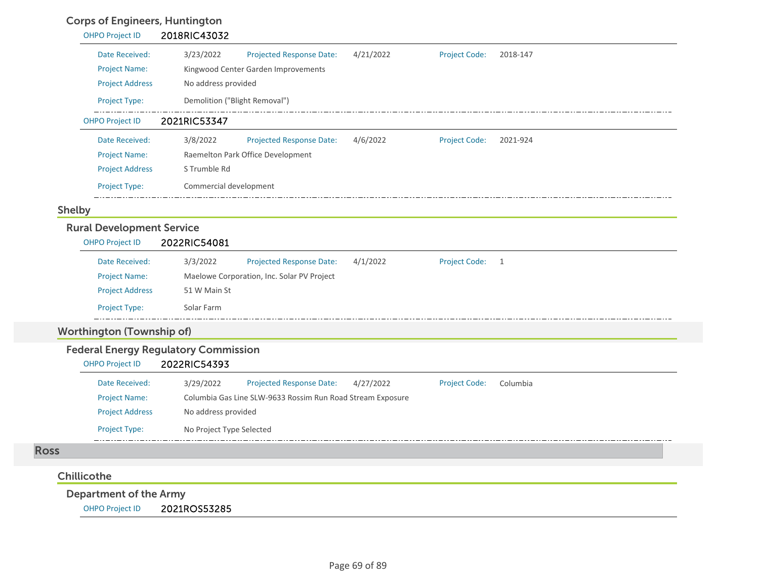### Corps of Engineers, Huntington

**OHPO Project ID** 2018RIC43032

| | | | | | |
|---|---|---|---|---|---|
| Date Received: | 3/23/2022 | Projected Response Date: | 4/21/2022 | Project Code: | 2018-147 |
| Project Name: | Kingwood Center Garden Improvements | | | | |
| Project Address | No address provided | | | | |
| Project Type: | Demolition ("Blight Removal") | | | | |

**OHPO Project ID** 2021RIC53347

| | | | | | |
|---|---|---|---|---|---|
| Date Received: | 3/8/2022 | Projected Response Date: | 4/6/2022 | Project Code: | 2021-924 |
| Project Name: | Raemelton Park Office Development | | | | |
| Project Address | S Trumble Rd | | | | |
| Project Type: | Commercial development | | | | |

## Shelby

### Rural Development Service

**OHPO Project ID** 2022RIC54081

| | | | | | |
|---|---|---|---|---|---|
| Date Received: | 3/3/2022 | Projected Response Date: | 4/1/2022 | Project Code: | 1 |
| Project Name: | Maelowe Corporation, Inc. Solar PV Project | | | | |
| Project Address | 51 W Main St | | | | |
| Project Type: | Solar Farm | | | | |

## Worthington (Township of)

### Federal Energy Regulatory Commission

**OHPO Project ID** 2022RIC54393

| | | | | | |
|---|---|---|---|---|---|
| Date Received: | 3/29/2022 | Projected Response Date: | 4/27/2022 | Project Code: | Columbia |
| Project Name: | Columbia Gas Line SLW-9633 Rossim Run Road Stream Exposure | | | | |
| Project Address | No address provided | | | | |
| Project Type: | No Project Type Selected | | | | |

# Ross

## Chillicothe

### Department of the Army

**OHPO Project ID** 2021ROS53285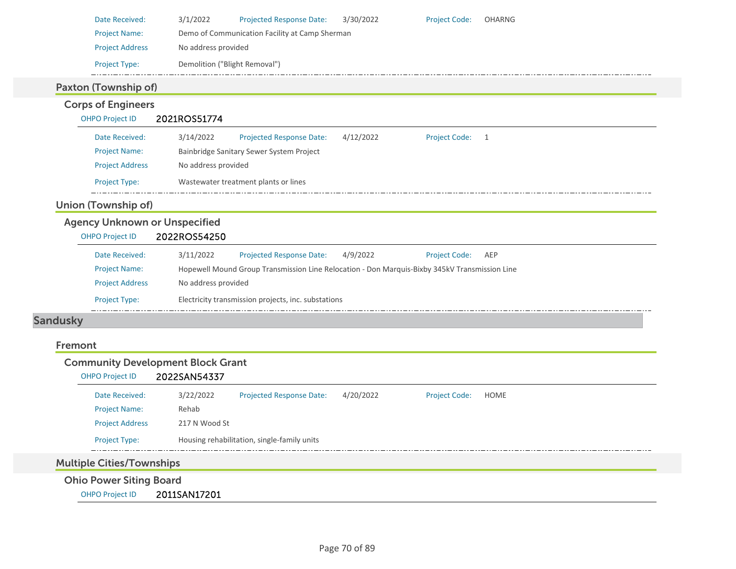Date Received: 3/1/2022 | Projected Response Date: 3/30/2022 | Project Code: OHARNG

Project Name: Demo of Communication Facility at Camp Sherman

Project Address: No address provided

Project Type: Demolition ("Blight Removal")

### Paxton (Township of)

#### Corps of Engineers

OHPO Project ID **2021ROS51774**

Date Received: 3/14/2022 | Projected Response Date: 4/12/2022 | Project Code: 1

Project Name: Bainbridge Sanitary Sewer System Project

Project Address: No address provided

Project Type: Wastewater treatment plants or lines

### Union (Township of)

#### Agency Unknown or Unspecified

OHPO Project ID **2022ROS54250**

Date Received: 3/11/2022 | Projected Response Date: 4/9/2022 | Project Code: AEP

Project Name: Hopewell Mound Group Transmission Line Relocation - Don Marquis-Bixby 345kV Transmission Line

Project Address: No address provided

Project Type: Electricity transmission projects, inc. substations

## Sandusky

### Fremont

#### Community Development Block Grant

OHPO Project ID **2022SAN54337**

Date Received: 3/22/2022 | Projected Response Date: 4/20/2022 | Project Code: HOME

Project Name: Rehab

Project Address: 217 N Wood St

Project Type: Housing rehabilitation, single-family units

### Multiple Cities/Townships

#### Ohio Power Siting Board

OHPO Project ID **2011SAN17201**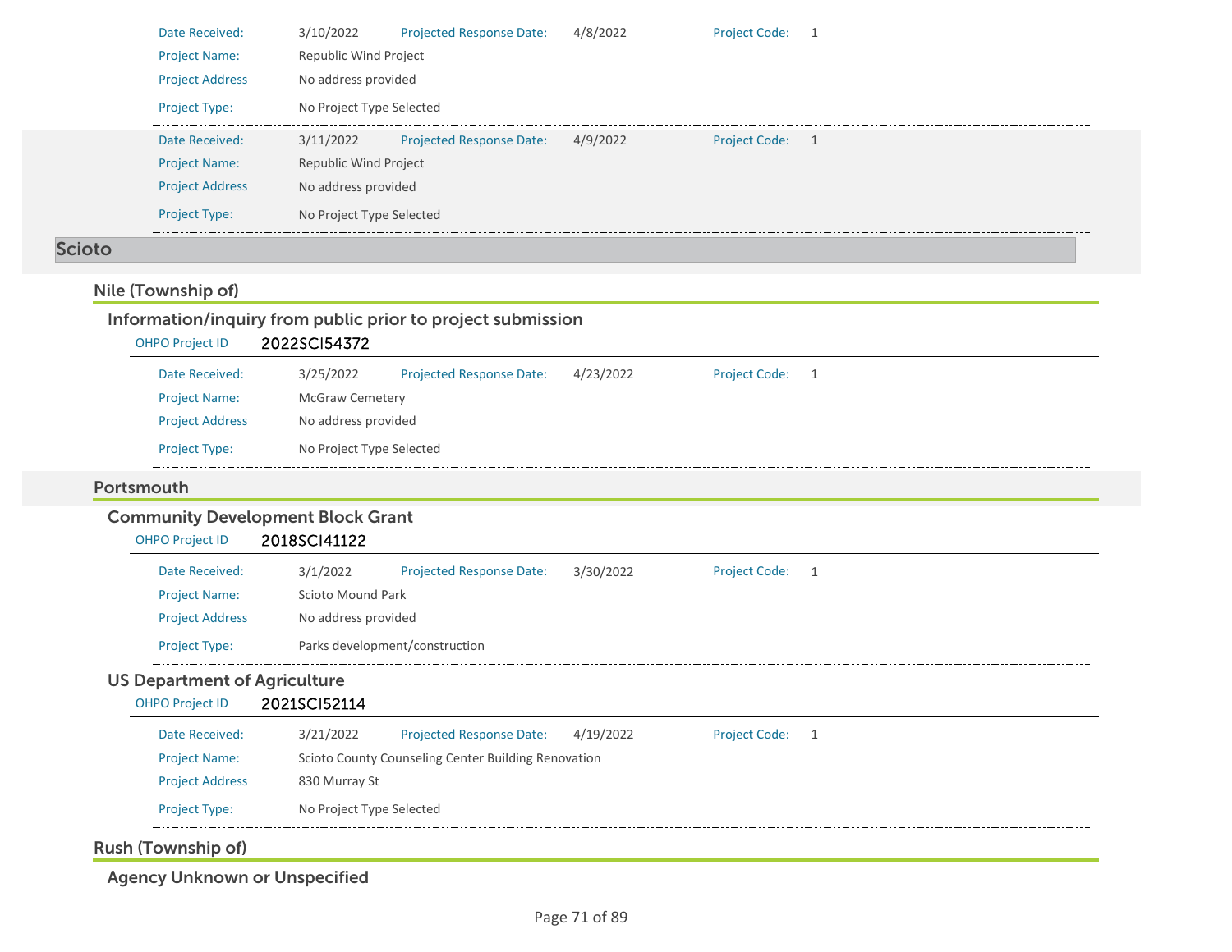Date Received: 3/10/2022 Projected Response Date: 4/8/2022 Project Code: 1

Project Name: Republic Wind Project

Project Address No address provided

Project Type: No Project Type Selected

---

Date Received: 3/11/2022 Projected Response Date: 4/9/2022 Project Code: 1

Project Name: Republic Wind Project

Project Address No address provided

Project Type: No Project Type Selected

---

# Scioto

## Nile (Township of)

### Information/inquiry from public prior to project submission

OHPO Project ID **2022SCI54372**

Date Received: 3/25/2022 Projected Response Date: 4/23/2022 Project Code: 1

Project Name: McGraw Cemetery

Project Address No address provided

Project Type: No Project Type Selected

---

## Portsmouth

### Community Development Block Grant

OHPO Project ID **2018SCI41122**

Date Received: 3/1/2022 Projected Response Date: 3/30/2022 Project Code: 1

Project Name: Scioto Mound Park

Project Address No address provided

Project Type: Parks development/construction

---

### US Department of Agriculture

OHPO Project ID **2021SCI52114**

Date Received: 3/21/2022 Projected Response Date: 4/19/2022 Project Code: 1

Project Name: Scioto County Counseling Center Building Renovation

Project Address 830 Murray St

Project Type: No Project Type Selected

---

## Rush (Township of)

### Agency Unknown or Unspecified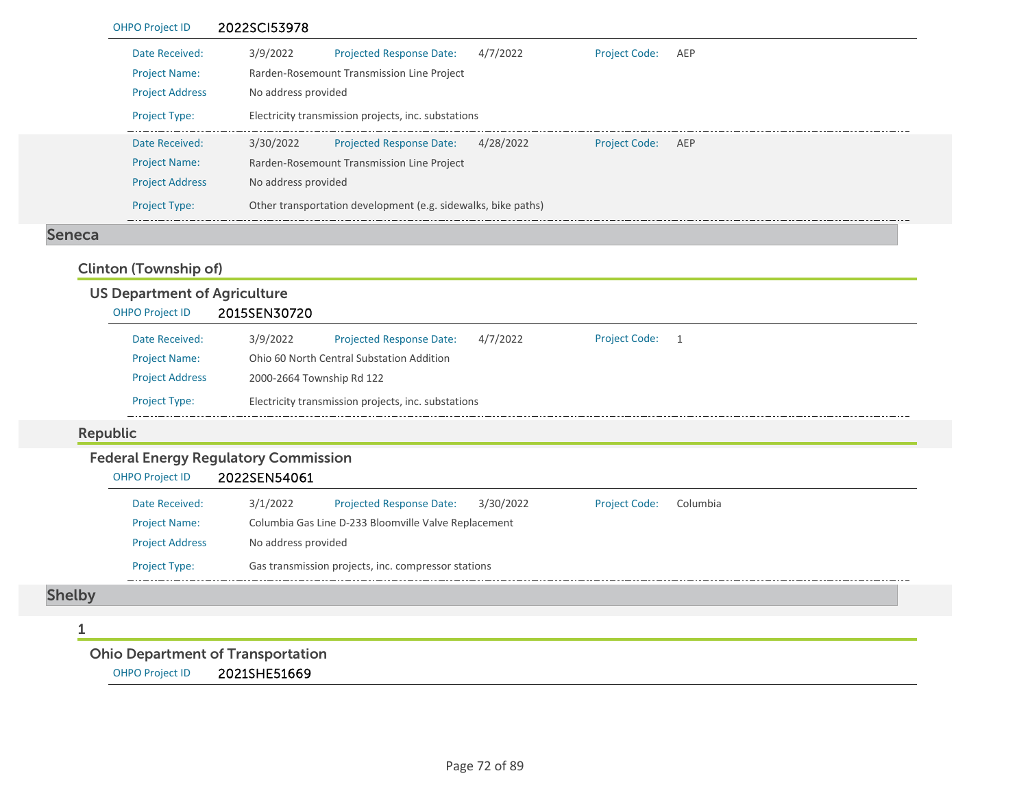OHPO Project ID 2022SCI53978

| | | | | | |
|---|---|---|---|---|---|
| Date Received: | 3/9/2022 | Projected Response Date: | 4/7/2022 | Project Code: | AEP |
| Project Name: | Rarden-Rosemount Transmission Line Project | | | | |
| Project Address | No address provided | | | | |
| Project Type: | Electricity transmission projects, inc. substations | | | | |

| | | | | | |
|---|---|---|---|---|---|
| Date Received: | 3/30/2022 | Projected Response Date: | 4/28/2022 | Project Code: | AEP |
| Project Name: | Rarden-Rosemount Transmission Line Project | | | | |
| Project Address | No address provided | | | | |
| Project Type: | Other transportation development (e.g. sidewalks, bike paths) | | | | |

# Seneca

## Clinton (Township of)

### US Department of Agriculture

OHPO Project ID 2015SEN30720

| | | | | | |
|---|---|---|---|---|---|
| Date Received: | 3/9/2022 | Projected Response Date: | 4/7/2022 | Project Code: | 1 |
| Project Name: | Ohio 60 North Central Substation Addition | | | | |
| Project Address | 2000-2664 Township Rd 122 | | | | |
| Project Type: | Electricity transmission projects, inc. substations | | | | |

## Republic

### Federal Energy Regulatory Commission

OHPO Project ID 2022SEN54061

| | | | | | |
|---|---|---|---|---|---|
| Date Received: | 3/1/2022 | Projected Response Date: | 3/30/2022 | Project Code: | Columbia |
| Project Name: | Columbia Gas Line D-233 Bloomville Valve Replacement | | | | |
| Project Address | No address provided | | | | |
| Project Type: | Gas transmission projects, inc. compressor stations | | | | |

# Shelby

## 1

### Ohio Department of Transportation

OHPO Project ID 2021SHE51669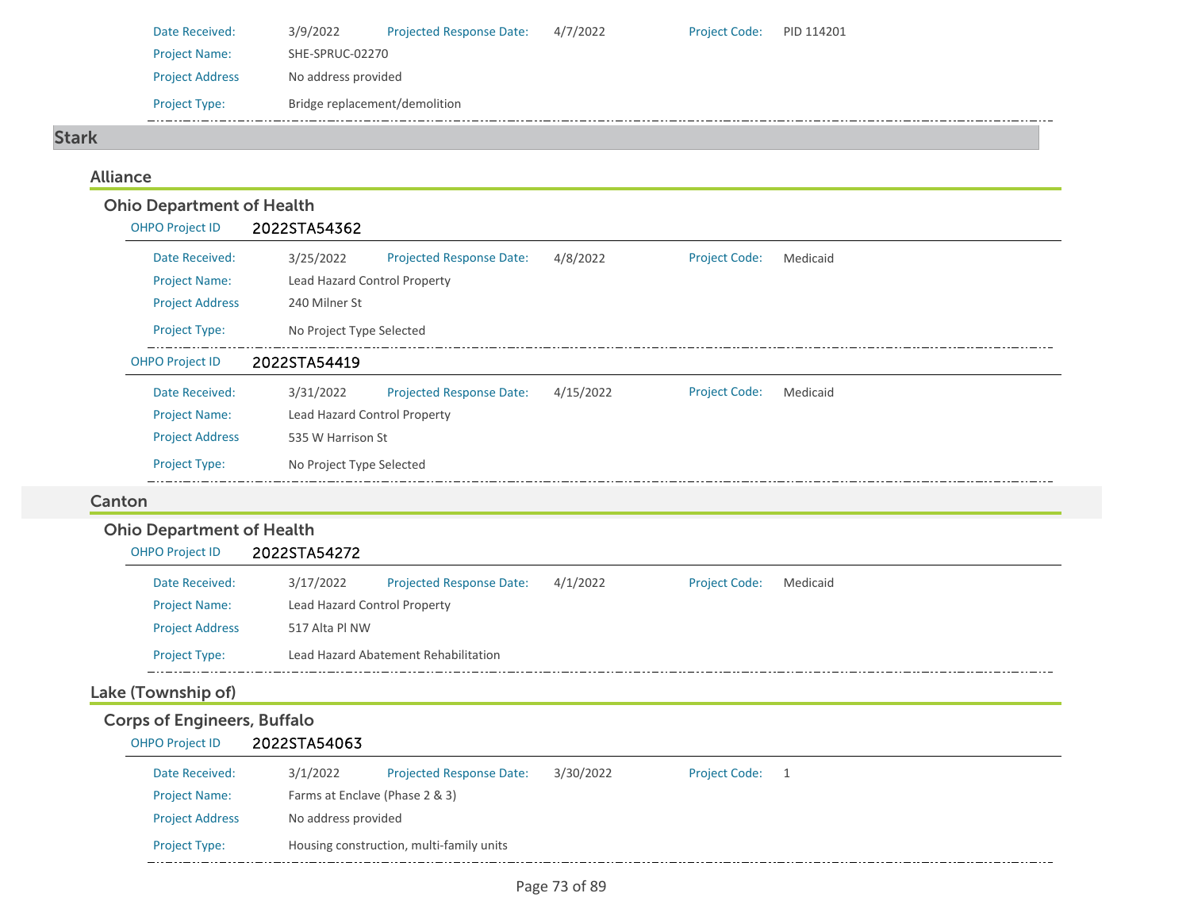| | | | | | |
|---|---|---|---|---|---|
| Date Received: | 3/9/2022 | Projected Response Date: | 4/7/2022 | Project Code: | PID 114201 |
| Project Name: | SHE-SPRUC-02270 | | | | |
| Project Address | No address provided | | | | |
| Project Type: | Bridge replacement/demolition | | | | |

# Stark

## Alliance

### Ohio Department of Health

OHPO Project ID **2022STA54362**

| | | | | | |
|---|---|---|---|---|---|
| Date Received: | 3/25/2022 | Projected Response Date: | 4/8/2022 | Project Code: | Medicaid |
| Project Name: | Lead Hazard Control Property | | | | |
| Project Address | 240 Milner St | | | | |
| Project Type: | No Project Type Selected | | | | |

OHPO Project ID **2022STA54419**

| | | | | | |
|---|---|---|---|---|---|
| Date Received: | 3/31/2022 | Projected Response Date: | 4/15/2022 | Project Code: | Medicaid |
| Project Name: | Lead Hazard Control Property | | | | |
| Project Address | 535 W Harrison St | | | | |
| Project Type: | No Project Type Selected | | | | |

## Canton

### Ohio Department of Health

OHPO Project ID **2022STA54272**

| | | | | | |
|---|---|---|---|---|---|
| Date Received: | 3/17/2022 | Projected Response Date: | 4/1/2022 | Project Code: | Medicaid |
| Project Name: | Lead Hazard Control Property | | | | |
| Project Address | 517 Alta Pl NW | | | | |
| Project Type: | Lead Hazard Abatement Rehabilitation | | | | |

## Lake (Township of)

### Corps of Engineers, Buffalo

OHPO Project ID **2022STA54063**

| | | | | | |
|---|---|---|---|---|---|
| Date Received: | 3/1/2022 | Projected Response Date: | 3/30/2022 | Project Code: | 1 |
| Project Name: | Farms at Enclave (Phase 2 & 3) | | | | |
| Project Address | No address provided | | | | |
| Project Type: | Housing construction, multi-family units | | | | |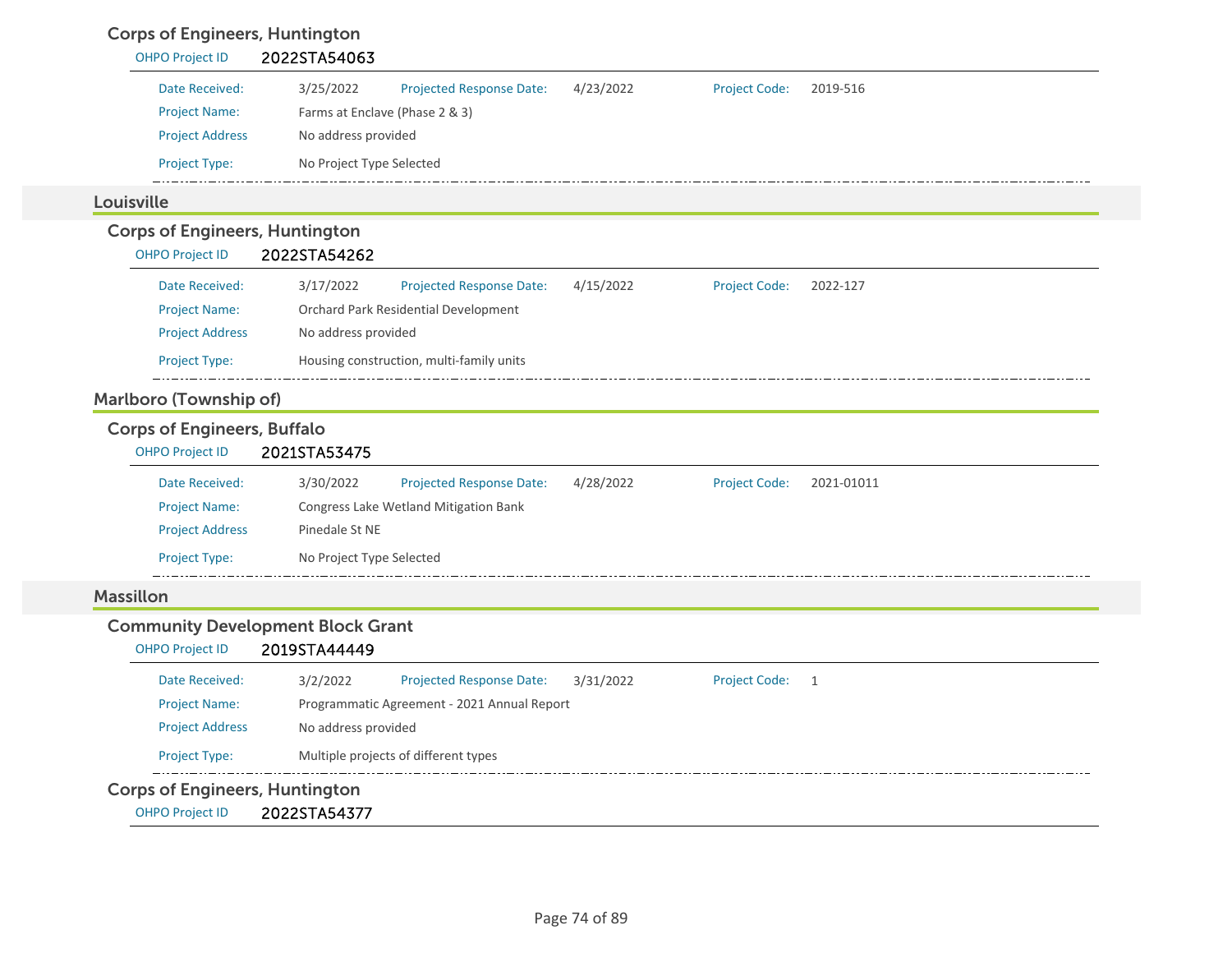### Corps of Engineers, Huntington

**OHPO Project ID** 2022STA54063

| | | | | | |
|---|---|---|---|---|---|
| Date Received: | 3/25/2022 | Projected Response Date: | 4/23/2022 | Project Code: | 2019-516 |
| Project Name: | Farms at Enclave (Phase 2 & 3) | | | | |
| Project Address | No address provided | | | | |
| Project Type: | No Project Type Selected | | | | |

## Louisville

### Corps of Engineers, Huntington

**OHPO Project ID** 2022STA54262

| | | | | | |
|---|---|---|---|---|---|
| Date Received: | 3/17/2022 | Projected Response Date: | 4/15/2022 | Project Code: | 2022-127 |
| Project Name: | Orchard Park Residential Development | | | | |
| Project Address | No address provided | | | | |
| Project Type: | Housing construction, multi-family units | | | | |

## Marlboro (Township of)

### Corps of Engineers, Buffalo

**OHPO Project ID** 2021STA53475

| | | | | | |
|---|---|---|---|---|---|
| Date Received: | 3/30/2022 | Projected Response Date: | 4/28/2022 | Project Code: | 2021-01011 |
| Project Name: | Congress Lake Wetland Mitigation Bank | | | | |
| Project Address | Pinedale St NE | | | | |
| Project Type: | No Project Type Selected | | | | |

## Massillon

### Community Development Block Grant

**OHPO Project ID** 2019STA44449

| | | | | | |
|---|---|---|---|---|---|
| Date Received: | 3/2/2022 | Projected Response Date: | 3/31/2022 | Project Code: | 1 |
| Project Name: | Programmatic Agreement - 2021 Annual Report | | | | |
| Project Address | No address provided | | | | |
| Project Type: | Multiple projects of different types | | | | |

### Corps of Engineers, Huntington

**OHPO Project ID** 2022STA54377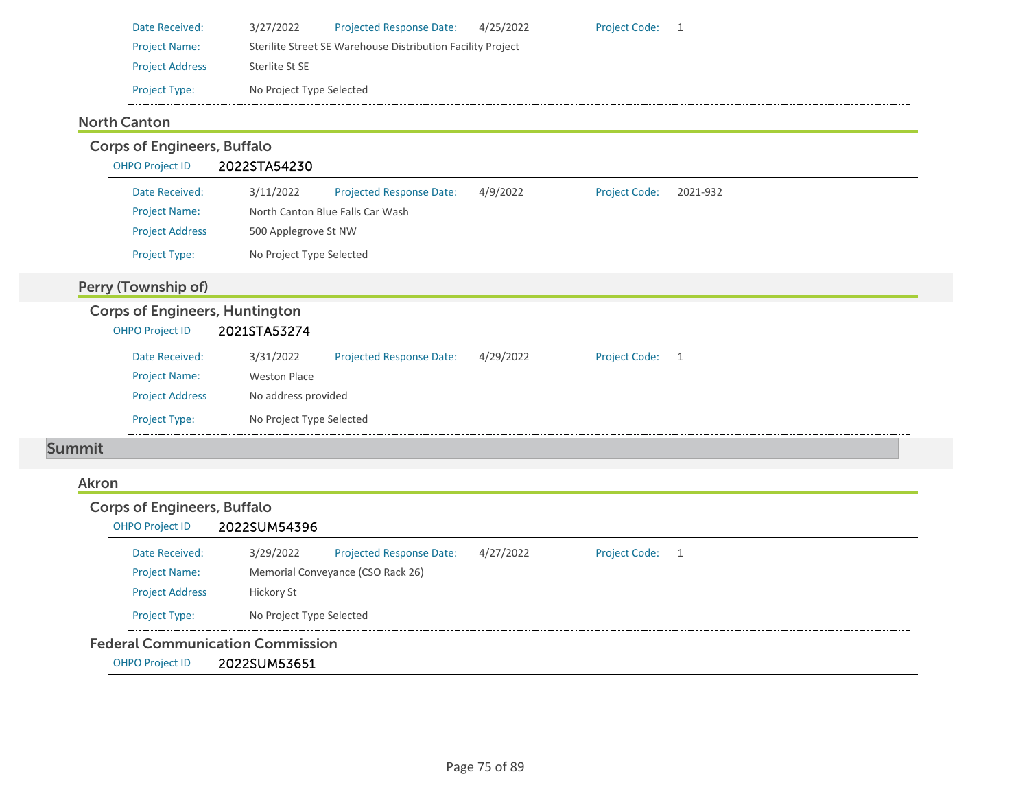| | | | | | |
|---|---|---|---|---|---|
| Date Received: | 3/27/2022 | Projected Response Date: | 4/25/2022 | Project Code: | 1 |
| Project Name: | Sterilite Street SE Warehouse Distribution Facility Project | | | | |
| Project Address | Sterlite St SE | | | | |
| Project Type: | No Project Type Selected | | | | |

### North Canton

#### Corps of Engineers, Buffalo

OHPO Project ID **2022STA54230**

| | | | | | |
|---|---|---|---|---|---|
| Date Received: | 3/11/2022 | Projected Response Date: | 4/9/2022 | Project Code: | 2021-932 |
| Project Name: | North Canton Blue Falls Car Wash | | | | |
| Project Address | 500 Applegrove St NW | | | | |
| Project Type: | No Project Type Selected | | | | |

### Perry (Township of)

#### Corps of Engineers, Huntington

OHPO Project ID **2021STA53274**

| | | | | | |
|---|---|---|---|---|---|
| Date Received: | 3/31/2022 | Projected Response Date: | 4/29/2022 | Project Code: | 1 |
| Project Name: | Weston Place | | | | |
| Project Address | No address provided | | | | |
| Project Type: | No Project Type Selected | | | | |

## Summit

### Akron

#### Corps of Engineers, Buffalo

OHPO Project ID **2022SUM54396**

| | | | | | |
|---|---|---|---|---|---|
| Date Received: | 3/29/2022 | Projected Response Date: | 4/27/2022 | Project Code: | 1 |
| Project Name: | Memorial Conveyance (CSO Rack 26) | | | | |
| Project Address | Hickory St | | | | |
| Project Type: | No Project Type Selected | | | | |

#### Federal Communication Commission

OHPO Project ID **2022SUM53651**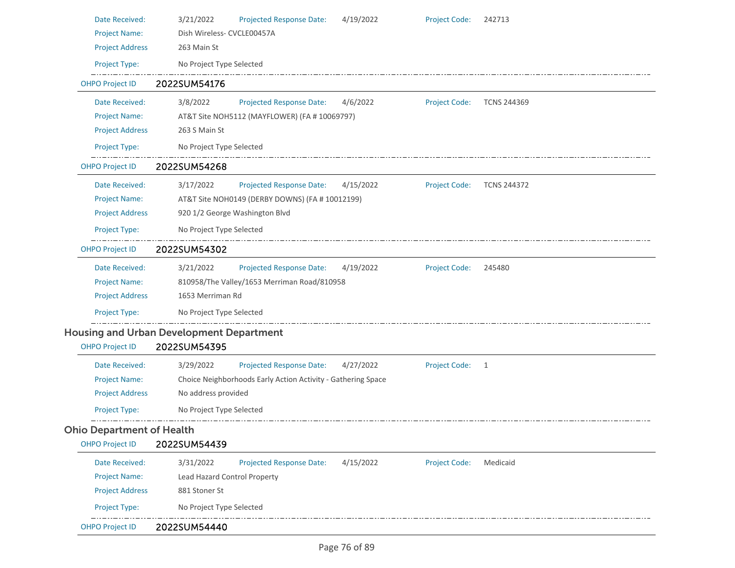Date Received: 3/21/2022 Projected Response Date: 4/19/2022 Project Code: 242713

Project Name: Dish Wireless- CVCLE00457A

Project Address 263 Main St

Project Type: No Project Type Selected

OHPO Project ID **2022SUM54176**

Date Received: 3/8/2022 Projected Response Date: 4/6/2022 Project Code: TCNS 244369

Project Name: AT&T Site NOH5112 (MAYFLOWER) (FA # 10069797)

Project Address 263 S Main St

Project Type: No Project Type Selected

OHPO Project ID **2022SUM54268**

Date Received: 3/17/2022 Projected Response Date: 4/15/2022 Project Code: TCNS 244372

Project Name: AT&T Site NOH0149 (DERBY DOWNS) (FA # 10012199)

Project Address 920 1/2 George Washington Blvd

Project Type: No Project Type Selected

OHPO Project ID **2022SUM54302**

Date Received: 3/21/2022 Projected Response Date: 4/19/2022 Project Code: 245480

Project Name: 810958/The Valley/1653 Merriman Road/810958

Project Address 1653 Merriman Rd

Project Type: No Project Type Selected

## Housing and Urban Development Department

OHPO Project ID **2022SUM54395**

Date Received: 3/29/2022 Projected Response Date: 4/27/2022 Project Code: 1

Project Name: Choice Neighborhoods Early Action Activity - Gathering Space

Project Address No address provided

Project Type: No Project Type Selected

## Ohio Department of Health

OHPO Project ID **2022SUM54439**

Date Received: 3/31/2022 Projected Response Date: 4/15/2022 Project Code: Medicaid

Project Name: Lead Hazard Control Property

Project Address 881 Stoner St

Project Type: No Project Type Selected

OHPO Project ID **2022SUM54440**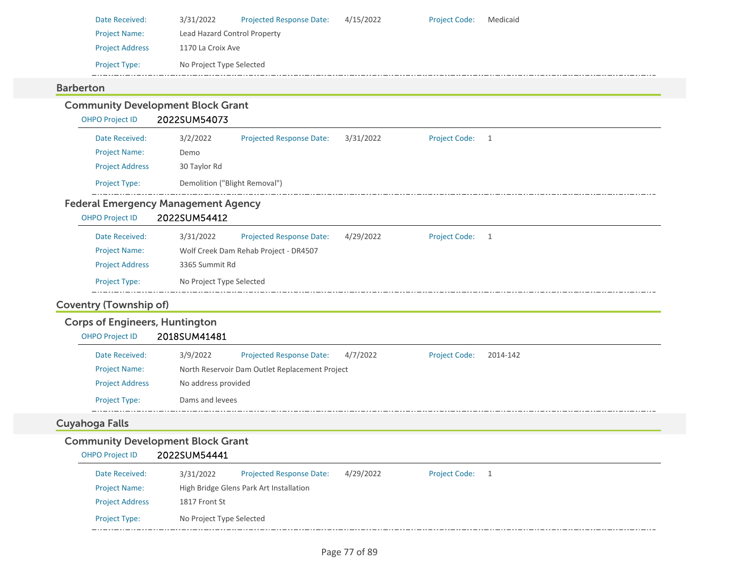Date Received: 3/31/2022 Projected Response Date: 4/15/2022 Project Code: Medicaid

Project Name: Lead Hazard Control Property

Project Address 1170 La Croix Ave

Project Type: No Project Type Selected

## Barberton

### Community Development Block Grant

OHPO Project ID **2022SUM54073**

Date Received: 3/2/2022 Projected Response Date: 3/31/2022 Project Code: 1

Project Name: Demo

Project Address 30 Taylor Rd

Project Type: Demolition ("Blight Removal")

### Federal Emergency Management Agency

OHPO Project ID **2022SUM54412**

Date Received: 3/31/2022 Projected Response Date: 4/29/2022 Project Code: 1

Project Name: Wolf Creek Dam Rehab Project - DR4507

Project Address 3365 Summit Rd

Project Type: No Project Type Selected

## Coventry (Township of)

### Corps of Engineers, Huntington

OHPO Project ID **2018SUM41481**

Date Received: 3/9/2022 Projected Response Date: 4/7/2022 Project Code: 2014-142

Project Name: North Reservoir Dam Outlet Replacement Project

Project Address No address provided

Project Type: Dams and levees

## Cuyahoga Falls

### Community Development Block Grant

OHPO Project ID **2022SUM54441**

Date Received: 3/31/2022 Projected Response Date: 4/29/2022 Project Code: 1

Project Name: High Bridge Glens Park Art Installation

Project Address 1817 Front St

Project Type: No Project Type Selected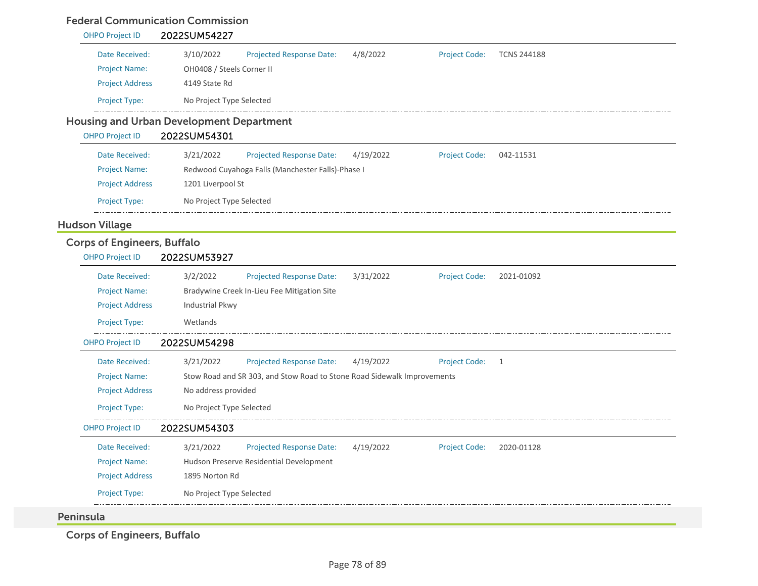### Federal Communication Commission

**OHPO Project ID** 2022SUM54227

| | | | | | |
|---|---|---|---|---|---|
| Date Received: | 3/10/2022 | Projected Response Date: | 4/8/2022 | Project Code: | TCNS 244188 |
| Project Name: | OH0408 / Steels Corner II | | | | |
| Project Address | 4149 State Rd | | | | |
| Project Type: | No Project Type Selected | | | | |

### Housing and Urban Development Department

**OHPO Project ID** 2022SUM54301

| | | | | | |
|---|---|---|---|---|---|
| Date Received: | 3/21/2022 | Projected Response Date: | 4/19/2022 | Project Code: | 042-11531 |
| Project Name: | Redwood Cuyahoga Falls (Manchester Falls)-Phase I | | | | |
| Project Address | 1201 Liverpool St | | | | |
| Project Type: | No Project Type Selected | | | | |

## Hudson Village

### Corps of Engineers, Buffalo

**OHPO Project ID** 2022SUM53927

| | | | | | |
|---|---|---|---|---|---|
| Date Received: | 3/2/2022 | Projected Response Date: | 3/31/2022 | Project Code: | 2021-01092 |
| Project Name: | Bradywine Creek In-Lieu Fee Mitigation Site | | | | |
| Project Address | Industrial Pkwy | | | | |
| Project Type: | Wetlands | | | | |

**OHPO Project ID** 2022SUM54298

| | | | | | |
|---|---|---|---|---|---|
| Date Received: | 3/21/2022 | Projected Response Date: | 4/19/2022 | Project Code: | 1 |
| Project Name: | Stow Road and SR 303, and Stow Road to Stone Road Sidewalk Improvements | | | | |
| Project Address | No address provided | | | | |
| Project Type: | No Project Type Selected | | | | |

**OHPO Project ID** 2022SUM54303

| | | | | | |
|---|---|---|---|---|---|
| Date Received: | 3/21/2022 | Projected Response Date: | 4/19/2022 | Project Code: | 2020-01128 |
| Project Name: | Hudson Preserve Residential Development | | | | |
| Project Address | 1895 Norton Rd | | | | |
| Project Type: | No Project Type Selected | | | | |

## Peninsula

### Corps of Engineers, Buffalo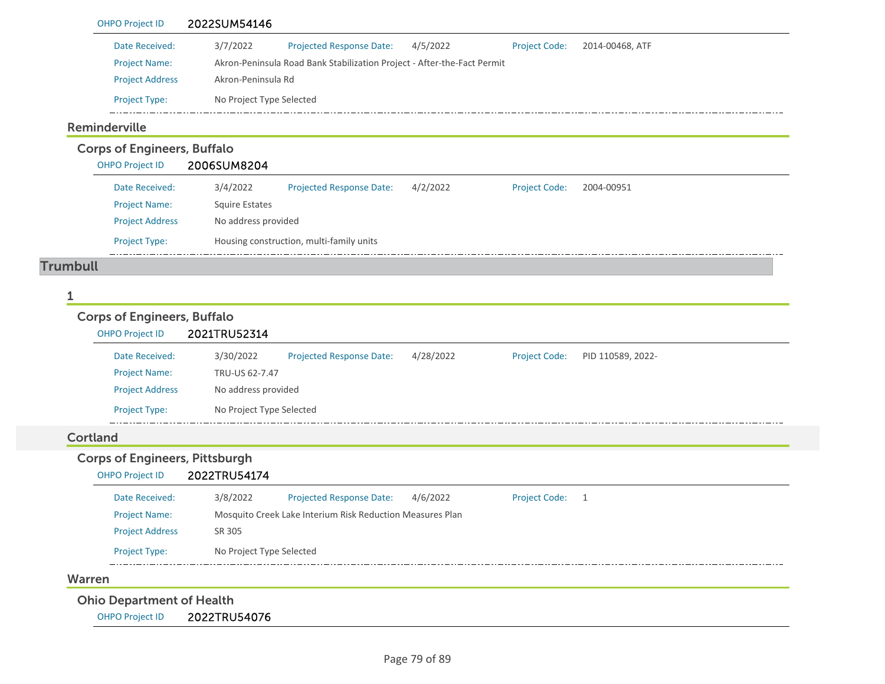OHPO Project ID **2022SUM54146**

| | | | | | |
|---|---|---|---|---|---|
| Date Received: | 3/7/2022 | Projected Response Date: | 4/5/2022 | Project Code: | 2014-00468, ATF |
| Project Name: | Akron-Peninsula Road Bank Stabilization Project - After-the-Fact Permit | | | | |
| Project Address | Akron-Peninsula Rd | | | | |
| Project Type: | No Project Type Selected | | | | |

### Reminderville

#### Corps of Engineers, Buffalo

OHPO Project ID **2006SUM8204**

| | | | | | |
|---|---|---|---|---|---|
| Date Received: | 3/4/2022 | Projected Response Date: | 4/2/2022 | Project Code: | 2004-00951 |
| Project Name: | Squire Estates | | | | |
| Project Address | No address provided | | | | |
| Project Type: | Housing construction, multi-family units | | | | |

## Trumbull

### 1

#### Corps of Engineers, Buffalo

OHPO Project ID **2021TRU52314**

| | | | | | |
|---|---|---|---|---|---|
| Date Received: | 3/30/2022 | Projected Response Date: | 4/28/2022 | Project Code: | PID 110589, 2022- |
| Project Name: | TRU-US 62-7.47 | | | | |
| Project Address | No address provided | | | | |
| Project Type: | No Project Type Selected | | | | |

### Cortland

#### Corps of Engineers, Pittsburgh

OHPO Project ID **2022TRU54174**

| | | | | | |
|---|---|---|---|---|---|
| Date Received: | 3/8/2022 | Projected Response Date: | 4/6/2022 | Project Code: | 1 |
| Project Name: | Mosquito Creek Lake Interium Risk Reduction Measures Plan | | | | |
| Project Address | SR 305 | | | | |
| Project Type: | No Project Type Selected | | | | |

### Warren

#### Ohio Department of Health

OHPO Project ID **2022TRU54076**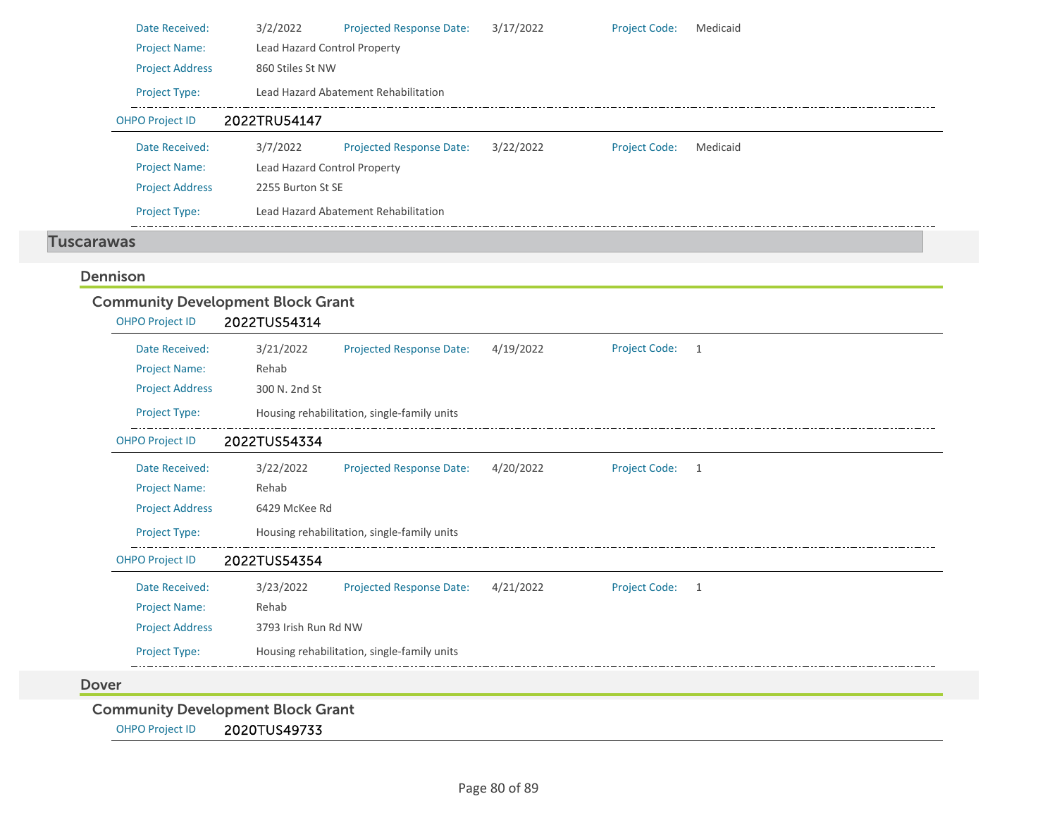Date Received: 3/2/2022 Projected Response Date: 3/17/2022 Project Code: Medicaid

Project Name: Lead Hazard Control Property

Project Address 860 Stiles St NW

Project Type: Lead Hazard Abatement Rehabilitation

OHPO Project ID **2022TRU54147**

Date Received: 3/7/2022 Projected Response Date: 3/22/2022 Project Code: Medicaid

Project Name: Lead Hazard Control Property

Project Address 2255 Burton St SE

Project Type: Lead Hazard Abatement Rehabilitation

# Tuscarawas

## Dennison

### Community Development Block Grant

OHPO Project ID **2022TUS54314**

Date Received: 3/21/2022 Projected Response Date: 4/19/2022 Project Code: 1

Project Name: Rehab

Project Address 300 N. 2nd St

Project Type: Housing rehabilitation, single-family units

OHPO Project ID **2022TUS54334**

Date Received: 3/22/2022 Projected Response Date: 4/20/2022 Project Code: 1

Project Name: Rehab

Project Address 6429 McKee Rd

Project Type: Housing rehabilitation, single-family units

OHPO Project ID **2022TUS54354**

Date Received: 3/23/2022 Projected Response Date: 4/21/2022 Project Code: 1

Project Name: Rehab

Project Address 3793 Irish Run Rd NW

Project Type: Housing rehabilitation, single-family units

## Dover

### Community Development Block Grant

OHPO Project ID **2020TUS49733**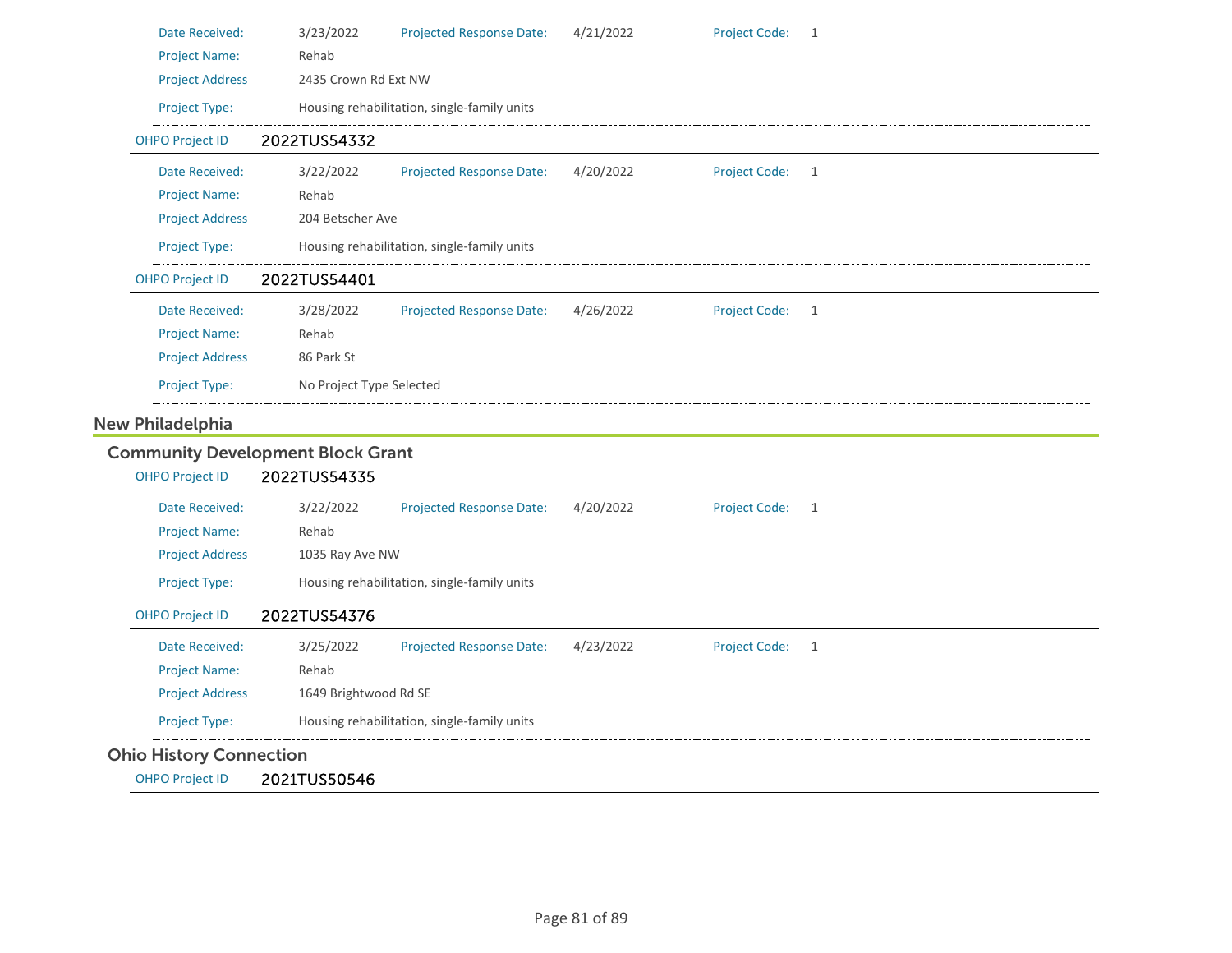| | | | | | |
|---|---|---|---|---|---|
| Date Received: | 3/23/2022 | Projected Response Date: | 4/21/2022 | Project Code: | 1 |
| Project Name: | Rehab | | | | |
| Project Address | 2435 Crown Rd Ext NW | | | | |
| Project Type: | Housing rehabilitation, single-family units | | | | |

**OHPO Project ID** 2022TUS54332

| | | | | | |
|---|---|---|---|---|---|
| Date Received: | 3/22/2022 | Projected Response Date: | 4/20/2022 | Project Code: | 1 |
| Project Name: | Rehab | | | | |
| Project Address | 204 Betscher Ave | | | | |
| Project Type: | Housing rehabilitation, single-family units | | | | |

**OHPO Project ID** 2022TUS54401

| | | | | | |
|---|---|---|---|---|---|
| Date Received: | 3/28/2022 | Projected Response Date: | 4/26/2022 | Project Code: | 1 |
| Project Name: | Rehab | | | | |
| Project Address | 86 Park St | | | | |
| Project Type: | No Project Type Selected | | | | |

## New Philadelphia

### Community Development Block Grant

**OHPO Project ID** 2022TUS54335

| | | | | | |
|---|---|---|---|---|---|
| Date Received: | 3/22/2022 | Projected Response Date: | 4/20/2022 | Project Code: | 1 |
| Project Name: | Rehab | | | | |
| Project Address | 1035 Ray Ave NW | | | | |
| Project Type: | Housing rehabilitation, single-family units | | | | |

**OHPO Project ID** 2022TUS54376

| | | | | | |
|---|---|---|---|---|---|
| Date Received: | 3/25/2022 | Projected Response Date: | 4/23/2022 | Project Code: | 1 |
| Project Name: | Rehab | | | | |
| Project Address | 1649 Brightwood Rd SE | | | | |
| Project Type: | Housing rehabilitation, single-family units | | | | |

### Ohio History Connection

**OHPO Project ID** 2021TUS50546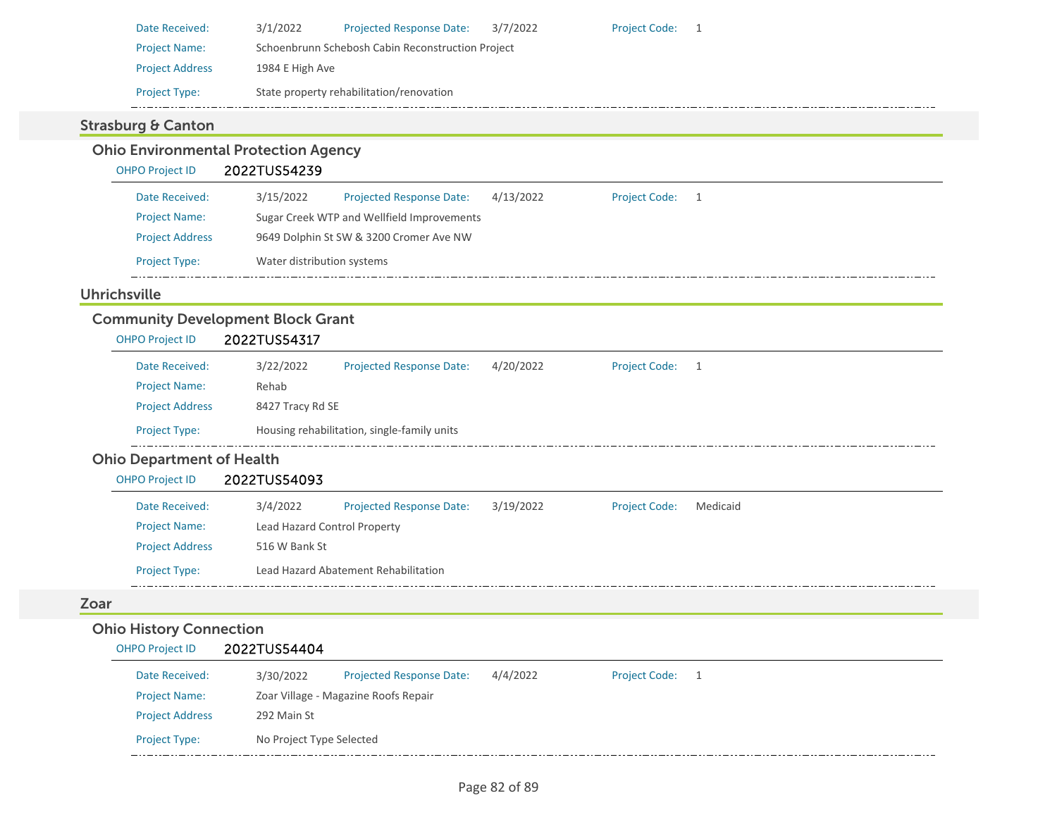| | | | | | |
|---|---|---|---|---|---|
| Date Received: | 3/1/2022 | Projected Response Date: | 3/7/2022 | Project Code: | 1 |
| Project Name: | Schoenbrunn Schebosh Cabin Reconstruction Project | | | | |
| Project Address | 1984 E High Ave | | | | |
| Project Type: | State property rehabilitation/renovation | | | | |

## Strasburg & Canton

### Ohio Environmental Protection Agency

**OHPO Project ID** 2022TUS54239

| | | | | | |
|---|---|---|---|---|---|
| Date Received: | 3/15/2022 | Projected Response Date: | 4/13/2022 | Project Code: | 1 |
| Project Name: | Sugar Creek WTP and Wellfield Improvements | | | | |
| Project Address | 9649 Dolphin St SW & 3200 Cromer Ave NW | | | | |
| Project Type: | Water distribution systems | | | | |

## Uhrichsville

### Community Development Block Grant

**OHPO Project ID** 2022TUS54317

| | | | | | |
|---|---|---|---|---|---|
| Date Received: | 3/22/2022 | Projected Response Date: | 4/20/2022 | Project Code: | 1 |
| Project Name: | Rehab | | | | |
| Project Address | 8427 Tracy Rd SE | | | | |
| Project Type: | Housing rehabilitation, single-family units | | | | |

### Ohio Department of Health

**OHPO Project ID** 2022TUS54093

| | | | | | |
|---|---|---|---|---|---|
| Date Received: | 3/4/2022 | Projected Response Date: | 3/19/2022 | Project Code: | Medicaid |
| Project Name: | Lead Hazard Control Property | | | | |
| Project Address | 516 W Bank St | | | | |
| Project Type: | Lead Hazard Abatement Rehabilitation | | | | |

## Zoar

### Ohio History Connection

**OHPO Project ID** 2022TUS54404

| | | | | | |
|---|---|---|---|---|---|
| Date Received: | 3/30/2022 | Projected Response Date: | 4/4/2022 | Project Code: | 1 |
| Project Name: | Zoar Village - Magazine Roofs Repair | | | | |
| Project Address | 292 Main St | | | | |
| Project Type: | No Project Type Selected | | | | |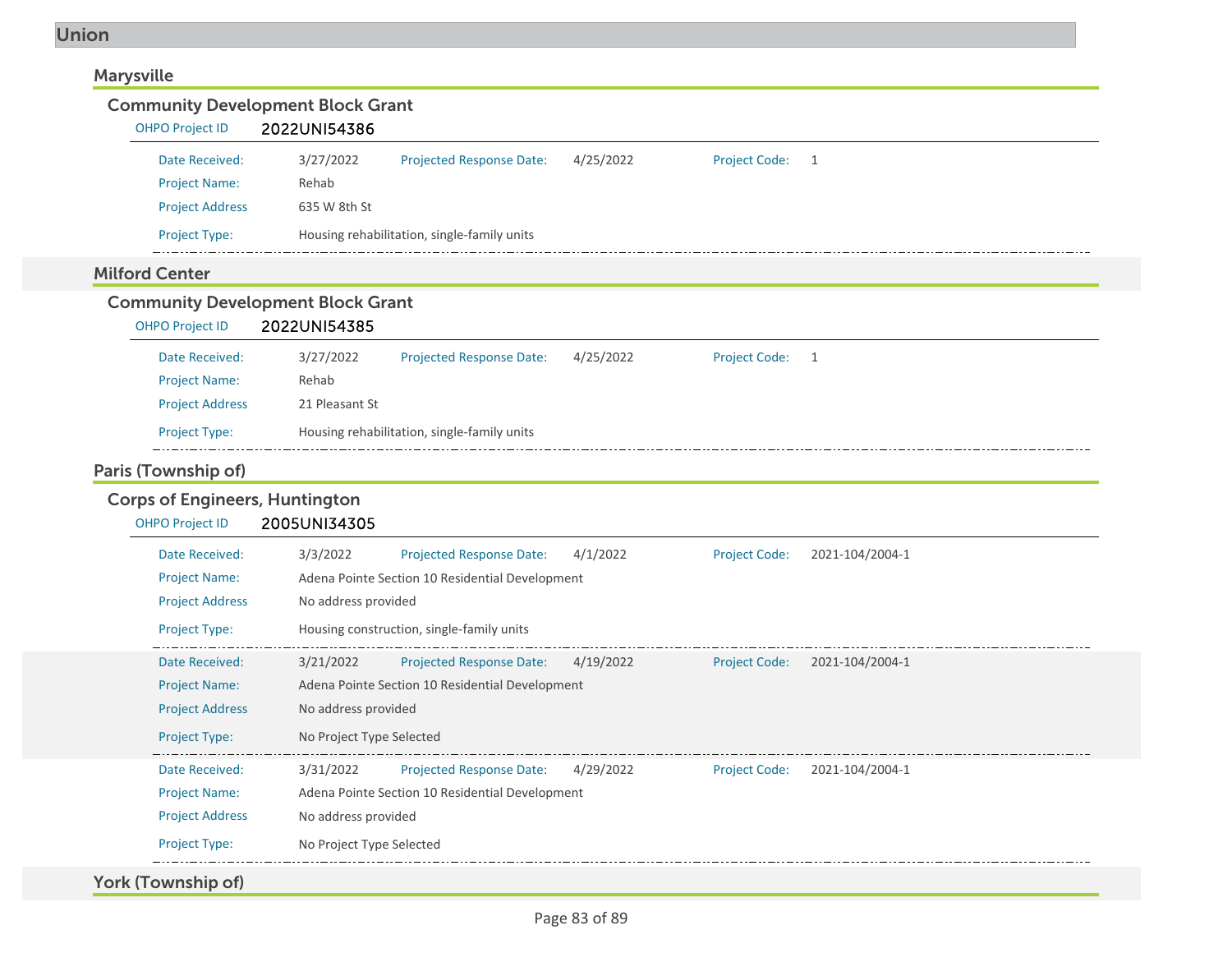## Union

### Marysville

#### Community Development Block Grant

OHPO Project ID **2022UNI54386**

Date Received: 3/27/2022 Projected Response Date: 4/25/2022 Project Code: 1
Project Name: Rehab
Project Address 635 W 8th St
Project Type: Housing rehabilitation, single-family units

### Milford Center

#### Community Development Block Grant

OHPO Project ID **2022UNI54385**

Date Received: 3/27/2022 Projected Response Date: 4/25/2022 Project Code: 1
Project Name: Rehab
Project Address 21 Pleasant St
Project Type: Housing rehabilitation, single-family units

### Paris (Township of)

#### Corps of Engineers, Huntington

OHPO Project ID **2005UNI34305**

Date Received: 3/3/2022 Projected Response Date: 4/1/2022 Project Code: 2021-104/2004-1
Project Name: Adena Pointe Section 10 Residential Development
Project Address No address provided
Project Type: Housing construction, single-family units

Date Received: 3/21/2022 Projected Response Date: 4/19/2022 Project Code: 2021-104/2004-1
Project Name: Adena Pointe Section 10 Residential Development
Project Address No address provided
Project Type: No Project Type Selected

Date Received: 3/31/2022 Projected Response Date: 4/29/2022 Project Code: 2021-104/2004-1
Project Name: Adena Pointe Section 10 Residential Development
Project Address No address provided
Project Type: No Project Type Selected

### York (Township of)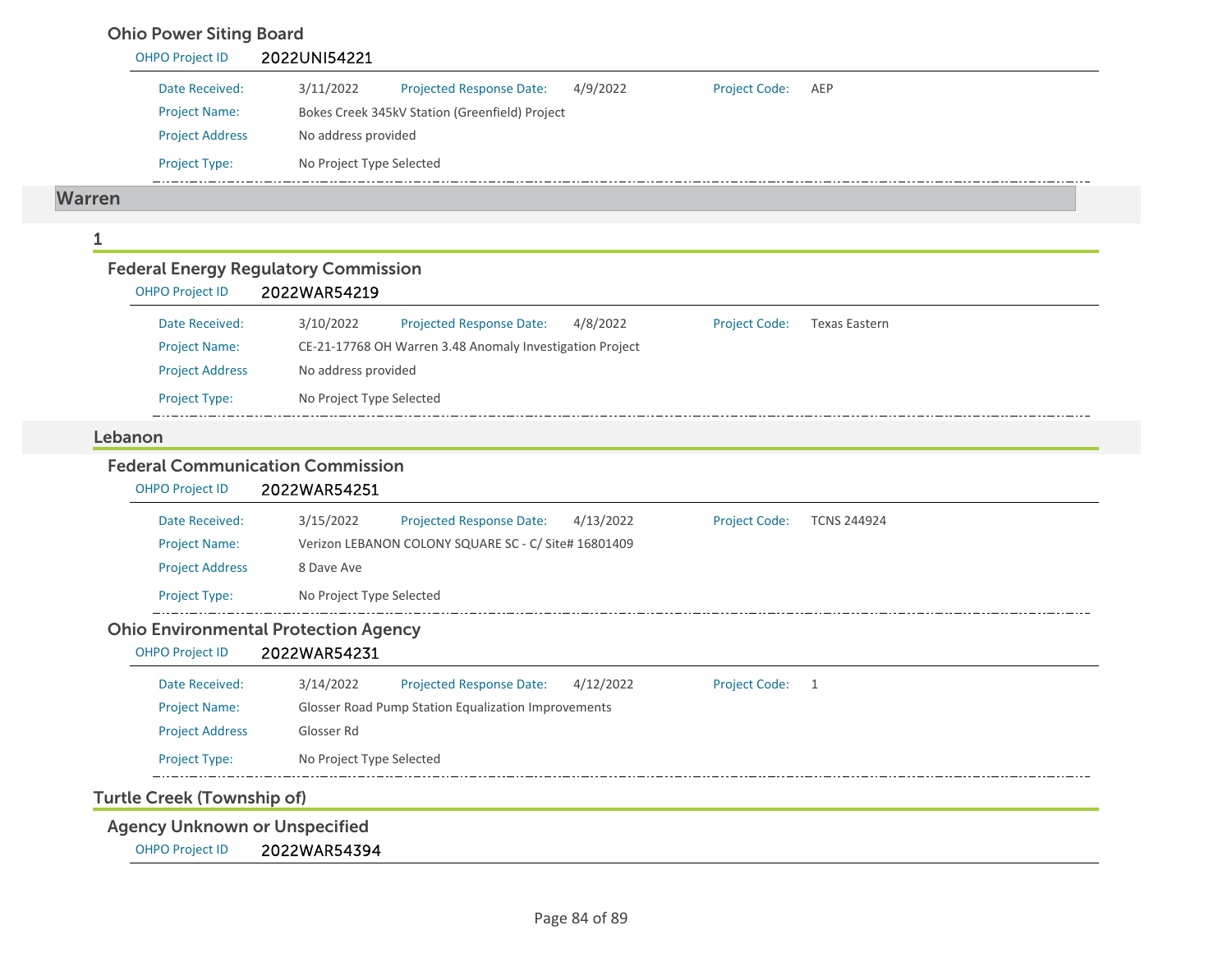### Ohio Power Siting Board

**OHPO Project ID** 2022UNI54221

| | | | | | |
|---|---|---|---|---|---|
| Date Received: | 3/11/2022 | Projected Response Date: | 4/9/2022 | Project Code: | AEP |
| Project Name: | Bokes Creek 345kV Station (Greenfield) Project | | | | |
| Project Address | No address provided | | | | |
| Project Type: | No Project Type Selected | | | | |

## Warren

### 1

#### Federal Energy Regulatory Commission

**OHPO Project ID** 2022WAR54219

| | | | | | |
|---|---|---|---|---|---|
| Date Received: | 3/10/2022 | Projected Response Date: | 4/8/2022 | Project Code: | Texas Eastern |
| Project Name: | CE-21-17768 OH Warren 3.48 Anomaly Investigation Project | | | | |
| Project Address | No address provided | | | | |
| Project Type: | No Project Type Selected | | | | |

### Lebanon

#### Federal Communication Commission

**OHPO Project ID** 2022WAR54251

| | | | | | |
|---|---|---|---|---|---|
| Date Received: | 3/15/2022 | Projected Response Date: | 4/13/2022 | Project Code: | TCNS 244924 |
| Project Name: | Verizon LEBANON COLONY SQUARE SC - C/ Site# 16801409 | | | | |
| Project Address | 8 Dave Ave | | | | |
| Project Type: | No Project Type Selected | | | | |

#### Ohio Environmental Protection Agency

**OHPO Project ID** 2022WAR54231

| | | | | | |
|---|---|---|---|---|---|
| Date Received: | 3/14/2022 | Projected Response Date: | 4/12/2022 | Project Code: | 1 |
| Project Name: | Glosser Road Pump Station Equalization Improvements | | | | |
| Project Address | Glosser Rd | | | | |
| Project Type: | No Project Type Selected | | | | |

### Turtle Creek (Township of)

#### Agency Unknown or Unspecified

**OHPO Project ID** 2022WAR54394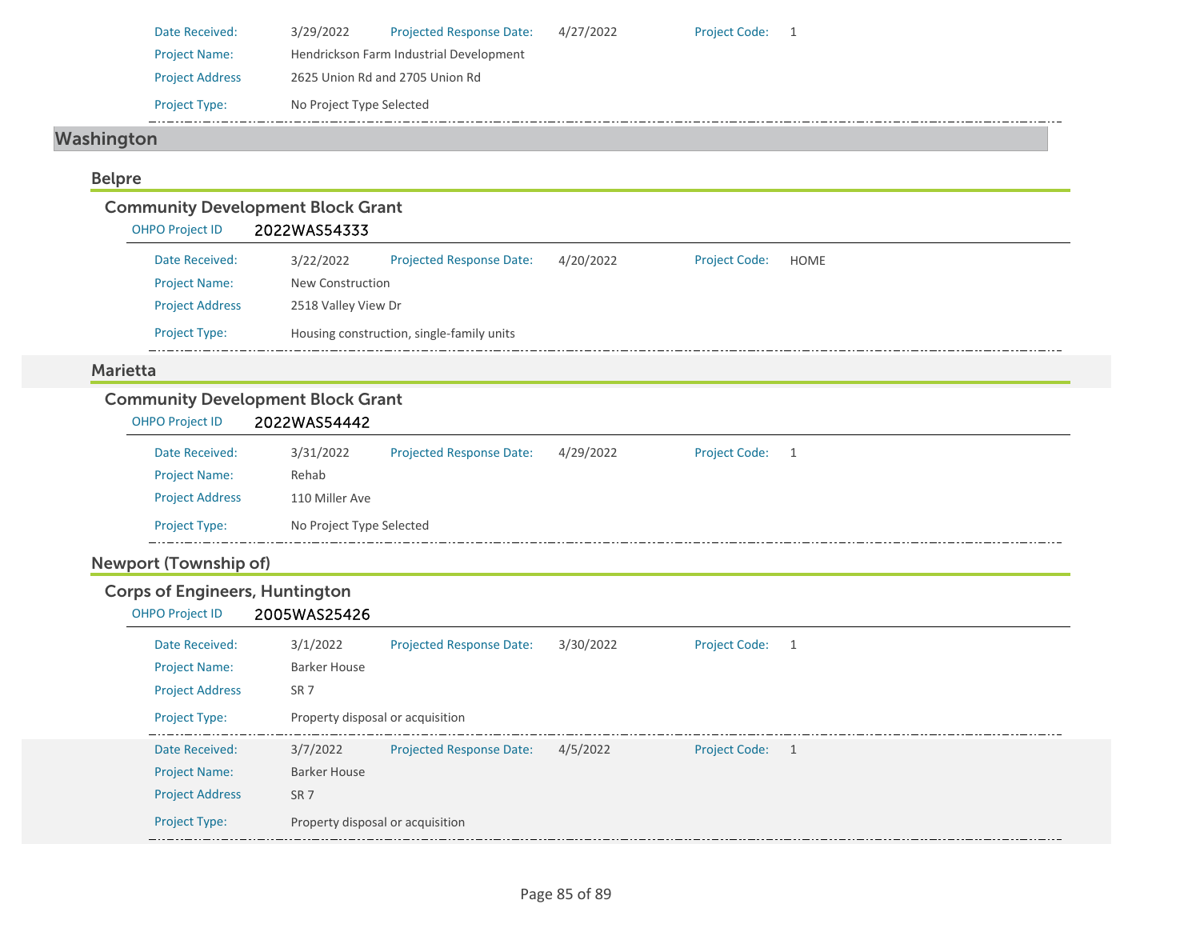| | | | | | |
|---|---|---|---|---|---|
| Date Received: | 3/29/2022 | Projected Response Date: | 4/27/2022 | Project Code: | 1 |
| Project Name: | Hendrickson Farm Industrial Development | | | | |
| Project Address | 2625 Union Rd and 2705 Union Rd | | | | |
| Project Type: | No Project Type Selected | | | | |

# Washington

## Belpre

### Community Development Block Grant

OHPO Project ID **2022WAS54333**

| | | | | | |
|---|---|---|---|---|---|
| Date Received: | 3/22/2022 | Projected Response Date: | 4/20/2022 | Project Code: | HOME |
| Project Name: | New Construction | | | | |
| Project Address | 2518 Valley View Dr | | | | |
| Project Type: | Housing construction, single-family units | | | | |

## Marietta

### Community Development Block Grant

OHPO Project ID **2022WAS54442**

| | | | | | |
|---|---|---|---|---|---|
| Date Received: | 3/31/2022 | Projected Response Date: | 4/29/2022 | Project Code: | 1 |
| Project Name: | Rehab | | | | |
| Project Address | 110 Miller Ave | | | | |
| Project Type: | No Project Type Selected | | | | |

## Newport (Township of)

### Corps of Engineers, Huntington

OHPO Project ID **2005WAS25426**

| | | | | | |
|---|---|---|---|---|---|
| Date Received: | 3/1/2022 | Projected Response Date: | 3/30/2022 | Project Code: | 1 |
| Project Name: | Barker House | | | | |
| Project Address | SR 7 | | | | |
| Project Type: | Property disposal or acquisition | | | | |

| | | | | | |
|---|---|---|---|---|---|
| Date Received: | 3/7/2022 | Projected Response Date: | 4/5/2022 | Project Code: | 1 |
| Project Name: | Barker House | | | | |
| Project Address | SR 7 | | | | |
| Project Type: | Property disposal or acquisition | | | | |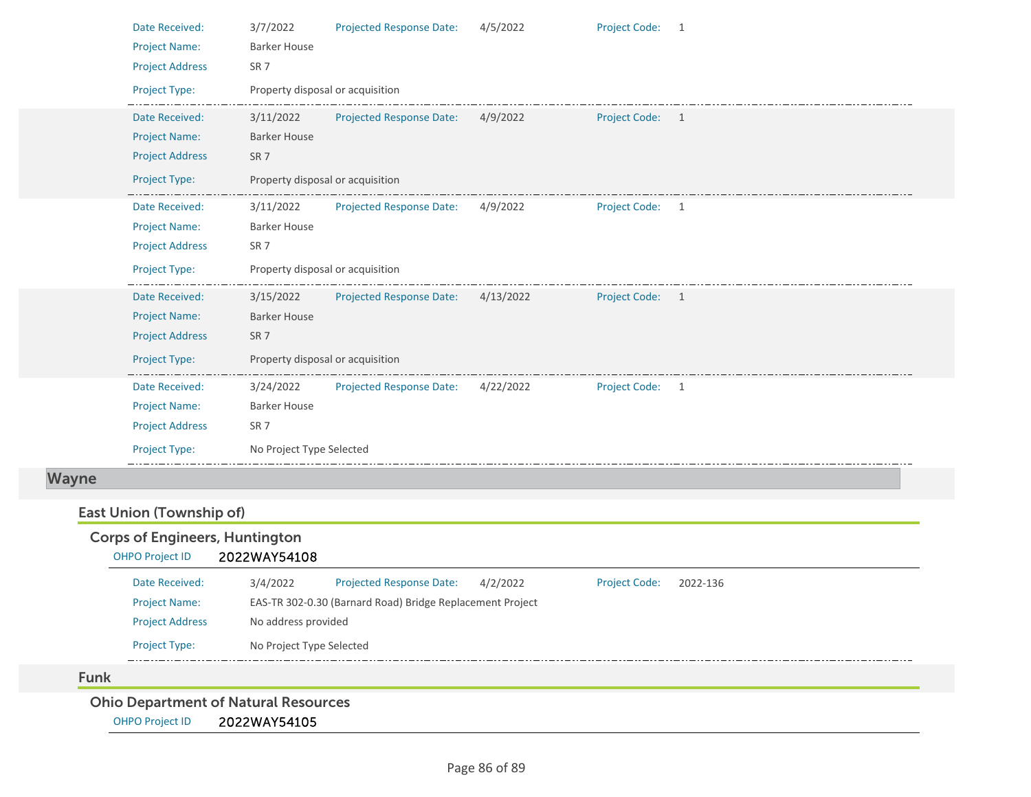Date Received: 3/7/2022 Projected Response Date: 4/5/2022 Project Code: 1
Project Name: Barker House
Project Address SR 7
Project Type: Property disposal or acquisition

---

Date Received: 3/11/2022 Projected Response Date: 4/9/2022 Project Code: 1
Project Name: Barker House
Project Address SR 7
Project Type: Property disposal or acquisition

---

Date Received: 3/11/2022 Projected Response Date: 4/9/2022 Project Code: 1
Project Name: Barker House
Project Address SR 7
Project Type: Property disposal or acquisition

---

Date Received: 3/15/2022 Projected Response Date: 4/13/2022 Project Code: 1
Project Name: Barker House
Project Address SR 7
Project Type: Property disposal or acquisition

---

Date Received: 3/24/2022 Projected Response Date: 4/22/2022 Project Code: 1
Project Name: Barker House
Project Address SR 7
Project Type: No Project Type Selected

---

# Wayne

## East Union (Township of)

### Corps of Engineers, Huntington

OHPO Project ID 2022WAY54108

Date Received: 3/4/2022 Projected Response Date: 4/2/2022 Project Code: 2022-136
Project Name: EAS-TR 302-0.30 (Barnard Road) Bridge Replacement Project
Project Address No address provided
Project Type: No Project Type Selected

---

## Funk

### Ohio Department of Natural Resources

OHPO Project ID 2022WAY54105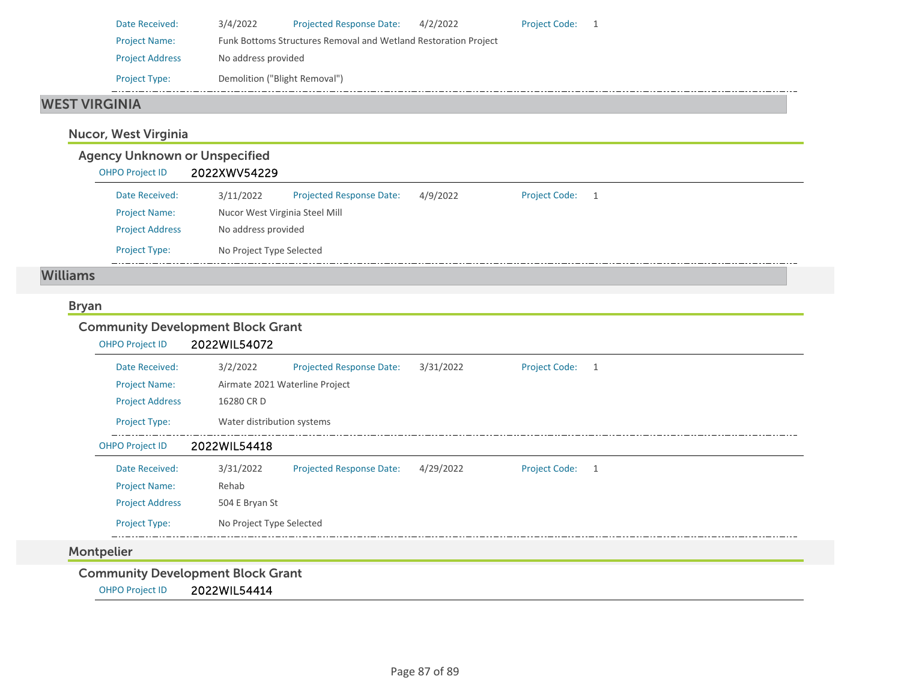Date Received: 3/4/2022 Projected Response Date: 4/2/2022 Project Code: 1

Project Name: Funk Bottoms Structures Removal and Wetland Restoration Project

Project Address: No address provided

Project Type: Demolition ("Blight Removal")

## WEST VIRGINIA

### Nucor, West Virginia

#### Agency Unknown or Unspecified

OHPO Project ID **2022XWV54229**

Date Received: 3/11/2022 Projected Response Date: 4/9/2022 Project Code: 1

Project Name: Nucor West Virginia Steel Mill

Project Address: No address provided

Project Type: No Project Type Selected

## Williams

### Bryan

#### Community Development Block Grant

OHPO Project ID **2022WIL54072**

Date Received: 3/2/2022 Projected Response Date: 3/31/2022 Project Code: 1

Project Name: Airmate 2021 Waterline Project

Project Address: 16280 CR D

Project Type: Water distribution systems

OHPO Project ID **2022WIL54418**

Date Received: 3/31/2022 Projected Response Date: 4/29/2022 Project Code: 1

Project Name: Rehab

Project Address: 504 E Bryan St

Project Type: No Project Type Selected

### Montpelier

#### Community Development Block Grant

OHPO Project ID **2022WIL54414**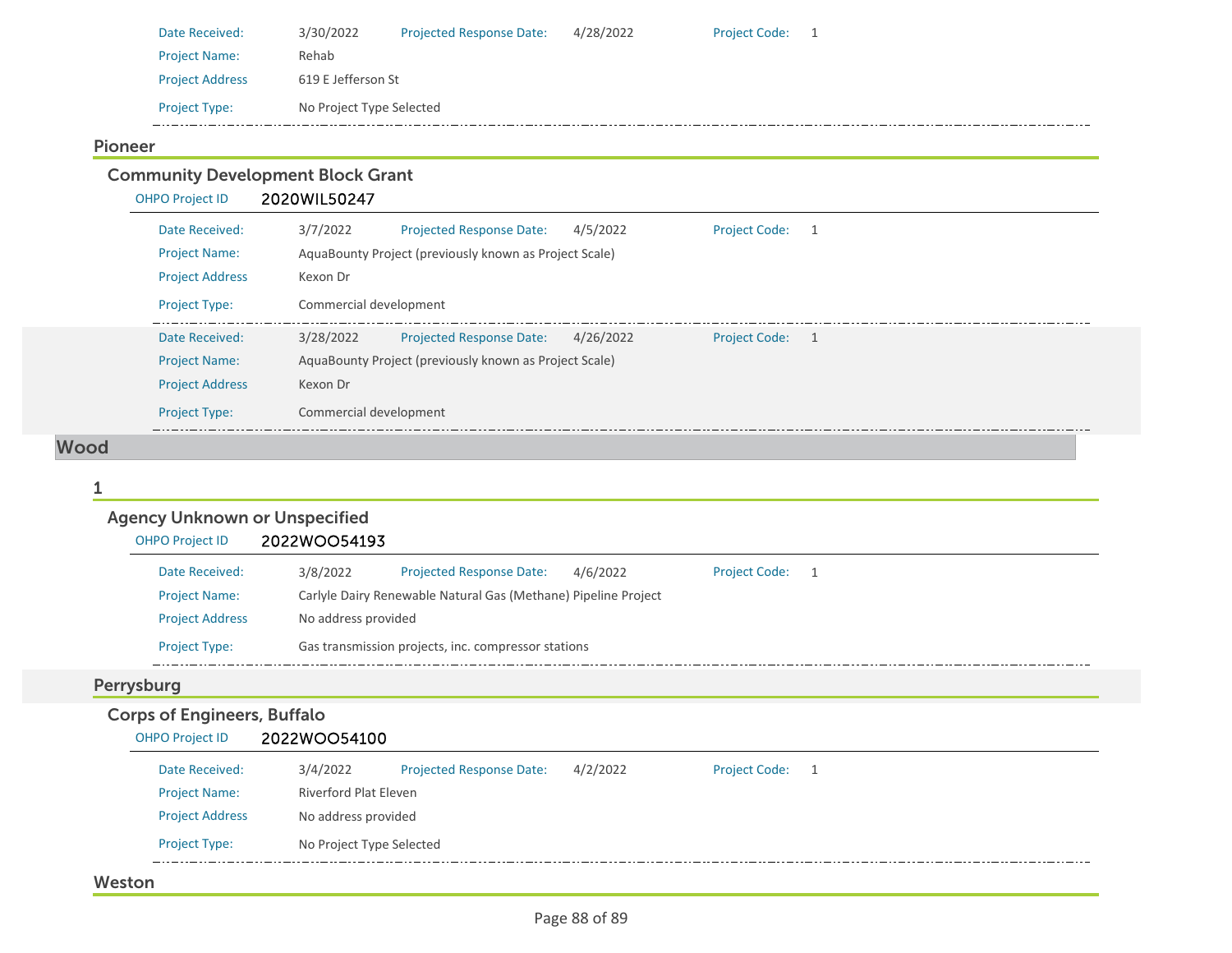Date Received: 3/30/2022 | Projected Response Date: 4/28/2022 | Project Code: 1

Project Name: Rehab

Project Address: 619 E Jefferson St

Project Type: No Project Type Selected

### Pioneer

#### Community Development Block Grant

OHPO Project ID: 2020WIL50247

Date Received: 3/7/2022 | Projected Response Date: 4/5/2022 | Project Code: 1

Project Name: AquaBounty Project (previously known as Project Scale)

Project Address: Kexon Dr

Project Type: Commercial development

Date Received: 3/28/2022 | Projected Response Date: 4/26/2022 | Project Code: 1

Project Name: AquaBounty Project (previously known as Project Scale)

Project Address: Kexon Dr

Project Type: Commercial development

## Wood

### 1

#### Agency Unknown or Unspecified

OHPO Project ID: 2022WOO54193

Date Received: 3/8/2022 | Projected Response Date: 4/6/2022 | Project Code: 1

Project Name: Carlyle Dairy Renewable Natural Gas (Methane) Pipeline Project

Project Address: No address provided

Project Type: Gas transmission projects, inc. compressor stations

### Perrysburg

#### Corps of Engineers, Buffalo

OHPO Project ID: 2022WOO54100

Date Received: 3/4/2022 | Projected Response Date: 4/2/2022 | Project Code: 1

Project Name: Riverford Plat Eleven

Project Address: No address provided

Project Type: No Project Type Selected

### Weston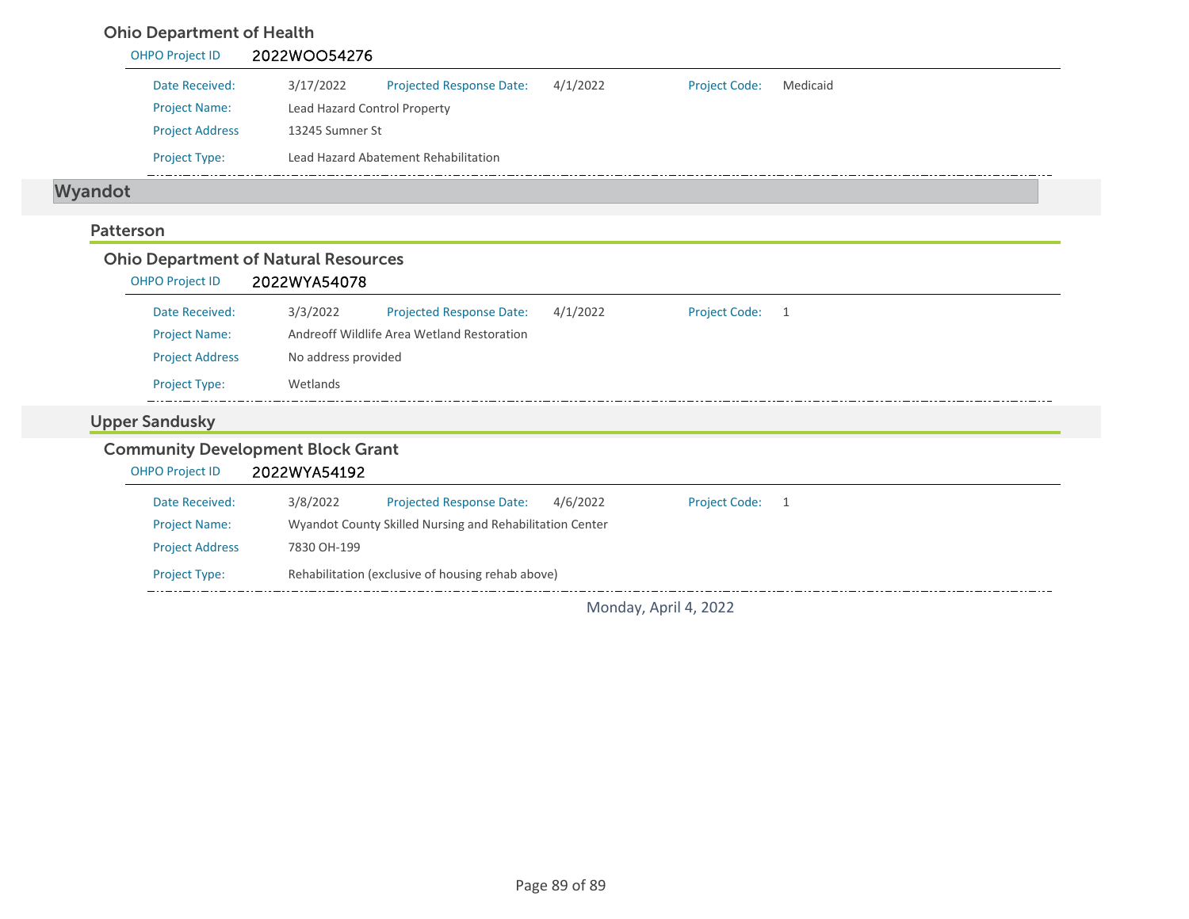### Ohio Department of Health

OHPO Project ID 2022WOO54276

Date Received: 3/17/2022 Projected Response Date: 4/1/2022 Project Code: Medicaid

Project Name: Lead Hazard Control Property

Project Address 13245 Sumner St

Project Type: Lead Hazard Abatement Rehabilitation

# Wyandot

## Patterson

### Ohio Department of Natural Resources

OHPO Project ID 2022WYA54078

Date Received: 3/3/2022 Projected Response Date: 4/1/2022 Project Code: 1

Project Name: Andreoff Wildlife Area Wetland Restoration

Project Address No address provided

Project Type: Wetlands

## Upper Sandusky

### Community Development Block Grant

OHPO Project ID 2022WYA54192

Date Received: 3/8/2022 Projected Response Date: 4/6/2022 Project Code: 1

Project Name: Wyandot County Skilled Nursing and Rehabilitation Center

Project Address 7830 OH-199

Project Type: Rehabilitation (exclusive of housing rehab above)

Monday, April 4, 2022